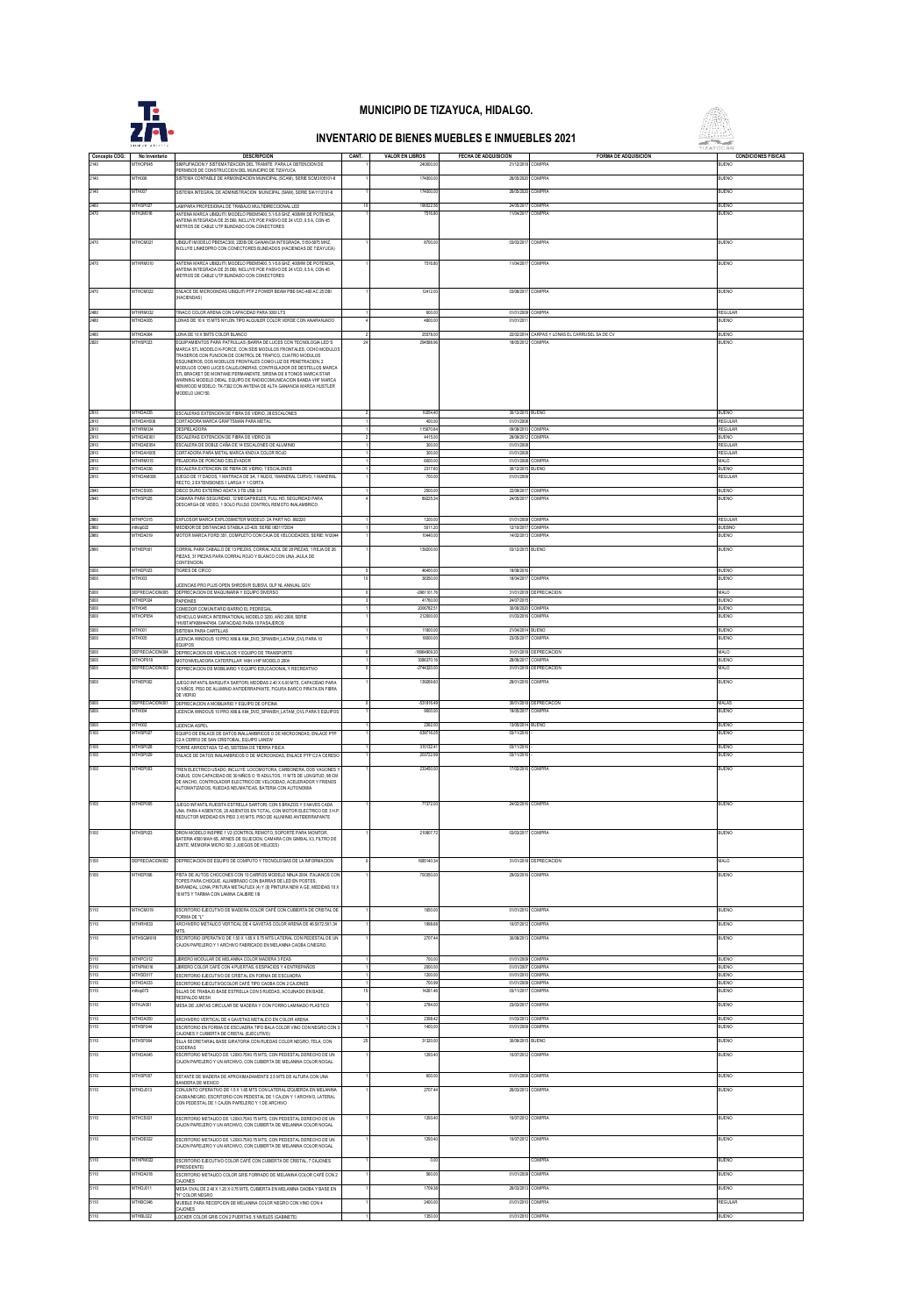# MUNICIPIO DE TIZAYUCA, HIDALGO.

## INVENTARIO DE BIENES MUEBLES E INMUEBLES 2021

| Concepto COG. | No Inventario | DESCRIPCION | CANT. | VALOR EN LIBROS | FECHA DE ADQUISICIÓN | FORMA DE ADQUISICIÓN | CONDICIONES FISICAS |
|---|---|---|---|---|---|---|---|
| 2140 | MTHOP845 | SIMPLIFIACION Y SISTEMATIZACION DEL TRAMITE PARA LA OBTENCION DE PERMISOS DE CONSTRUCCION DEL MUNICIPIO DE TIZAYUCA | 1 | 240000.00 | 21/12/2018 | COMPRA | BUENO |
| 2140 | MTH006 | SISTEMA CONTABLE DE ARMONIZACION MUNICIPAL (SCAM), SERIE SCM3105101-8 | 1 | 174000.00 | 28/05/2020 | COMPRA | BUENO |
| 2140 | MTH007 | SISTEMA INTEGRAL DE ADMINISTRACION MUNICIPAL (SIAM), SERIE SIA1112101-8 | 1 | 174000.00 | 28/05/2020 | COMPRA | BUENO |
| 2460 | MTHSP027 | LAMPARA PROFESIONAL DE TRABAJO MULTIDIRECCIONAL LED | 10 | 19632.56 | 24/05/2017 | COMPRA | BUENO |
| 2470 | MTHUM016 | ANTENA MARCA UBIQUITI, MODELO PBE5M400, 5.1-5.8 GHZ, 400MW DE POTENCIA, ANTENA INTEGRADA DE 25 DBI, INCLUYE POE PASIVO DE 24 VCD, 0.5 A, CON 45 METROS DE CABLE UTP BLINDADO CON CONECTORES | 1 | 7518.80 | 11/04/2017 | COMPRA | BUENO |
| 2470 | MTHCM021 | UBIQUITI MODELO PBE5AC300, 22DBI DE GANANCIA INTEGRADA, 5150-5875 MHZ, INCLUYE LINKEDPRO CON CONECTORES BLINDADOS (HACIENDAS DE TIZAYUCA) | 1 | 5700.00 | 03/03/2017 | COMPRA | BUENO |
| 2470 | MTHRM010 | ANTENA MARCA UBIQUITI, MODELO PBE5M400, 5.1-5.8 GHZ, 400MW DE POTENCIA, ANTENA INTEGRADA DE 25 DBI, INCLUYE POE PASIVO DE 24 VCD, 0.5 A, CON 45 METROS DE CABLE UTP BLINDADO CON CONECTORES | 1 | 7518.80 | 11/04/2017 | COMPRA | BUENO |
| 2470 | MTHCM022 | ENLACE DE MICROONDAS UBIQUITI PTP 2 POWER BEAM PBE-5AC-400 AC 25 DBI (HACIENDAS) | 1 | 12412.00 | 03/08/2017 | COMPRA | BUENO |
| 2480 | MTHRM032 | TINACO COLOR ARENA CON CAPACIDAD PARA 3000 LTS | 1 | 800.00 | 01/01/2009 | COMPRA | REGULAR |
| 2480 | MTHDA005 | LONAS DE 10 X 15 MTS NYLON TIPO ALQUILER COLOR VERDE CON ANARANJADO | 4 | 4800.00 | 01/01/2011 | | BUENO |
| 2480 | MTHDA084 | LONA DE 10 X 8MTS COLOR BLANCO | 2 | 20878.00 | 22/02/2014 | CARPAS Y LONAS EL CARRUSEL SA DE CV | BUENO |
| 2820 | MTHSP023 | EQUIPAMIENTOS PARA PATRULLAS (BARRA DE LUCES CON TECNOLOGIA LED'S MARCA STL MODELO X-FORCE, CON SEIS MODULOS FRONTALES, OCHO MODULOS TRASEROS CON FUNCION DE CONTROL DE TRAFICO, CUATRO MODULOS ESQUINEROS, DOS MODULOS FRONTALES COMO LUZ DE PENETRACION, 2 MODULOS COMO LUCES CALLEJONERAS, CONTROLADOR DE DESTELLOS MARCA STL BRACKET DE MONTAJE PERMANENTE, SIRENA DE 8 TONOS MARCA STAR WARNING MODELO D694L. EQUIPO DE RADIOCOMUNICACION BANDA VHF MARCA KENWOOD MODELO: TK-7302 CON ANTENA DE ALTA GANANCIA MARCA HUSTLER MODELO LMC150) | 24 | 254588.96 | 18/05/2012 | COMPRA | BUENO |
| 2910 | MTHDA035 | ESCALERAS EXTENCION DE FIBRA DE VIDRIO, 28 ESCALONES | 2 | 10254.40 | 30/12/2015 | BUENO | BUENO |
| 2910 | MTHDA008 | CORTADORA MARCA GRAFTSMAN PARA METAL | 1 | 400.00 | 01/01/2008 | | REGULAR |
| 2910 | MTHRM034 | DESBRILADORA | 1 | 115870.64 | 09/08/2013 | COMPRA | REGULAR |
| 2910 | MTHDAE001 | ESCALERAS EXTENCION DE FIBRA DE VIDRIO 28 | 2 | 4415.00 | 28/08/2012 | COMPRA | BUENO |
| 2910 | MTHDAE054 | ESCALERA DE DOBLE CAÑA DE 14 ESCALONES DE ALUMINIO | 1 | 300.00 | 01/01/2008 | | REGULAR |
| 2910 | MTHDAH005 | CORTADORA PARA METAL MARCA KNOVA COLOR ROJO | 1 | 300.00 | 01/01/2008 | | REGULAR |
| 2910 | MTHRM015 | PELADORA DE PORCINO C/ELEVADOR | 1 | 6000.00 | 01/01/2009 | COMPRA | MALO |
| 2910 | MTHDA036 | ESCALERA EXTENCION DE FIBRA DE VIDRIO, 7 ESCALONES | 1 | 2317.60 | 30/12/2015 | BUENO | BUENO |
| 2910 | MTHDAM009 | JUEGO DE 17 DADOS, 1 MATRACA DE 3/4, 1 NUDO, 1MANERAL CURVO, 1 MANERAL RECTO, 2 EXTENSIONES 1 LARGA Y 1 CORTA | 1 | 700.00 | 01/01/2008 | | REGULAR |
| 2940 | MTHCS005 | DISCO DURO EXTERNO ADATA 3 TB USB 3.0 | 1 | 2500.00 | 22/08/2017 | COMPRA | BUENO |
| 2940 | MTHSP025 | CAMARA PARA SEGURIDAD, 12 MEGAPIXELES, FULL HD, SEGURIDAD PARA DESCARGA DE VIDEO, 1 SOLO PULSO CONTROL REMOTO INALAMBRICO | 4 | 80025.34 | 24/05/2017 | COMPRA | BUENO |
| 2960 | MTHPC015 | EXPLOSIMETRO MARCA EXPLOSIMETER MODELO: 2A PART NO. 892220 | 1 | 1200.00 | 01/01/2009 | COMPRA | REGULAR |
| 2960 | mthcp033 | MEDIDOR DE DISTANCIAS STABILA LD-420, SERIE 0831172034 | 1 | 5011.20 | 12/10/2017 | COMPRA | BUEBNO |
| 2960 | MTHDA019 | MOTOR MARCA FORD 351, COMPLETO CON CAJA DE VELOCIDADES, SERIE: N12844 | 1 | 10440.00 | 14/02/2013 | COMPRA | BUENO |
| 2990 | MTHEP001 | CORRAL PARA CABALLO DE 13 PIEZAS, CORRAL AZUL DE 28 PIEZAS, 1 REJA DE 26 PIEZAS, 31 PIEZAS PARA CORRAL ROJO Y BLANCO CON UNA JAULA DE CONTENCION. | 1 | 139200.00 | 03/12/2015 | BUENO | BUENO |
| 5000 | MTHSP023 | TIGRES DE CIRCO | 5 | 46400.00 | 18/08/2016 | | BUENO |
| 5000 | MTH003 | LICENCIAS PRO PLUS OPEN SHRDSVR SUBSVL OLP NL ANNUAL GOV | 10 | 38350.00 | 18/04/2017 | COMPRA | BUENO |
| 5000 | DEPRECIACION005 | DEPRECIACION DE MAQUINARIA Y EQUIPO DIVERSO | 0 | -28611011.76 | 31/01/2018 | DEPRECIACION | MALO |
| 5000 | MTHEP024 | RAPIDINES | 3 | 41760.00 | 24/07/2015 | | BUENO |
| 5000 | MTHO45 | COMEDOR COMUNITARIO BARRIO EL PEDREGAL | 1 | 200078251 | 30/08/2020 | COMPRA | BUENO |
| 5000 | MTHOP054 | VEHICULO MARCA INTERNATIONAL MODELO 3200, AÑO 2008, SERIE 1HVBTAFN98H447464, CAPACIDAD PARA 19 PASAJEROS. | 1 | 212000.00 | 01/03/2016 | COMPRA | BUENO |
| 5000 | MTH001 | SISTEMA PARA CARTILLAS | 1 | 11600.00 | 21/04/2014 | BUENO | BUENO |
| 5000 | MTH005 | LICENCIA WINDOUS 10 PRO X86 & X64_DVD_SPANISH_LATAM_DVL PARA 10 EQUIPOS | 1 | 16800.00 | 23/05/2017 | COMPRA | BUENO |
| 5000 | DEPRECIACION004 | DEPRECIACION DE VEHICULOS Y EQUIPO DE TRANSPORTE | 0 | -15984609.20 | 31/01/2018 | DEPRECIACION | MALO |
| 5000 | MTHOP019 | MOTOINVELADORA CATERPILLAR 140H V.HP MODELO 2004 | 1 | 3086370.16 | 29/08/2017 | COMPRA | BUENO |
| 5000 | DEPRECIACION003 | DEPRECIACION DE MOBILIARIO Y EQUIPO EDUCACIONAL Y RECREATIVO | 0 | -2744320.00 | 31/01/2018 | DEPRECIACION | MALO |
| 5000 | MTHEP082 | JUEGO INFANTIL BARQUITA SARTORI, MEDIDAS 2.40 X 6.80 MTS, CAPACIDAD PARA 12 NIÑOS, PISO DE ALUMINIO ANTIDERRAPANTE, FIGURA BARCO PIRATA EN FIBRA DE VIDRIO | 1 | 139289.60 | 28/01/2016 | COMPRA | BUENO |
| 5000 | DEPRECIACION001 | DEPRECIACION A MOBILIARIO Y EQUIPO DE OFICINA | 0 | -531816.49 | 30/01/2018 | DEPRECIACION | MALAS |
| 5000 | MTH004 | LICENCIA WINDOUS 10 PRO X86 & X64_DVD_SPANISH_LATAM_DVL PARA 5 EQUIPOS | 1 | 9800.00 | 18/05/2017 | COMPRA | BUENO |
| 5000 | MTH002 | LICENCIA ASPEL | 1 | 2262.00 | 13/05/2014 | BUENO | BUENO |
| 5100 | MTHSP027 | EQUIPO DE ENLACE DE DATOS INALAMBRICOS O DE MICROONDAS, ENLACE PTP C2 A CERRO DE SAN CRISTOBAL, EQUIPO LANSW | 1 | 63471635 | 03/11/2016 | - | BUENO |
| 5100 | MTHSP028 | TORRE ARRIOSTADA T2-45, SISTEMA DE TIERRA FISICA | 1 | 310132.41 | 03/11/2016 | - | BUENO |
| 5100 | MTHSP029 | ENLACE DE DATOS INALAMBRICOS O DE MICROONDAS, ENLACE PTP C2 A CERESO | 1 | 203722.59 | 03/11/2016 | - | BUENO |
| 5100 | MTHEP083 | TREN ELECTRICO USADO, INCLUYE LOCOMOTORA, CARBONERA, DOS VAGONES Y CABUS, CON CAPACIDAD DE 30 NIÑOS O 15 ADULTOS, 11 MTS DE LONGITUD, 98 CM DE ANCHO, CONTROLADOR ELECTRICO DE VELOCIDAD, ACELERADOR Y FRENOS AUTOMATIZADOS, RUEDAS NEUMATICAS, BATERIA CON AUTONOMIA | 1 | 233450.00 | 17/02/2016 | COMPRA | BUENO |
| 5100 | MTHEP085 | JUEGO INFANTIL RUEDITA ESTRELLA SARTORI, CON 5 BRAZOS Y 5 NAVES CADA UNA, PARA 4 ASIENTOS, 20 ASIENTOS EN TOTAL, CON MOTOR ELECTRICO DE 3 H.P. REDUCTOR MEDIDAD EN PISO 3 X5 MTS, PISO DE ALUMINIO ANTIDERRAPANTE | 1 | 77372.00 | 24/02/2016 | COMPRA | BUENO |
| 5100 | MTHSP023 | DRON MODELO INSPIRE 1 V2 (CONTROL REMOTO, SOPORTE PARA MONITOR, BATERIA 4500 MAH 6S, ARNES DE SUJECION, CAMARA CON GIMBAL X3, FILTRO DE LENTE, MEMORIA MICRO SD, 2 JUEGOS DE HELICES) | 1 | 210807.72 | 03/03/2017 | COMPRA | BUENO |
| 5100 | DEPRECIACION002 | DEPRECIACION DE EQUIPO DE COMPUTO Y TECNOLOGIAS DE LA INFORMACION | 0 | 1685140.34 | 31/01/2018 | DEPRECIACION | MALO |
| 5100 | MTHEP086 | PISTA DE AUTOS CHOCONES CON 10 CARROS MODELO NINJA 2004, ITALIANOS CON TOPES PARA CHOQUE, ALUMBRADO CON BARRAS DE LED EN POSTES, BARANDAL, LONA, PINTURA METALFLEX (4) Y (6) PINTURA NEW A GE, MEDIDAS 10 X 18 MTS Y TARIMA CON LAMINA CALIBRE 1/8 | 1 | 790350.00 | 29/03/2016 | COMPRA | BUENO |
| 5110 | MTHCM019 | ESCRITORIO EJECUTIVO DE MADERA COLOR CAFÉ CON CUBIERTA DE CRISTAL DE FORMA DE "L" | 1 | 1850.00 | 01/01/2010 | COMPRA | BUENO |
| 5110 | MTHRH033 | ARCHIVERO METALICO VERTICAL DE 4 GAVETAS COLOR ARENA DE 46.5X72.5X1.34 MTS | 1 | 1998.68 | 18/07/2012 | COMPRA | BUENO |
| 5110 | MTHSGM018 | ESCRITORIO OPERATIVO DE 1.50 X 1.65 X 0.75 MTS LATERAL CON PEDESTAL DE UN CAJON PAPELERO Y 1 ARCHIVO FABRICADO EN MELANINA CAOBA C/NEGRO. | 1 | 2707.44 | 30/08/2013 | COMPRA | BUENO |
| 5110 | MTHPC012 | LIBRERO MODULAR DE MELANINA COLOR MADERA 3 PZAS | 1 | 750.00 | 01/01/2009 | COMPRA | BUENO |
| 5110 | MTHPM018 | LIBRERO COLOR CAFÉ CON 4 PUERTAS, 6 ESPACIOS Y 4 ENTREPAÑOS | 1 | 2000.00 | 01/01/2007 | COMPRA | BUENO |
| 5110 | MTHSO017 | ESCRITORIO EJECUTIVO DE CRISTAL EN FORMA DE ESCUADRA | 1 | 1200.00 | 01/01/2013 | COMPRA | BUENO |
| 5110 | MTHDA333 | ESCRITORIO EJECUTIVOCOLOR CAFÉ TIPO CAOBA CON 2 CAJONES | 1 | 750.00 | 01/01/2009 | COMPRA | BUENO |
| 5110 | mthcp073 | SILLAS DE TRABAJO BASE ESTRELLA CON 5 RUEDAS, ACOJINADO EN BASE, RESPALDO MESH | 15 | 14261.40 | 03/11/2017 | COMPRA | BUENO |
| 5110 | MTHJA001 | MESA DE JUNTAS CIRCULAR DE MADERA Y CON FORRO LAMINADO PLASTICO | 1 | 2784.00 | 23/03/2017 | COMPRA | BUENO |
| 5110 | MTHDA050 | ARCHIVERO VERTICAL DE 4 GAVETAS METALICO EN COLOR ARENA | 1 | 2366.42 | 01/03/2013 | COMPRA | BUENO |
| 5110 | MTHSP044 | ESCRITORIO EN FORMA DE ESCUADRA TIPO BALA COLOR VINO CON NEGRO CON 3 CAJONES Y CUBIERTA DE CRISTAL (EJECUTIVO) | 1 | 1400.00 | 01/01/2009 | COMPRA | BUENO |
| 5110 | MTHSP064 | SILLA SECRETARIAL BASE GIRATORIA CON RUEDAS COLOR NEGRO, TELA, CON CODERAS | 25 | 31320.00 | 30/08/2015 | BUENO | BUENO |
| 5110 | MTHDA045 | ESCRITORIO METALICO DE 1.20X0.75X0.75 MTS, CON PEDESTAL DERECHO DE UN CAJON PAPELERO Y UN ARCHIVO, CON CUBIERTA DE MELANINA COLOR NOGAL | 1 | 1203.40 | 18/07/2012 | COMPRA | BUENO |
| 5110 | MTHSP087 | ESTANTE DE MADERA DE APROXIMADAMENTE 2.5 MTS DE ALTURA CON UNA BANDERA DE MEXICO | 1 | 800.00 | 01/01/2009 | COMPRA | BUENO |
| 5110 | MTHCJ013 | CONJUNTO OPERATIVO DE 1.5 X 1.65 MTS CON LATERAL IZQUIERDA EN MELANINA CAOBA/NEGRO, ESCRITORIO CON PEDESTAL DE 1 CAJON Y 1 ARCHIVO, LATERAL CON PEDESTAL DE 1 CAJON PAPELERO Y 1 DE ARCHIVO | 1 | 2707.44 | 28/03/2013 | COMPRA | BUENO |
| 5110 | MTHCS021 | ESCRITORIO METALICO DE 1.20X0.75X0.75 MTS, CON PEDESTAL DERECHO DE UN CAJON PAPELERO Y UN ARCHIVO, CON CUBIERTA DE MELANINA COLOR NOGAL | 1 | 1203.40 | 18/07/2012 | COMPRA | BUENO |
| 5110 | MTHOB022 | ESCRITORIO METALICO DE 1.20X0.75X0.75 MTS, CON PEDESTAL DERECHO DE UN CAJON PAPELERO Y UN ARCHIVO, CON CUBIERTA DE MELANINA COLOR NOGAL | 1 | 1203.40 | 18/07/2012 | COMPRA | BUENO |
| 5110 | MTHPM022 | ESCRITORIO EJECUTIVO COLOR CAFÉ CON CUBIERTA DE CRISTAL, 7 CAJONES (PRESIDENTE) | 1 | 0.00 | | COMPRA | BUENO |
| 5110 | MTHDA018 | ESCRITORIO METALICO COLOR GRIS FORRADO DE MELANINA COLOR CAFÉ CON 2 CAJONES | 1 | 580.00 | 01/01/2009 | COMPRA | BUENO |
| 5110 | MTHCJ011 | MESA OVALADA 2.40 X 1.20 X 0.75 MTS, CUBIERTA EN MELANINA CAOBA Y BASE EN "H" COLOR NEGRO | 1 | 1709.38 | 28/03/2013 | COMPRA | BUENO |
| 5110 | MTHSO046 | MUEBLE PARA RECEPCION DE MELANINA COLOR NEGRO CON VINO CON 4 CAJONES | 1 | 2400.00 | 01/01/2010 | COMPRA | REGULAR |
| 5110 | MTHBL022 | LOCKER COLOR GRIS CON 2 PUERTAS, 5 NIVELES (GABINETE) | 1 | 1350.00 | 01/01/2010 | COMPRA | BUENO |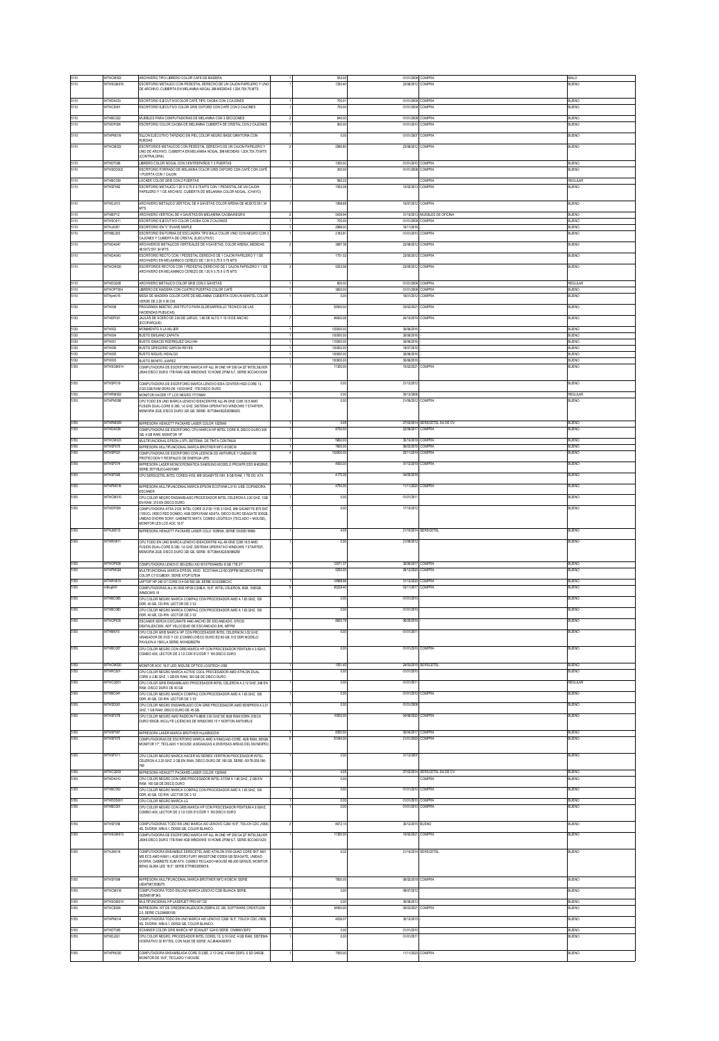| | | | | | | | |
|---|---|---|---|---|---|---|---|
| 5110 | MTHCM002 | ARCHIVERO TIPO LIBRERO COLOR CAFE DE MADERA | 1 | 552.00 | 01/01/2009 | COMPRA | MALO |
| 5110 | MTHSGM010 | ESCRITORIO METALICO CON PEDESTAL DERECHO DE UN CAJON PAPELERO Y UNO DE ARCHIVO, CUBIERTA EN MELANINA NOGAL 398 MEDIDAS 1.20X.75X.75 MTS | 1 | 1293.40 | 23/08/2012 | COMPRA | BUENO |
| 5110 | MTHDA033 | ESCRITORIO EJECUTIVO COLOR CAFÉ TIPO CAOBA CON 2 CAJONES | 1 | 700.01 | 01/01/2009 | COMPRA | BUENO |
| 5110 | MTHCS001 | ESCRITORIO EJECUTIVO COLOR GRIS OXFORD CON CAFÉ CON 3 CAJONES | 1 | 700.00 | 01/01/2009 | COMPRA | BUENO |
| 5110 | MTHDA022 | MUEBLES PARA COMPUTADORAS DE MELANINA CON 3 SECCIONES | 2 | 840.00 | 01/01/2008 | COMPRA | BUENO |
| 5110 | MTHDP008 | ESCRITORIO COLOR CAOBA DE MELANINA CUBIERTA DE CRISTAL CON 2 CAJONES | 1 | 800.00 | 01/01/2010 | COMPRA | BUENO |
| 5110 | MTHPR019 | SILLON EJECUTIVO TAPIZADO EN PIEL COLOR NEGRO BASE GIRATORIA CON RUEDAS | 1 | 0.00 | 01/01/2007 | COMPRA | BUENO |
| 5110 | MTHCM022 | ESCRITORIOS METALICOS CON PEDESTAL DERECHO DE UN CAJON PAPELERO Y UNO DE ARCHIVO, CUBIERTA EN MELANINA NOGAL 398 MEDIDAS 1.20X.75X.75 MTS (CONTRALORIA) | 2 | 2586.80 | 23/08/2012 | COMPRA | BUENO |
| 5110 | MTHOT006 | LIBRERO COLOR NOGAL CON 3 ENTREPAÑOS Y 2 PUERTAS | 1 | 1050.00 | 01/01/2010 | COMPRA | BUENO |
| 5110 | MTHSDO002 | ESCRITORIO FORRADO DE MELANINA COLOR GRIS OXFORD CON CAFÉ CON CAFÉ 1 PUERTA CON 1 CAJON | 1 | 300.00 | 01/01/2008 | COMPRA | BUENO |
| 5110 | MTHSC039 | LOCKER COLOR GRIS CON 2 PUERTAS | 1 | 590.22 | | COMPRA | REGULAR |
| 5110 | MTHSF062 | ESCRITORIO METALICO 1.20 X 0.75 X 0.75 MTS CON 1 PEDESTAL DE UN CAJON PAPELERO Y 1 DE ARCHIVO, CUBIERTA DE MELANINA COLOR NOGAL (CHAYO) | 1 | 1552.06 | 12/02/2013 | COMPRA | BUENO |
| 5110 | MTHCL010 | ARCHIVERO METALICO VERTICAL DE 4 GAVETAS COLOR ARENA DE 46.5X72.5X1.34 MTS | 1 | 1866.68 | 10/07/2012 | COMPRA | BUENO |
| 5110 | MTHIEP12 | ARCHIVERO VERTICAL DE 4 GAVETAS EN MELAMINA CAOBA/NEGRO | 2 | 5439.94 | 31/10/2013 | MUEBLES DE OFICINA | BUENO |
| 5110 | MTHSC011 | ESCRITORIO EJECUTIVO COLOR CAOBA CON 2 CAJONES | 1 | 700.00 | 01/01/2009 | COMPRA | BUENO |
| 5110 | MTHUA001 | ESCRITORIO EN "L" EVANS MAPLE | 1 | 2998.00 | 16/11/2016 | | BUENO |
| 5110 | MTHBL005 | ESCRITORIO EN FORMA DE ESCUADRA TIPO BALA COLOR VINO CON NEGRO CON 3 CAJONES Y CUBIERTA DE CRISTAL (EJECUTIVO) | 1 | 2183.91 | 01/01/2010 | COMPRA | BUENO |
| 5110 | MTHDA047 | ARCHIVEROS METALICOS VERTICALES DE 4 GAVETAS, COLOR ARENA. MEDIDAS 46.5X72.5X1.34 MTS | 2 | 3867.36 | 23/08/2012 | COMPRA | BUENO |
| 5110 | MTHDA043 | ESCRITORIO RECTO CON 1 PEDESTAL DERECHO DE 1 CAJON PAPELERO Y 1 DE ARCHIVERO EN MELAMINICO CEREZO DE 1.50 X 0.75 X 0.75 MTS | 1 | 1751.02 | 23/05/2012 | COMPRA | BUENO |
| 5110 | MTHCM020 | ESCRITORIOS RECTOS CON 1 PEDESTAL DERECHO DE 1 CAJON PAPELERO Y 1 DE ARCHIVERO EN MELAMINICO CEREZO DE 1.50 X 0.75 X 0.75 MTS | 3 | 5253.06 | 23/05/2012 | COMPRA | BUENO |
| 5110 | MTHOG005 | ARCHIVERO METALICO COLOR GRIS CON 2 GAVETAS | 1 | 800.00 | 01/01/2009 | COMPRA | REGULAR |
| 5110 | MTHOPT004 | LIBRERO DE MADERA CON CUATRO PUERTAS COLOR CAFÉ | 1 | 3800.00 | 01/01/2008 | COMPRA | BUENO |
| 5110 | MTHpm015 | MESA DE MADERA COLOR CAFÉ DE MELANINA CUBIERTA CON UN MANTEL COLOR VERDE DE 2.30 X 90 CM | 1 | 0.00 | 16/01/2012 | COMPRA | BUENO |
| 5130 | MTHI008 | PROGRAMA INDETEC (INSTITUTO PARA EL DESARROLLO TECNICO DE LAS HACIENDAS PUBLICAS) | 1 | 52500.00 | 03/02/2021 | COMPRA | BUENO |
| 5130 | MTHEP001 | JAULAS DE ACERO DE 2.80 DE LARGO, 1.80 DE ALTO Y 18.10 DE ANCHO (ECOPARQUE) | 7 | 49600.00 | 24/10/2019 | COMPRA | BUENO |
| 5130 | MTHI002 | MONUMENTO A LA MUJER | 1 | 125000.00 | 30/06/2016 | | BUENO |
| 5130 | MTHI004 | BUSTO EMILIANO ZAPATA | 1 | 100000.00 | 30/06/2016 | | BUENO |
| 5130 | MTHI001 | BUSTO IGNACIO RODRIGUEZ GALVAN | 1 | 115000.00 | 30/06/2016 | | BUENO |
| 5130 | MTHI006 | BUSTO GREGORIO GARCIA REYES | 1 | 100000.00 | 16/07/2016 | | BUENO |
| 5130 | MTHI005 | BUSTO MIGUEL HIDALGO | 1 | 100000.00 | 30/06/2016 | | BUENO |
| 5130 | MTHI003 | BUSTO BENITO JUAREZ | 1 | 100000.00 | 30/06/2016 | | BUENO |
| 5150 | MTHSGM014 | COMPUTADORA DE ESCRITORIO MARCA HP ALL IN ONE HP 200 G4 22" INTEL SILVER J5040 DISCO DURO 1TB RAM 4GB WINDOWS 10 HOME 2F5M1LT, SERIE 8CC043YXXM | 1 | 11350.00 | 18/02/2021 | COMPRA | BUENO |
| 5150 | MTHSP019 | COMPUTADORA DE ESCRITORIO MARCA LENOVO IDEA CENTER H520 CORE 13, 2120 2GB RAM DDR3 DE 13333 MHZ, 1TB DISCO DURO | 1 | 0.00 | 21/12/2012 | | BUENO |
| 5150 | MTHRM002 | MONITOR HACER 17" LCD NEGRO 17/7ABM | 1 | 0.00 | 30/12/2008 | | REGULAR |
| 5150 | MTHPM088 | CPU TODO EN UNO MARCA LENOVO IDEACENTRE ALL-IN-ONE C205 18.5 AMD FUSION DUAL-CORE E-350, 1.6 GHZ, SISTEMA OPERATIVO WINDOWS 7 STARTER, MEMORIA 2GB, DISCO DURO 320 GB, SERIE: ES77284ASQS0856203 | 1 | 0.00 | 21/08/2012 | COMPRA | BUENO |
| 5150 | MTHRM009 | IMPRESORA HEWLETT PACKARD LASER COLOR 1025NW | 1 | 4.05 | 27/03/2014 | SERSCETEL SA DE CV | BUENO |
| 5150 | MTHDA036 | COMPUTADORA DE ESCRITORIO, CPU MARCA HP INTEL CORE I5, DISCO DURO 500 GB, 4 GB RAM, MONITOR 19" | 1 | 8700.00 | 22/06/2017 | COMPRA | BUENO |
| 5150 | MTHCM023 | MULTIFUNCIONAL EPSON L-575, SISTEMA DE TINTA CONTINUA | 1 | 5800.00 | 30/10/2018 | COMPRA | BUENO |
| 5150 | MTHSF070 | IMPRESORA MULTIFUNCIONAL MARCA BROTHER MFC-9130CW | 1 | 7800.00 | 08/02/2018 | COMPRA | BUENO |
| 5150 | MTHSP031 | COMPUTADORA DE ESCRITORIO CON LICENCIA DE ANTIVIRUS Y UNIDAD DE PROTECCION Y RESPALDO DE ENERGIA UPS | 4 | 192000.00 | 25/11/2019 | COMPRA | BUENO |
| 5150 | MTHSF074 | IMPRESORA LASER MONOCROMATICA SAMSUNG MODELO PROXPR SSS M4020ND, SERIE Z3TYBJCGA00XMF | 1 | 4830.00 | 31/12/2019 | COMPRA | BUENO |
| 5150 | MTHSF066 | CPU SERSCETEL INTEL COREI3-4150, MB GIGABYTE H81, 8 GB RAM, 1 TB DD, ATX | 1 | 4170.35 | 04/05/2016 | | BUENO |
| 5150 | MTHPR019 | IMPRESORA MULTIFUNCIONAL MARCA EPSON ECOTANK L3110, USB, COPIADORA, ESCANER | 1 | 4750.00 | 11/11/2020 | COMPRA | BUENO |
| 5150 | MTHCM010 | CPU COLOR NEGRO ENSAMBLADO PROCESADOR INTEL CELERON A 2.20 GHZ, 1GB EN RAM, 315 EN DISCO DURO | 1 | 0.00 | 01/01/2011 | | BUENO |
| 5150 | MTHOP009 | COMPUTADORA ATSA 2120, INTEL CORE I3 2120 1155 3.1GHZ, MB GIGABYTE B75 SKT 1155 ICL VIDEO RED SONIDO, 4GB DDR3 RAM ADATA, DISCO DURO SEAGATE 500GB, UNIDAD DVDRW SONY, GABINETE MATX, COMBO LOGITECH (TECLADO + MOUSE), MONITOR LED LCD AOC 18.5" | 1 | 0.00 | 17/10/2012 | | BUENO |
| 5150 | MTHJM013 | IMPRESORA HEWLETT PACKARD LASER COLO 1025NW, SERIE CNDSD 16685 | 1 | 4.05 | 21/10/2014 | SERSCETEL | BUENO |
| 5150 | MTHRH011 | CPU TODO EN UNO MARCA LENOVO IDEACENTRE ALL-IN-ONE C205 18.5 AMD FUSION DUAL-CORE E-350, 1.6 GHZ, SISTEMA OPERATIVO WINDOWS 7 STARTER, MEMORIA 2GB, DISCO DURO 320 GB, SERIE: ES77284ASQS0856255 | 1 | 0.00 | 21/08/2012 | | BUENO |
| 5150 | MTHOP036 | COMPUTADORA LENOVO 300-22ISU AIO I5/18 PN4405U 8 GB 1TB 21" | 1 | 12571.37 | 20/06/2017 | COMPRA | BUENO |
| 5150 | MTHPM024 | MULTIFUNCIONAL MARCA EPSON, MOD. ECOTANK L3150 33PPM NEGRO/15 PPM COLOR C11CG86301, SERIE X7QP127634 | 1 | 5250.00 | 29/12/2020 | COMPRA | BUENO |
| 5150 | MTHRH015 | LAPTOP HP 240 G7 CORE I3 4 GB 500 GB, SERIE 5CG0368DXC | 1 | 14990.96 | 31/12/2020 | COMPRA | BUENO |
| 5150 | mthop041 | COMPUTADORAS ALL IN ONE HP20-C308LA, 19.5", INTEL CELERON, 8GB, 1000GB, WINDOWS 10 | 5 | 40229.40 | 03/11/2017 | COMPRA | BUENO |
| 5150 | MTHBC085 | CPU COLOR NEGRO MARCA COMPAQ CON PROCESADOR AMD A 1.83 GHZ, 128 DDR, 40 GB, CD-RW, LECTOR DE 3 1/2 | 1 | 0.00 | 01/01/2010 | | BUENO |
| 5150 | MTHBC080 | CPU COLOR NEGRO MARCA COMPAQ CON PROCESADOR AMD A 1.83 GHZ, 128 DDR, 40 GB, CD-RW, LECTOR DE 3 1/2 | 1 | 0.00 | 01/01/2010 | | BUENO |
| 5150 | MTHOP035 | ESCANER XEROX DOCUMATE 4440 ANCHO DE ESCANEADO, OFICIO DIGITALIZACIÓN, ADF VELOCIDAD DE ESCANEADO B/N, 40PPM | 1 | 8820.79 | 06/05/2016 | | BUENO |
| 5150 | MTHMO010 | CPU COLOR GRIS MARCA HP CON PROCESADOR INTEL CELERON 3.52 GHZ, GRABADOR DE DVD Y CD (COMBO) DISCO DURO 80 GB, 512 DDR MODELO PAVILION A 1500 LA SERIE: MXX62802TH | 1 | 0.00 | 01/01/2011 | | BUENO |
| 5150 | MTHBC007 | CPU COLOR NEGRO CON GRIS MARCA HP CON PROCESADOR PENTIUM 4 3.0GHZ, COMBO 40X, LECTOR DE 3 1/2 CON 512 DDR Y 150 DISCO DURO | 1 | 0.00 | 01/01/2010 | COMPRA | BUENO |
| 5150 | MTHCM020 | MONITOR ACC 18.5" LED, MOUSE OPTICO LOGITECH USB | 1 | 1851.40 | 24/03/2015 | SERSCETEL | BUENO |
| 5150 | MTHRC001 | CPU COLOR NEGRO MARCA ACTIVE COOL PROCESADOR AMD ATHLON DUAL CORE A 2.80 GHZ, 1 GB EN RAM, 300 GB DE DISCO DURO | 1 | 0.00 | 01/01/2010 | | BUENO |
| 5150 | MTHCG001 | CPU COLOR GRIS ENSAMBLADO PROCESADOR INTEL CELERON A 2.12 GHZ, 248 EN RAM, DISCO DURO DE 40 GB | 1 | 0.00 | 01/01/2011 | | REGULAR |
| 5150 | MTHBC041 | CPU COLOR NEGRO MARCA COMPAQ CON PROCESADOR AMD A 1.83 GHZ, 128 DDR, 40 GB, CD-RW, LECTOR DE 3 1/2 | 1 | 0.00 | 01/01/2010 | COMPRA | BUENO |
| 5150 | MTHSD001 | CPU COLOR NEGRO ENSAMBLADO CON GRIS PROCESADOR AMD SEMPRON A 2.21 GHZ, 1 GB RAM, DISCO DURO DE 45 GB. | 1 | 0.00 | 01/01/2009 | | BUENO |
| 5150 | MTHSF076 | CPU COLOR NEGRO AMD RADEON FX-8800 2.00 GHZ DE 8GB RAM DDR4, DISCO DURO 500GB. INCLUYE LICENCIAS DE WINDOWS 10 Y NORTON ANTIVIRUS | 1 | 10500.00 | 04/06/2020 | COMPRA | BUENO |
| 5150 | MTHSF067 | IMPRESORA LASER MARCA BROTHER HLL6050CDW | 1 | 8350.00 | 05/04/2017 | COMPRA | BUENO |
| 5150 | MTHSF075 | COMPUTADORAS DE ESCRITORIO MARCA AMD A NINGUAD-CORE, 4GB RAM, 500GB, MONITOR 17", TECLADO Y MOUSE (ASIGNADAS A DIVERSAS AREAS DEL MUNICIPIO) | 6 | 51840.00 | 21/01/2020 | COMPRA | BUENO |
| 5150 | MTHSF011 | CPU COLOR NEGRO MARCA HACER M2 SERIES VERITRON PROCESADOR INTEL CELERON A 2.20 GHZ, 2 GB EN RAM, DISCO DURO DE 160 GB, SERIE: 00178-250-165-745 | 1 | 0.00 | 31/12/2007 | | BUENO |
| 5150 | MTHCG003 | IMPRESORA HEWLETT PACKARD LASER COLOR 1025NW | 1 | 4.05 | 27/03/2014 | SERSCETEL SA DE CV | BUENO |
| 5150 | MTHDA010 | CPU COLOR NEGRO CON GRIS PROCESADOR INTEL ATOM A 1.60 GHZ., 2 GB EN RAM, 160 GB DE DISCO DURO | 1 | 0.00 | | COMPRA | BUENO |
| 5150 | MTHBC052 | CPU COLOR NEGRO MARCA COMPAQ CON PROCESADOR AMD A 1.83 GHZ, 128 DDR, 40 GB, CD-RW, LECTOR DE 3 1/2 | 1 | 0.00 | 01/01/2010 | COMPRA | BUENO |
| 5150 | MTHDDS001 | CPU COLOR NEGRO MARCA LG | 1 | 0.00 | 01/01/2010 | COMPRA | BUENO |
| 5150 | MTHBC001 | CPU COLOR NEGRO CON GRIS MARCA HP CON PROCESADOR PENTIUM 4 3.0GHZ, COMBO 40X, LECTOR DE 3 1/2 CON 512 DDR Y 150 DISCO DURO | 1 | 0.00 | 01/01/2010 | COMPRA | BUENO |
| 5150 | MTHSF056 | COMPUTADORAS TODO EN UNO MARCA AIO LENOVO C260 19.5", TOUCH CDC J1800, 4G, DVDRW, WIN 8.1, DD500 GB, COLOR BLANCO. | 2 | 8072.14 | 30/12/2015 | BUENO | BUENO |
| 5150 | MTHSGM013 | COMPUTADORA DE ESCRITORIO MARCA HP ALL IN ONE HP 200 G4 22" INTEL SILVER J5040 DISCO DURO 1TB RAM 4GB WINDOWS 10 HOME 2F5M1LT, SERIE 8CC043YXZ9 | 1 | 11350.00 | 18/02/2021 | COMPRA | BUENO |
| 5150 | MTHJM014 | COMPUTADORA ENSAMBLE SERSCETEL AMD ATHLON 5150 QUAD CORE SKT AM1 MB ECS AMD KAM1-I, 4GB DDR3 FURY KINGSTONE DD500 GB SEAGATE, UNIDAD DVDRW, GABINETE SLIM ATX, COMBO TECLADO+MOUSE KB-200 GENIUS, MONITOR BENQ GL9SA LED 18.5", SERIE ETF8E02859019 | 1 | 6.32 | 21/10/2014 | SERSCETEL | BUENO |
| 5150 | MTHSF069 | IMPRESORA MULTIFUNCIONAL MARCA BROTHER MFC-9130CW, SERIE U63479K7J506270 | 1 | 7800.00 | 08/02/2018 | COMPRA | BUENO |
| 5150 | MTHCM018 | COMPUTADORA TODO EN UNO MARCA LENOVO C260 BLANCA SERIE: 00254B18F343 | 1 | 0.00 | 09/07/2012 | | BUENO |
| 5150 | MTHSGM010 | MULTIFUNCIONAL HP LASERJET PRO M1132 | 1 | 0.00 | 30/08/2013 | | BUENO |
| 5150 | MTHCS006 | IMPRESORA, KIT DE CREDENCIALIZACION ZEBRA ZC 300, SOFTWARE CRDSTUDIO 2.0, SERIE C3J204600106 | 1 | 34850.00 | 05/03/2021 | COMPRA | BUENO |
| 5150 | MTHPM014 | COMPUTADORA TODO EN UNO MARCA AIO LENOVO C260 19.5", TOUCH CDC J1800, 4G, DVDRW, WIN 8.1, DD500 GB, COLOR BLANCO. | 1 | 4036.07 | 30/12/2015 | | BUENO |
| 5150 | MTHOT065 | SCANNER COLOR GRIS MARCA HP SCANJET G2410 SERIE: CN09AV20P2 | 1 | 0.00 | 01/01/2010 | | BUENO |
| 5150 | MTHOJ021 | CPU COLOR NEGRO, PROCESADOR INTEL COREL 13, 3.10 GHZ, 4 GB RAM, SISTEMA OCERATIVO 32 BYTES, CON NUM DE SERIE: ACJB4DA000570 | 1 | 0.00 | 01/01/2011 | | BUENO |
| 5150 | MTHPM026 | COMPUTADORA ENSAMBLADA CORE I3 3380, 2.13 GHZ, 4 RAM DDR3, 5 SD 240GB, MONITOR DE 19.5", TECLADO Y MOUSE | 1 | 7850.00 | 11/11/2020 | COMPRA | BUENO |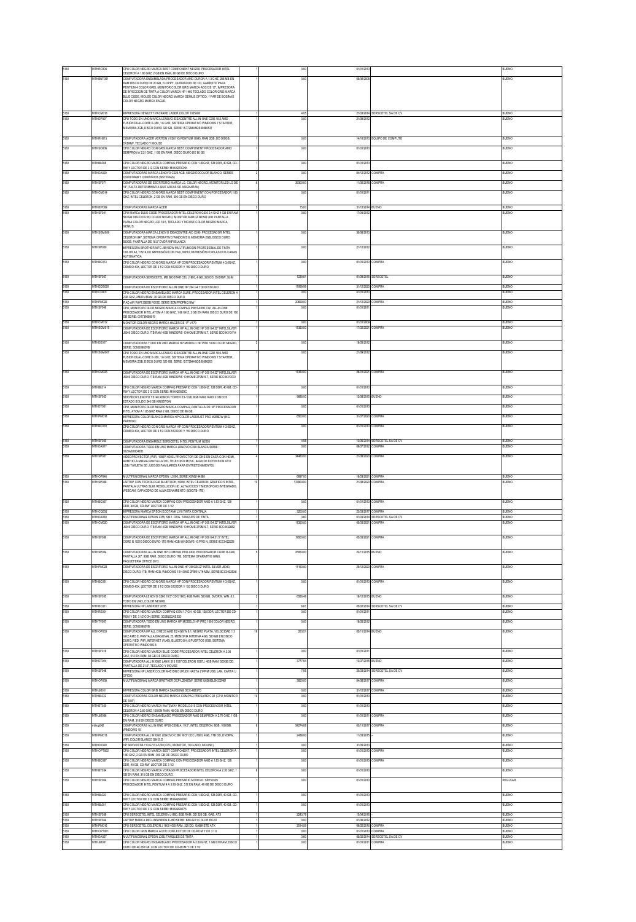| | | | | | | | |
|---|---|---|---|---|---|---|---|
| 5150 | MTHRC604 | CPU COLOR NEGRO MARCA BEST COMPONENT NEGRO PROCESADOR INTEL CELERON A 1.80 GHZ, 2 GB EN RAM, 80 GB DE DISCO DURO | 1 | 0.00 | 01/01/2010 | | BUENO |
| 5150 | MTHBNT001 | COMPUTADORA ENSAMBLADA PROCESADOR AMD DURON A 1.3 GHZ, 256 MB EN RAM DISCO DURO DE 20 GB, FLOPPY, QUEMADOR DE CD, GABINETE PARA PENTIUM 4 COLOR GRIS, MONITOR COLOR GRIS MARCA AOC DE 15", IMPRESORA DE INYECCION DE TINTA A COLOR MARCA HP 1460 TECLADO COLOR GRIS MARCA BLUE CODE, MOUSE COLOR NEGRO MARCA GENIUS OPTICO, 1 PAR DE BOCINAS COLOR NEGRO MARCA EAGLE. | 1 | 0.00 | 05/08/2008 | | BUENO |
| 5150 | MTHCM018 | IMPRESORA HEWLETT PACKARD LASER COLOR 1025NW | 1 | 4.05 | 27/03/2014 | SERSCETEL SA DE CV | BUENO |
| 5150 | MTHDP007 | CPU TODO EN UNO MARCA LENOVO IDEACENTRE ALL-IN-ONE C205 18.5 AMD FUSION DUAL-CORE E-350, 1.6 GHZ, SISTEMA OPERATIVO WINDOWS 7 STARTER, MEMORIA 2GB, DISCO DURO 320 GB, SERIE: ES7784A9Q5055653? | 1 | 0.00 | 21/08/2012 | | BUENO |
| 5150 | MTHRH013 | COMPUTADORA ACER VERITON X2611G PENTIUM G645, RAM 2GB, DD 500GB, DVDRW, TECLADO Y MOUSE | 1 | 0.00 | 14/10/2013 | EQUIPO DE COMPUTO | BUENO |
| 5150 | MTHSO006 | CPU COLOR NEGRO CON GRIS MARCA BEST COMPONENT PROCESADOR AMD SEMPRON A 2.21 GHZ, 1 GB EN RAM, DISCO DURO DE 80 GB | 1 | 0.00 | 01/01/2010 | | BUENO |
| 5150 | MTHBL008 | CPU COLOR NEGRO MARCA COMPAQ PRESARIO CON 1.83GHZ, 128 DDR, 40 GB, CD-RW Y LECTOR DE 3.12 CON SERIE: MXK4270CKK | 1 | 0.00 | 01/01/2010 | | BUENO |
| 5150 | MTHDA020 | COMPUTADORAS MARCA LENOVO C225 4GB, 500GB DDCOLOR BLANCO, SERIES QS00814698 Y QS00814703 (SISTEMAS) | 2 | 0.00 | 04/12/2012 | COMPRA | BUENO |
| 5150 | MTHSF071 | COMPUTADORAS DE ESCRITORIO MARCA LG, COLOR NEGRO, MONITOR LED LG DE 18" (FALTA DETERMINAR A QUE AREAS SE ASIGNARAN) | 8 | 35000.00 | 11/05/2018 | COMPRA | BUENO |
| 5150 | MTHCM014 | CPU COLOR NEGRO CON GRIS MARCA BEST COMPONENT CON PORCESADOR 1.80 GHZ, INTEL CELERON, 2 GB EN RAM, 300 GB EN DISCO DURO | 1 | 0.00 | 01/01/2011 | | BUENO |
| 5150 | MTHEP009 | COMPUTADORAS MARCA ACER | 3 | 15.00 | 31/12/2014 | BUENO | BUENO |
| 5150 | MTHSF041 | CPU MARCA BLUE CODE PROCESADOR INTEL CELERON G530 2.4 GHZ 4 GB EN RAM 500 GB DISCO DURO COLOR NEGRO, MONITOR MARCA BENQ LED PANTALLA PLANA COLOR NEGRO LCD 18.5, TECLADO Y MOUSE COLOR NEGRO MARCA GENIUS. | 1 | 0.00 | 17/04/2012 | | BUENO |
| 5150 | MTHSGM009 | COMPUTADORA MARCA LENOVO IDEACENTRE AIO C240, PROCESADOR INTEL CELERON 847, SISTEMA OPERATIVO WINDOWS 8, MEMORIA 2GB, DISCO DURO 500GB, PANTALLA DE 18.5" DVDR WIFI BLANCA | 1 | 0.00 | 30/08/2013 | | BUENO |
| 5150 | MTHSP020 | IMPRESORA BROTHER MFC-J6910DW MULTIFUNCION PROFESIONAL DE TINTA COLOR A3, TINTA DE IMPRESIÓN CON FAX, WIFI E IMPRESIÓN POR LAS DOS CARAS AUTOMATICA. | 1 | 0.00 | 21/12/2012 | | BUENO |
| 5150 | MTHBC013 | CPU COLOR NEGRO CON GRIS MARCA HP CON PROCESADOR PENTIUM 4 3.0GHZ, COMBO 40X, LECTOR DE 3 1/2 CON 512 DDR Y 150 DISCO DURO | 1 | 0.00 | 01/01/2010 | COMPRA | BUENO |
| 5150 | MTHSF057 | COMPUTADORA SERSCETEL MB BIOSTAR CEL J1800, 4 GB, 320 DD, DVDRW, SLIM | 1 | 1239.81 | 01/08/2015 | SERSCETEL | BUENO |
| 5150 | MTHDDS020 | COMPUTADORA DE ESCRITORIO ALL IN ONE HP 204 G4 TODO EN UNO | 1 | 11999.99 | 31/12/2020 | COMPRA | BUENO |
| 5150 | MTHCD001 | CPU COLOR NEGRO ENSAMBLADO MARCA SURE, PROCESADOR INTEL CELERON A 2.26 GHZ, 256 EN RAM, 30 GB DE DISCO DURO | 1 | 0.00 | 01/01/2010 | | BUENO |
| 5150 | MTHPM022 | IPAD AIR WIFI 256GB ROSE, SERIE 50MYP60PM218W | 1 | 20699.00 | 21/12/2020 | COMPRA | BUENO |
| 5150 | MTHSF048 | CPU, MONITOR COLOR NEGRO MARCA COMPAQ PRESARIO CQ1 ALL-IN-ONE PROCESADOR INTEL ATOM A 1.66 GHZ, 1 GB GHZ, 2 GB EN RAM, DISCO DURO DE 160 GB SERIE: 0017396B0619 | 1 | 0.00 | 01/01/2011 | | BUENO |
| 5150 | MTHCM012 | MONITOR COLOR NEGRO MARCA HACER DE 17" V179 | 1 | 0.00 | 01/01/2009 | | BUENO |
| 5150 | MTHSCM015 | COMPUTADORA DE ESCRITORIO MARCA HP ALL IN ONE HP 200 G4 22" INTEL SILVER J5040 DISCO DURO 1TB RAM 4GB WINDOWS 10 HOME 2F9M1LT, SERIE 8CC043XXYH | 1 | 11350.00 | 17/02/2021 | COMPRA | BUENO |
| 5150 | MTHDS017 | COMPUTADORAS TODO EN UNO MARCA HP MODELO HP PRO 1505 COLOR NEGRO, SERIE: 5CM2060ZVB | 2 | 0.00 | 18/05/2012 | | BUENO |
| 5150 | MTHSGM007 | CPU TODO EN UNO MARCA LENOVO IDEACENTRE ALL-IN-ONE C205 18.5 AMD FUSION DUAL-CORE E-350, 1.6 GHZ, SISTEMA OPERATIVO WINDOWS 7 STARTER, MEMORIA 2GB, DISCO DURO 320 GB, SERIE: ES7784A9Q5056553 | 1 | 0.00 | 21/08/2012 | | BUENO |
| 5150 | MTHCM025 | COMPUTADORA DE ESCRITORIO MARCA HP ALL IN ONE HP 200 G4 22" INTEL SILVER J5040 DISCO DURO 1TB RAM 4GB WINDOWS 10 HOME 2F9M1LT, SERIE 8CC043XXX3 | 1 | 11350.00 | 28/01/2021 | COMPRA | BUENO |
| 5150 | MTHBL014 | CPU COLOR NEGRO MARCA COMPAQ PRESARIO CON 1.83GHZ, 128 DDR, 40 GB, CD-RW Y LECTOR DE 3.12 CON SERIE: MXK4290Z9C | 1 | 0.00 | 01/01/2010 | | BUENO |
| 5150 | MTHSF053 | SERVIDOR LENOVO TS140 XENON TOWER E3-1226, 8GB RAM, RAID 2 DISCOS ESTADO SOLIDO 240 GB KINGSTON | 1 | 9880.00 | 12/08/2015 | BUENO | BUENO |
| 5150 | MTHDT001 | CPU, MONITOR COLOR NEGRO MARCA COMPAQ, PANTALLA DE 18" PROCESADOR INTEL ATOM A 1.66 GHZ RAM 2 GB, DISCO DE 80 GB. | 1 | 0.00 | 01/01/2010 | | BUENO |
| 5150 | MTHPM018 | IMPRESORA COLOR BLANCO MARCA HP COLOR LASERJET PRO M255DW (ING PARDESO) | 1 | 6500.00 | 31/07/2020 | COMPRA | BUENO |
| 5150 | MTHBC019 | CPU COLOR NEGRO CON GRIS MARCA HP CON PROCESADOR PENTIUM 4 3.0GHZ, COMBO 40X, LECTOR DE 3 1/2 CON 512 DDR Y 150 DISCO DURO | 1 | 0.00 | 01/01/2010 | COMPRA | BUENO |
| 5150 | MTHSF050 | COMPUTADORA ENSAMBLE SERSCETEL INTEL PENTIUM G2030 | 1 | 4.58 | 13/05/2014 | SERSCETEL SA DE CV | BUENO |
| 5150 | MTHDA017 | COMPUTADORA TODO EN UNO MARCA LENOVO C260 BLANCA SERIE: 0525AB1804DO | 1 | 0.00 | 08/07/2012 | COMPRA | BUENO |
| 5150 | MTHSP027 | VIDEOPROYECTOR (WIFI, 1080P HD EL PROYECTOR DE CINE EN CASA CON HDMI, ADMITE LA MISMA PANTALLA DEL TELEFONO MOVIL, 64GB DE EXTENSION AV/2 USB/ TARJETA SD JUEGOS FAMILIARES PARA ENTRETENIMIENTO). | 4 | 34480.00 | 21/08/2020 | COMPRA | BUENO |
| 5150 | MTHOP046 | MULTIFUNCIONAL MARCA EPSON L5190, SERIE X5ND146583 | 1 | 6897.00 | 18/03/2021 | COMPRA | BUENO |
| 5150 | MTHSP026 | LAPTOP CON TECNOLOGIA BLUETOOH, HDMI, INTEL CELERON, GRAFICO 5 INTEL, PANTALA ULTRAS SLIM, RESOLUCION HD, ALTAVOCES Y MICROFONO INTEGRADO, WEBCAM, CAPACIDAD DE ALMACENAMIENTO (500GTB-1TB) | 10 | 137800.00 | 21/08/2020 | COMPRA | BUENO |
| 5150 | MTHBC057 | CPU COLOR NEGRO MARCA COMPAQ CON PROCESADOR AMD A 1.83 GHZ, 128 DDR, 40 GB, CD-RW, LECTOR DE 3 1/2 | 1 | 0.00 | 01/01/2010 | COMPRA | BUENO |
| 5150 | MTHCQ005 | IMPRESORA MARCA EPSON ECOTANK L310 TINTA CONTINUA | 1 | 3200.00 | 23/03/2017 | COMPRA | BUENO |
| 5150 | MTHDA030 | MULTIFUNCIONAL EPSON L355, 5 EST. ORIG. TANQUES DE TINTA | 1 | 3.60 | 07/03/2014 | SERSCETEL SA DE CV | BUENO |
| 5150 | MTHCM030 | COMPUTADORA DE ESCRITORIO MARCA HP ALL IN ONE HP 200 G4 22" INTEL SILVER J5040 DISCO DURO 1TB RAM 4GB WINDOWS 10 HOME 2F9M1LT, SERIE 8CC0432662 | 1 | 11350.00 | 05/03/2021 | COMPRA | BUENO |
| 5150 | MTHSF069 | COMPUTADORA DE ESCRITORIO MARCA HP ALL IN ONE HP 200 G4 21.5" INTEL CORE I5 10210 DISCO DURO 1TB RAM 4GB WINDOWS 10 PRO N, SERIE 8CC9422229 | 1 | 15600.00 | 05/03/2021 | COMPRA | BUENO |
| 5150 | MTHSP024 | COMPUTADORAS ALL IN ONE HP COMPAQ PRO 4300, PROCESADOR CORE I3-3240, PANTALLA 20", 8GB RAM, DISCO DURO 1TB, SISTEMA OPARATIVO WIN8, PAQUETERIA OFFICE 2013. | 5 | 25850.00 | 23/11/2015 | BUENO | BUENO |
| 5150 | MTHPM023 | COMPUTADORA DE ESCRITORIO ALL IN ONE HP 200 G4 22" INTEL SILVER J5040, DISCO DURO 1TB, RAM 4GB, WINDOWS 10 HOME 2F9M1LT#ABM, SERIE 8CC0432SX8 | 1 | 11150.00 | 29/12/2020 | COMPRA | BUENO |
| 5150 | MTHBC031 | CPU COLOR NEGRO CON GRIS MARCA HP CON PROCESADOR PENTIUM 4 3.0GHZ, COMBO 40X, LECTOR DE 3 1/2 CON 512 DDR Y 150 DISCO DURO | 1 | 0.00 | 01/01/2010 | COMPRA | BUENO |
| 5150 | MTHSF055 | COMPUTADORA LENOVO C260 19.5" CDC/1800, 4GB RAM, 500 GB, DVDRW, WIN. 8.1, TODO EN UNO, COLOR NEGRO | 2 | 6580.48 | 18/12/2015 | BUENO | BUENO |
| 5150 | MTHRC011 | IMPRESORA HP LASERJET 2035 | 1 | 6.61 | 05/02/2014 | SERSCETEL SA DE CV | BUENO |
| 5150 | MTHRR001 | CPU COLOR NEGRO MARCA COMPAQ CON 1.7 GH, 40 GB, 128 DDR, LECTOR DE CD-RGM Y DE 3 1/2 CON SERIE: 3D2BU22AE3QI | 1 | 0.00 | 01/01/2011 | | BUENO |
| 5150 | MTHTV007 | COMPUTADORA TODO EN UNO MARCA HP MODELO HP PRO 1505 COLOR NEGRO, SERIE: 5CM2060ZVB | 1 | 0.00 | 18/05/2012 | | BUENO |
| 5150 | MTHOP033 | COMPUTADORA HP ALL ONE 23 AMD E2 4GB W 8.1, NEGRO PLATA, VELOCIDAD 1.3 GHZ AMD E, PANTALLA DIAGONAL 23, MEMORIA INTERNA 4GB, 500 GB EN DISCO DURO, RED, WIFI, INTERNET (RJ45), BLUETOOH, 6 PUERTOS USB, SISTEMA OPERATIVO WINDOWS 8 | 10 | 203.01 | 05/11/2014 | BUENO | BUENO |
| 5150 | MTHSF019 | CPU COLOR NEGRO MARCA BLUE CODE PROCESADOR INTEL CELERON A 3.06 GHZ, 512 EN RAM, 80 GB DE DISCO DURO | 1 | 0.00 | 01/01/2011 | | BUENO |
| 5150 | MTHOT014 | COMPUTADORA ALL IN ONE LANIX 315 1037 CELERON 1037U, 4GB RAM, 500GB DD, PANTALLA DE 21.5", TECLADO Y MOUSE | 1 | 3777.54 | 13/07/2015 | BUENO | BUENO |
| 5150 | MTHSF046 | IMPRESORA HP LASER COLOR M451DN DUPLEX HASTA 21PPM USB, LAN, CARTA U OFICIO | 1 | 7.95 | 28/03/2014 | SERSCETEL SA DE CV | BUENO |
| 5150 | MTHOP038 | MULTIFUNCIONAL MARCA BROTHER DCP-L2540DW, SERIE U63885J6N332481 | 1 | 3850.00 | 04/08/2017 | COMPRA | BUENO |
| 5150 | MTHUM011 | IMPRESORA COLOR GRIS MARCA SAMSUNG SCX-4833FD | 1 | 0.00 | 31/12/2017 | COMPRA | BUENO |
| 5150 | MTHBL032 | COMPUTADORAS COLOR NEGRO MARCA COMPAQ PRESARIO CQ1 (CPU, MONITOR DE 18.5") | 10 | 0.00 | 01/01/2010 | | BUENO |
| 5150 | MTHST028 | CPU COLOR NEGRO MARCA WATEWAY MODELO 310 CON PROCESADOR INTEL CELERON A 2.60 GHZ, 128 EN RAM, 40 GB, EN DISCO DURO | 1 | 0.00 | 01/01/2010 | | BUENO |
| 5150 | MTHJM006 | CPU COLOR NEGRO ENSAMBLADO PROCESADOR AMD SEMPRON A 2.70 GHZ, 1 GB EN RAM, 310 EN DISCO DURO | 1 | 0.00 | 01/01/2011 | COMPRA | BUENO |
| 5150 | mthop042 | COMPUTADORA ALL IN ONE HP 20-C304LA, 19.5", INTEL CELERON, 4GB, 1000GB, WINDOWS 10 | 6 | 54274.08 | 03/11/2017 | COMPRA | BUENO |
| 5150 | MTHPM013 | COMPUTADORA ALL IN ONE LENOVO C260 19.5" CDC J1800, 4GB, 1TB DD, DVDRW, WIFI, COLOR BLANCO SIN S.O | 1 | 2438.93 | 11/03/2015 | - | BUENO |
| 5150 | MTHOD030 | HP SERVER ML110 G7 E3-1220 (CPU, MONITOR, TECLADO, MOUSE) | 1 | 0.00 | 31/05/2013 | | BUENO |
| 5150 | MTHOPT002 | CPU COLOR NEGRO MARCA BEST COMPONENT, PROCESADOR INTEL CELERON A 1.80 GHZ, 2 GB EN RAM, 300 GB DE DISCO DURO | 1 | 0.00 | 01/01/2010 | COMPRA | BUENO |
| 5150 | MTHBC067 | CPU COLOR NEGRO MARCA COMPAQ CON PROCESADOR AMD A 1.83 GHZ, 128 DDR, 40 GB, CD-RW, LECTOR DE 3 1/2 | 1 | 0.00 | 01/01/2010 | COMPRA | BUENO |
| 5150 | MTHST034 | CPU COLOR NEGRO MARCA VORAGO PROCESADOR INTEL CELERON A 2.20 GHZ, 1 GB EN RAM, 315 GB EN DISCO DURO. | 6 | 0.00 | 01/01/2010 | | BUENO |
| 5150 | MTHSF004 | CPU COLOR NEGRO MARCA COMPAQ PRESARIO MODELO: SR1503ZS PROCESADOR INTEL PENTIUM 4 A 2.93 GHZ, 512 EN RAM, 40 GB DE DISCO DURO | 1 | 0.00 | 01/01/2010 | | REGULAR |
| 5150 | MTHBL020 | CPU COLOR NEGRO MARCA COMPAQ PRESARIO CON 1.83GHZ, 128 DDR, 40 GB, CD-RW Y LECTOR DE 3.12 CON SERIE: MXK4290ZKH | 1 | 0.00 | 01/01/2010 | | BUENO |
| 5150 | MTHBL001 | CPU COLOR NEGRO MARCA COMPAQ PRESARIO CON 1.83GHZ, 128 DDR, 40 GB, CD-RW Y LECTOR DE 3.12 CON SERIE: MXK4290Z75 | 1 | 0.00 | 01/01/2010 | | BUENO |
| 5150 | MTHSF059 | CPU SERSCETEL, INTEL CELERON J1800, 8GB RAM, DD 320 GB, GAB. ATX | 1 | 2243.79 | 15/04/2016 | - | BUENO |
| 5150 | MTHSF044 | LAPTOP MARCA DELL INSPIRION E-460 SERIE: 8M5GXR1 COLOR ROJO | 1 | 0.00 | 07/08/2012 | | BUENO |
| 5150 | MTHPM010 | CPU SERSCETEL CELERON J 1800 4GB RAM, 320 DD, GABINETE ATX | 1 | 2514.59 | 09/02/2016 | COMPRA | BUENO |
| 5150 | MTHOPT001 | CPU COLOR GRIS MARCA ACER CON LECTOR DE CD-ROM Y DE 3 1/2 | 1 | 0.00 | 01/01/2010 | COMPRA | BUENO |
| 5150 | MTHDA027 | MULTIFUNCIONAL EPSON L355, TANQUES DE TINTA | 1 | 3.60 | 05/02/2014 | SERSCETEL SA DE CV | BUENO |
| 5150 | MTHJM001 | CPU COLOR NEGRO ENSAMBLADO PROCESADOR A 2.80 GHZ, 1 GB EN RAM, DISCO DURO DE 40 250 GB, CON LECTOR DE CD-ROM Y DE 3 1/2 | 1 | 0.00 | 01/01/2011 | COMPRA | BUENO |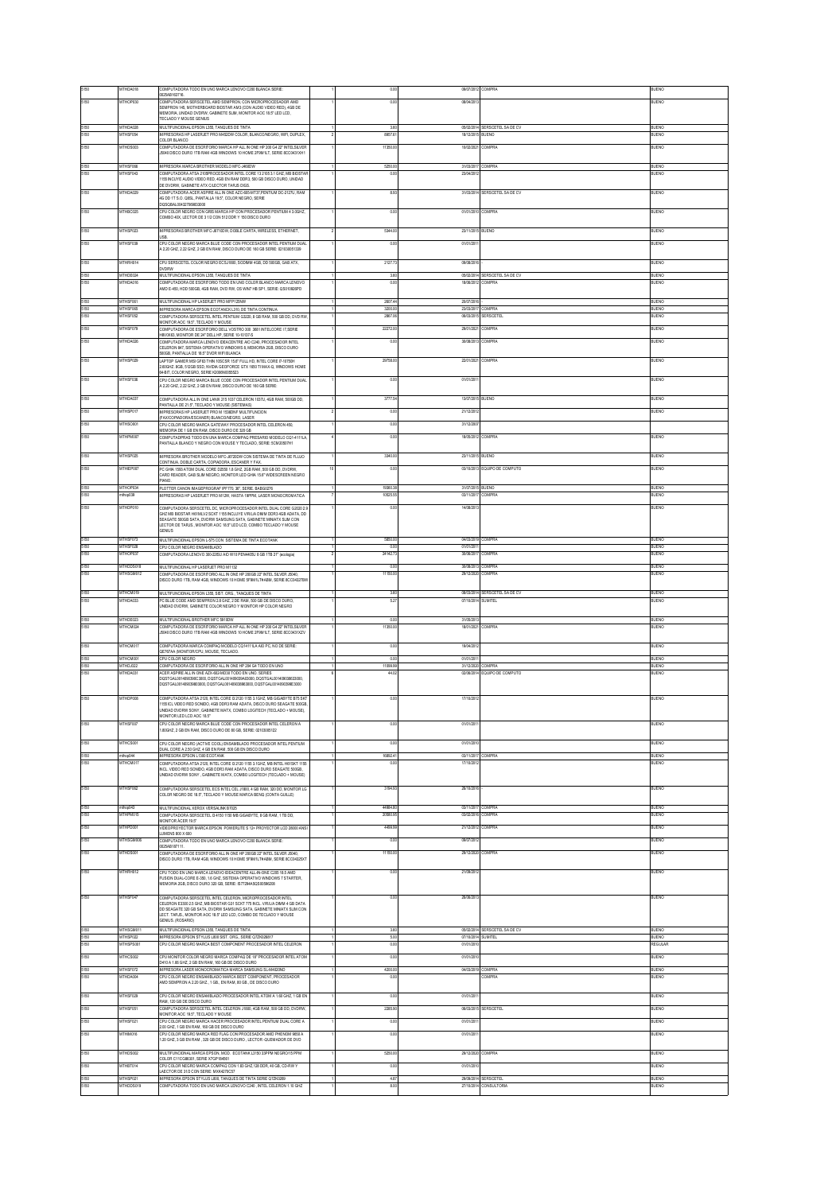| | | | | | | | |
|---|---|---|---|---|---|---|---|
| 5150 | MTHDA018 | COMPUTADORA TODO EN UNO MARCA LENOVO C200 BLANCA SERIE: 0025A0103716 | 1 | 0.00 | 09/07/2012 | COMPRA | BUENO |
| 5150 | MTHOP030 | COMPUTADORA SERSCETEL AMD SEMPRON, CON MICROPROCESADOR AMD SEMPRON 145, MOTHERBOARD BIOSTAR AM3 (CON AUDIO VIDEO RED), 4GB DE MEMORIA, UNIDAD DVDRW, GABINETE SLIM, MONITOR AOC 18.5" LED LCD, TECLADO Y MOUSE GENIUS | 1 | 0.00 | 08/04/2013 | | BUENO |
| 5150 | MTHDA028 | MULTIFUNCIONAL EPSON L355, TANQUES DE TINTA | 1 | 3.60 | 05/02/2014 | SERSCETEL SA DE CV | BUENO |
| 5150 | MTHSP054 | IMPRESORAS HP LASERJET PRO M452DW COLOR, BLANCO/NEGRO, WIFI, DUPLEX, COLOR BLANCO | 2 | 6857.61 | 18/12/2015 | BUENO | BUENO |
| 5150 | MTHOS003 | COMPUTADORA DE ESCRITORIO MARCA HP ALL IN ONE HP 200 G4 22" INTEL SILVER J5040 DISCO DURO 1TB RAM 4GB WINDOWS 10 HOME 2P5W1LT, SERIE 8CC0431XH1 | 1 | 11350.00 | 18/02/2021 | COMPRA | BUENO |
| 5150 | MTHSP066 | IMPRESORA MARCA BROTHER MODELO MFC-J480DW | 1 | 5250.00 | 31/03/2017 | COMPRA | BUENO |
| 5150 | MTHSP043 | COMPUTADORA ATSA 2106PROCESADOR INTEL CORE 13 2106 3.1 GHZ, MB BIOSTAR 1155 INCLUYE AUDIO VIDEO RED, 4GB EN RAM DDR3, 500 GB DISCO DURO, UNIDAD DE DVDRW, GABINETE ATX C/LECTOR TARJS DIGS. | 1 | 0.00 | 23/04/2012 | | BUENO |
| 5150 | MTHDA029 | COMPUTADORA ACER ASPIRE ALL IN ONE AZC-605-MT27,PENTIUM DC-2127U, RAM 4G DD 1T S.O. Q8SL, PANTALLA 19.5", COLOR NEGRO, SERIE DQSQ8AL00432706803000 | 1 | 8.50 | 31/03/2014 | SERSCETEL SA DE CV | BUENO |
| 5150 | MTHBO325 | CPU COLOR NEGRO CON GRIS MARCA HP CON PROCESADOR PENTIUM 4 3.0GHZ, COMBO 40X, LECTOR DE 3 1/2 CON 512 DDR Y 150 DISCO DURO | 1 | 0.00 | 01/01/2010 | COMPRA | BUENO |
| 5150 | MTHSP023 | IMPRESORAS BROTHER MFC-J6710DW, DOBLE CARTA, WIRELESS, ETHERNET, USB. | 2 | 5344.00 | 23/11/2015 | BUENO | BUENO |
| 5150 | MTHSP039 | CPU COLOR NEGRO MARCA BLUE CODE CON PROCESADOR INTEL PENTIUM DUAL A 2.20 GHZ, 2.22 GHZ, 2 GB EN RAM, DISCO DURO DE 160 GB SERIE: 821030051309 | 1 | 0.00 | 01/01/2011 | | BUENO |
| 5150 | MTHRH014 | CPU SERSCETEL COLOR NEGRO ECS J1800, SODIMM 4GB, DD 500GB, GAB ATX, DVDRW | 1 | 2127.73 | 09/08/2016 | | BUENO |
| 5150 | MTHOD024 | MULTIFUNCIONAL EPSON L355, TANQUES DE TINTA | 1 | 3.60 | 05/02/2014 | SERSCETEL SA DE CV | BUENO |
| 5150 | MTHDA016 | COMPUTADORA DE ESCRITORIO TODO EN UNO COLOR BLANCO MARCA LENOVO AMD E-450, HDD 500GB, 4GB RAM, DVD RW, OS WIN7 HB SP1, SERIE: Q3S10809PD | 1 | 0.00 | 18/06/2012 | COMPRA | BUENO |
| 5150 | MTHSP061 | MULTIFUNCIONAL HP LASERJET PRO MFP125MW | 1 | 2607.44 | 29/07/2016 | | BUENO |
| 5150 | MTHSP065 | IMPRESORA MARCA EPSON ECOTANCK L310, DE TINTA CONTINUA | 1 | 3200.00 | 23/03/2017 | COMPRA | BUENO |
| 5150 | MTHSP052 | COMPUTADORA SERSCETEL INTEL PENTIUM G3220, 8 GB RAM, 500 GB DD, DVD RW, MONITOR AOC 19.5", TECLADO Y MOUSE | 1 | 2887.06 | 06/03/2015 | SERSCETEL | BUENO |
| 5150 | MTHSP079 | COMPUTADORA DE ESCRITORIO DELL VOSTRO 300 3681INTELCORE I7,SERIE HBKXB3, MONITOR DE 24" DELL HP, SERIE 10-10137-5 | 1 | 22272.00 | 29/01/2021 | COMPRA | BUENO |
| 5150 | MTHDA026 | COMPUTADORA MARCA LENOVO IDEACENTRE AIO C240, PROCESADOR INTEL CELERON 847, SISTEMA OPERATIVO WINDOWS 8, MEMORIA 2GB, DISCO DURO 500GB, PANTALLA DE 18.5" DVDR WIFI BLANCA | 1 | 0.00 | 30/08/2013 | COMPRA | BUENO |
| 5150 | MTHSP029 | LAPTOP GAMER MSI GF63 THIN 10SCSR 15.6" FULL HD, INTEL CORE I7-10750H 2.60GHZ, 8GB, 512GB SSD, NVIDIA GEFORCE GTX 1650 TI MAX-Q, WINDOWS HOME 64-BIT, COLOR NEGRO, SERIE K2006N0035523 | 1 | 29758.00 | 22/01/2021 | COMPRA | BUENO |
| 5150 | MTHSP036 | CPU COLOR NEGRO MARCA BLUE CODE CON PROCESADOR INTEL PENTIUM DUAL A 2.20 GHZ, 2.22 GHZ, 2 GB EN RAM, DISCO DURO DE 160 GB SERIE: | 1 | 0.00 | 01/01/2011 | | BUENO |
| 5150 | MTHDA037 | COMPUTADORA ALL IN ONE LANIX 215 1037 CELERON 1037U, 4GB RAM, 500GB DD, PANTALLA DE 21.5", TECLADO Y MOUSE (SISTEMAS) | 1 | 3777.54 | 13/07/2015 | BUENO | BUENO |
| 5150 | MTHSP017 | IMPRESORAS HP LASERJET PRO M 1536DNF MULTIFUNCION (FAX/COPIADORA/ESCANER) BLANCO/NEGRO, LASER | 2 | 0.00 | 21/12/2012 | | BUENO |
| 5150 | MTHSO001 | CPU COLOR NEGRO MARCA GATEWAY PROCESADOR INTEL CELERON 450, MEMORIA DE 1 GB EN RAM, DISCO DURO DE 320 GB | 1 | 0.00 | 31/12/2007 | | |
| 5150 | MTHPM087 | COMPUTADPRAS TODO EN UNA MARCA COMPAQ PRESARIO MODELO CQ1-411LA, PANTALLA BLANCO Y NEGRO CON MOUSE Y TECLADO, SERIE: 5CM2050YH1 | 4 | 0.00 | 18/05/2012 | COMPRA | BUENO |
| 5150 | MTHSP025 | IMPRESORA BROTHER MODELO MFC-J6720DW CON SISTEMA DE TINTA DE FLUJO CONTINUA, DOBLE CARTA, COPIADORA, ESCANER Y FAX. | 1 | 3340.00 | 23/11/2015 | BUENO | BUENO |
| 5150 | MTHEP087 | PC GHIA 1565 ATOM DUAL CORE D2550 1.8 GHZ, 2GB RAM, 500 GB DD, DVDRW, CARD READER, GAB SLIM NEGRO, MONITOR LED GHIA 15.6" WIDESCREEN NEGRO PIANO. | 10 | 0.00 | 03/10/2013 | EQUIPO DE COMPUTO | BUENO |
| 5150 | MTHOP034 | PLOTTER CANON IMAGEPROGRAF IPF770, 36", SERIE: BAEG3276 | 1 | 15083.39 | 31/07/2015 | BUENO | BUENO |
| 5150 | mthcp039 | IMPRESORAS HP LASERJET PRO M12W, HASTA 18PPM, LASER MONOCROMATICA | 7 | 10525.55 | 03/11/2017 | COMPRA | BUENO |
| 5150 | MTHOP010 | COMPUTADORA SERSCETEL DC, MICROPROCESADOR INTEL DUAL CORE G2020 2.9 GHZ MB BIOSTAR H61MLV2 SCKT 1155 INCLUYE V/R/U/A DIMM DDR3 4GB ADATA, DD SEAGATE 500GB SATA, DVDRW SAMSUNG SATA, GABINETE MINIATX SLIM CON LECTOR DE TARJS., MONITOR AOC 18.5" LED LCD, COMBO TECLADO Y MOUSE GENIUS | 1 | 0.00 | 14/08/2013 | | BUENO |
| 5150 | MTHSP073 | MULTIFUNCIONAL EPSON L-575 CON SISTEMA DE TINTA ECOTANK | 1 | 5850.00 | 04/03/2019 | COMPRA | BUENO |
| 5150 | MTHSP026 | CPU COLOR NEGRO ENSAMBLADO | 1 | 0.00 | 01/01/2011 | | BUENO |
| 5150 | MTHOP037 | COMPUTADORA LENOVO 300-22ISU AIO W10 PENI4405U 8 GB 1TB 21" (ecologia) | 2 | 24142.70 | 30/06/2017 | COMPRA | BUENO |
| 5150 | MTHDOS018 | MULTIFUNCIONAL HP LASERJET PRO M1132 | 1 | 0.00 | 30/08/2013 | COMPRA | BUENO |
| 5150 | MTHSCM012 | COMPUTADORA DE ESCRITORIO ALL IN ONE HP 200 G8 22" INTEL SILVER J5040, DISCO DURO 1TB, RAM 4GB, WINDOWS 10 HOME 5F9M1LT#ABM, SERIE 8CC04327BM | 1 | 11150.00 | 29/12/2020 | COMPRA | BUENO |
| 5150 | MTHCM019 | MULTIFUNCIONAL EPSON L355, SIST. ORIG., TANQUES DE TINTA | 1 | 3.60 | 08/03/2014 | SERSCETEL SA DE CV | BUENO |
| 5150 | MTHDA033 | PC BLUE CODE AMD SEMPRON 2.8 GHZ, 2 DE RAM, 500 GB DE DISCO DURO, UNIDAD DVDRW, GABINETE COLOR NEGRO Y MONITOR HP COLOR NEGRO | 1 | 5.27 | 07/10/2014 | SUMITEL | BUENO |
| 5150 | MTHDI023 | MULTIFUNCIONAL BROTHER MFC 5910DW | 1 | 0.00 | 31/05/2013 | | BUENO |
| 5150 | MTHCM024 | COMPUTADORA DE ESCRITORIO MARCA HP ALL IN ONE HP 200 G4 22" INTEL SILVER J5040 DISCO DURO 1TB RAM 4GB WINDOWS 10 HOME 2P5W1LT, SERIE 8CC0431XZV | 1 | 11350.00 | 18/01/2021 | COMPRA | BUENO |
| 5150 | MTHCM017 | COMPUTADORA MARCA COMPAQ MODELO CQ1411 ILA AIO PC, NO DE SERIE: QE707AA (MONITOR/CPU, MOUSE, TECLADO. | 1 | 0.00 | 18/04/2012 | | BUENO |
| 5150 | MTHCM001 | CPU COLOR NEGRO | 1 | 0.00 | 01/01/2011 | | BUENO |
| 5150 | MTHCL022 | COMPUTADORA DE ESCRITORIO ALL IN ONE HP 284 G4 TODO EN UNO | 1 | 11899.99 | 31/12/2020 | COMPRA | BUENO |
| 5150 | MTHDA031 | ACER ASPIRE ALL IN ONE AZX-602-MD30 TODO EN UNO. SERIES DQSTGAL00149039803000, DQSTGAL00149803840000, DQSTGAL00140803380000, DQSTGAL00149039803000, DQSTGAL00149039803000, DQSTGAL00149039803000 | 6 | 44.02 | 02/06/2014 | EQUIPO DE COMPUTO | BUENO |
| 5150 | MTHOP006 | COMPUTADORA ATSA 2120, INTEL CORE I3 2120 1155 3.1GHZ, MB GIGABYTE B75 SKT 1155 ICL VIDEO RED SONIDO, 4GB DDR3 RAM ADATA, DISCO DURO SEAGATE 500GB, UNIDAD DVDRW SONY, GABINETE MATX, COMBO LOGITECH (TECLADO + MOUSE), MONITOR LED LCD AOC 18.5" | 1 | 0.00 | 17/10/2012 | | BUENO |
| 5150 | MTHSP037 | CPU COLOR NEGRO MARCA BLUE CODE CON PROCESADOR INTEL CELERON A 1.80GHZ, 2 GB EN RAM, DISCO DURO DE 80 GB, SERIE: 0210305122 | 1 | 0.00 | 01/01/2011 | | BUENO |
| 5150 | MTHCS001 | CPU COLOR NEGRO (ACTIVE COOL) ENSAMBLADO PROCESADOR INTEL PENTIUM DUAL CORE A 2.50 GHZ, 4 GB EN RAM, 500 GB EN DISCO DURO | 1 | 0.00 | 01/01/2010 | | BUENO |
| 5150 | mthcp044 | IMPRESORA EPSON L1300 ECOTANK | 1 | 10802.41 | 03/11/2017 | COMPRA | BUENO |
| 5150 | MTHCM017 | COMPUTADORA ATSA 2120, INTEL CORE I3 2120 1155 3.1GHZ, MB INTEL H61SKT 1155 INCL. VIDEO RED SONIDO, 4GB DDR3 RAM ADATA, DISCO DURO SEAGATE 500GB, UNIDAD DVDRW SONY , GABINETE MATX, COMBO LOGITECH (TECLADO + MOUSE) | 1 | 0.00 | 17/10/2012 | | BUENO |
| 5150 | MTHSP062 | COMPUTADORA SERSCETEL ECS INTEL CEL J1800, 4 GB RAM, 320 DD, MONITOR LG COLOR NEGRO DE 18.5", TECLADO Y MOUSE MARCA BENQ (CONTA GUILLE) | 1 | 3194.00 | 26/10/2016 | | BUENO |
| 5150 | mthcp043 | MULTIFUNCIONAL XEROX VERSALINK B7025 | 1 | 44684.80 | 03/11/2017 | COMPRA | BUENO |
| 5150 | MTHPM015 | COMPUTADORA SERSCETEL I3-4150 1150 MB GIGABYTE, 8 GB RAM, 1 TB DD, MONITOR ACER 19.5" | 1 | 20580.95 | 03/02/2016 | COMPRA | BUENO |
| 5150 | MTHPO001 | VIDEOPROYECTOR MARCA EPSON, POWERLITE S 12+ PROYECTOR LCD 28000 ANSI LUMENS 800 X 600 | 1 | 4499.99 | 21/12/2012 | COMPRA | BUENO |
| 5150 | MTHSCM006 | COMPUTADORA TODO EN UNO MARCA LENOVO C200 BLANCA SERIE: 0025A0108711 | 1 | 0.00 | 09/07/2012 | | BUENO |
| 5150 | MTHOS001 | COMPUTADORA DE ESCRITORIO ALL IN ONE HP 200 G8 22" INTEL SILVER J5040, DISCO DURO 1TB, RAM 4GB, WINDOWS 10 HOME 5F9M1LT#ABM, SERIE 8CC04325XT | 1 | 11150.00 | 29/12/2020 | COMPRA | BUENO |
| 5150 | MTHRH012 | CPU TODO EN UNO MARCA LENOVO IDEACENTRE ALL-IN-ONE C205 18.5 AMD FUSION DUAL-CORE E-350, 1.6 GHZ, SISTEMA OPERATIVO WINDOWS 7 STARTER, MEMORIA 2GB, DISCO DURO 320 GB, SERIE: ES7Z8HA9Q59059029 | 1 | 0.00 | 21/06/2012 | | BUENO |
| 5150 | MTHSP047 | COMPUTADORA SERSCETEL INTEL CELERON, MICROPROCESADOR INTEL CELERON E3300 2.5 GHZ, MB BIOSTAR G31 SCKT 775 INCL. V/R/U/A DIMM 4 GB DATA DD SEAGATE 320 GB SATA, DVDRW SAMSUNG SATA, GABINETE MINIATX SLIM CON LECT. TARJS., MONITOR AOC 18.5" LED LCD, COMBO DE TECLADO Y MOUSE GENIUS. (ROSARIO) | 1 | 0.00 | 28/08/2013 | | BUENO |
| 5150 | MTHSCM011 | MULTIFUNCIONAL EPSON L355, TANQUES DE TINTA | 1 | 3.60 | 05/02/2014 | SERSCETEL SA DE CV | BUENO |
| 5150 | MTHSP022 | IMPRESORA EPSON STYLUS L800 SIST. ORIG., SERIE Q7ZK026017 | 1 | 5.00 | 07/10/2014 | SUMITEL | BUENO |
| 5150 | MTHSP001 | CPU COLOR NEGRO MARCA BEST COMPONENT PROCESADOR INTEL CELERON | 1 | 0.00 | 01/01/2010 | | REGULAR |
| 5150 | MTHCS002 | CPU MONITOR COLOR NEGRO MARCA COMPAQ DE 19" PROCESADOR INTEL ATOM D410 A 1.66 GHZ, 2 GB EN RAM, 160 GB DE DISCO DURO | 1 | 0.00 | 01/01/2010 | | BUENO |
| 5150 | MTHSP072 | IMPRESORA LASER MONOCROMATICA MARCA SAMSUNG SL-M4020ND | 1 | 4200.00 | 04/03/2019 | COMPRA | BUENO |
| 5150 | MTHDA004 | CPU COLOR NEGRO ENSAMBLADO MARCA BEST COMPONENT, PROCESADOR AMD SEMPRON A 2.20 GHZ., 1 GB., EN RAM, 80 GB., DE DISCO DURO | 1 | 0.00 | | COMPRA | BUENO |
| 5150 | MTHSP029 | CPU COLOR NEGRO ENSAMBLADO PROCESADOR INTEL ATOM A 1.68 GHZ, 1 GB EN RAM, 120 GB DE DISCO DURO | 1 | 0.00 | 01/01/2011 | | BUENO |
| 5150 | MTHSP051 | COMPUTADORA SERSCETEL INTEL CELERON J1800, 4GB RAM, 500 GB DD, DVDRW, MONITOR AOC 19.5", TECLADO Y MOUSE | 1 | 2265.50 | 06/03/2015 | SERSCETEL | BUENO |
| 5150 | MTHSP021 | CPU COLOR NEGRO MARCA HACER PROCESADOR INTEL PENTIUM DUAL CORE A 2.00 GHZ, 1 GB EN RAM, 160 GB DE DISCO DURO | 1 | 0.00 | 01/01/2011 | | BUENO |
| 5150 | MTHNK016 | CPU COLOR NEGRO MARCA RED FLAG CON PROCESADOR AMD PHENOM 9650 A 1.20 GHZ, 3 GB EN RAM , 320 GB DE DISCO DURO , LECTOR -QUEMADOR DE DVD | 1 | 0.00 | 01/01/2011 | | BUENO |
| 5150 | MTHOS002 | MULTIFUNCIONAL MARCA EPSON, MOD. ECOTANK L3150 33PPM NEGRO/15 PPM COLOR C11CG86301, SERIE X7GF104951 | 1 | 5250.00 | 29/12/2020 | COMPRA | BUENO |
| 5150 | MTHBT014 | CPU COLOR NEGRO MARCA COMPAQ CON 1.83 GHZ,120 GB, 40 GB, CD-RW Y LAECTOR DE 3 1/2 CON SERIE: MXK4270C57 | 1 | 0.00 | 01/01/2010 | | BUENO |
| 5150 | MTHSP021 | IMPRESORA EPSON STYLUS L800, TANQUES DE TINTA SERIE Q7ZK0289 | 1 | 4.87 | 28/08/2014 | SERSCETEL | BUENO |
| 5150 | MTHDOS019 | COMPUTADORA TODO EN UNO MARCA LENOVO C240, INTEL CELERON 1.10 GHZ | 1 | 8.00 | 27/10/2014 | CONSULTORIA | BUENO |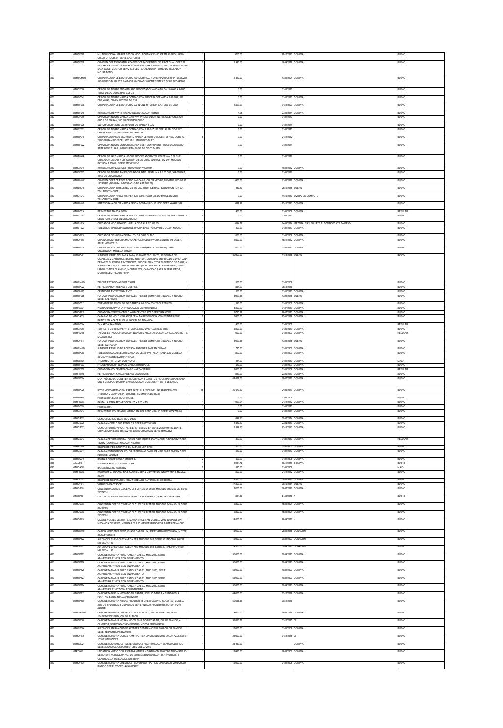| | | | | | | |
|---|---|---|---|---|---|---|
| 5150 | MTHSF077 | MULTIFUNCIONAL MARCA EPSON, MOD. ECOTANK L3150 33PPM NEGRO/15 PPM COLOR C11CG86301, SERIE X7GP108553 | 1 | 5250.00 | 29/12/2020 COMPRA | BUENO |
| 5150 | MTHSF068 | COMPUTADORAS ENSAMBLADAS PROCESADOR INTEL CELERON DUAL CORE 2.8 HGZ, MB GIGABYTE GA-H110M-H, MEMORIA RAM 4GB DDR4, DISCO DURO SEAGATE SATA 500GB, MONITOR BENQ 19.5" LED , GRABADOR INTERNO LG, TECLADO Y MOUSE BENQ | 2 | 11890.00 | 18/04/2017 COMPRA | BUENO |
| 5150 | MTHSCM016 | COMPUTADORA DE ESCRITORIO MARCA HP ALL IN ONE HP 208 G4 22" INTELSILVER J5040 DISCO DURO 1TB RAM 4GB WINDOWS 10 HOME 2FM41LT, SERIE 8CC0432892 | 1 | 11350.00 | 17/02/2021 COMPRA | BUENO |
| 5150 | MTHOT086 | CPU COLOR NEGRO ENSAMBLADO PROCESADOR AMD ATHLON II X4 640 A 3 GHZ, 105 GB DISCO DURO, RAM 3.25 GB | 1 | 0.00 | 01/01/2010 | BUENO |
| 5150 | MTHBC047 | CPU COLOR NEGRO MARCA COMPAQ CON PROCESADOR AMD A 1.83 GHZ, 128 DDR, 40 GB, CD-RW LECTOR DE 3 1/2 | 1 | 0.00 | 01/01/2010 COMPRA | BUENO |
| 5150 | MTHSF078 | COMPUTADORA DE ESCRITORIO ALL IN ONE HP 21-B001SLA TODO EN UNO. | 1 | 16599.98 | 31/12/2020 COMPRA | BUENO |
| 5150 | MTHSF048 | IMPRESORA HEWLWTT PACKARD LASER COLOR 1025NW | 1 | 4.05 | 27/03/2014 COMPRA | BUENO |
| 5150 | MTHOP005 | CPU COLOR NEGRO MARCA GATEWAY PROCESADOR INETEL CELERON A 2.20 GHZ, 1 GB EN RAM, 310 GB DE DISCO DURO | 1 | 0.00 | 01/01/2010 | BUENO |
| 5150 | MTHSF025 | SWITCH COLOR GRIS DE 24 PUERTOS MARCA 3 COM | 1 | 0.00 | 01/01/2011 | BUENO |
| 5150 | MTHBT001 | CPU COLOR NEGRO MARCA COMPAQ CON 1.83 GHZ 128 DDR, 40 GB, CD-RW Y LAECTOR DE 3 1/2 CON SERIE: MXK4290Z6Z | 1 | 0.00 | 01/01/2010 | BUENO |
| 5150 | MTHSP016 | COMPUTADORAS DE ESCRITORIO MARCA LENOVO IDEA CENTER H530 CORE 13, 2120 2GB RAM DDR3 DE 1333.0 MHZ, 1TB DISCO DURO | 5 | 0.00 | 21/12/2012 | BUENO |
| 5150 | MTHSF022 | CPU COLOR NEGRO CON GRIS MARCA BEST COMPONENT PROCESADOR AMD SEMPRON 2.21 GHZ, 1 GB EN RAM, 80 GB DE DISCO DURO | 1 | 0.00 | 01/01/2011 | BUENO |
| 5150 | MTHIN004 | CPU COLOR GRIS MARCA HP CON PROCESADOR INTEL CELERON A 3.52 GHZ, GRABADOR DE DVD Y CD (COMBO) DISCO DURO 80 GB, 512 DDR MODELO PAVILION A 1500 LA SERIE: MXK62802V3 | 1 | 0.00 | 01/01/2011 | BUENO |
| 5150 | MTHDA015 | IMPRESORA HP LASERJET PRO CP1025NW CE914A | 1 | 0.00 | 19/04/2012 COMPRA | BUENO |
| 5150 | MTHSP015 | CPU COLOR NEGRO IBM PROCESADOR INTEL PENTIUM 4 A 1.60 GHZ, 384 EN RAM, 40 GB DE DISCO DURO. | 1 | 0.00 | 01/01/2011 | BUENO |
| 5150 | MTHPM017 | COMPUTADORA DE ESCRITORIO MARCA LG, COLOR NEGRO, MONITOR LED LG DE 18", SERIE VN69R0941 1 (DESPACHO DE ASESORES) | 1 | 8400.00 | 11/05/2018 COMPRA | BUENO |
| 5150 | MTHJM015 | COMPUTADORA SERSCETEL MB BIO CEL J1800, 4GB RAM, 320DD, MONITOR 20", TECLADO Y MOUSE. | 1 | 1833.19 | 28/10/2015 BUENO | BUENO |
| 5150 | MTHOT013 | COMPUTADORA HP3300 MT, PENTIUM G840, RAM 4 GB, DD 500 GB, DVDRW, TECLADO Y MOUSE | 1 | 0.00 | 14/10/2013 EQUIPO DE COMPUTO | BUENO |
| 5150 | MTHPM021 | IMPRESORA A COLOR MARCA EPSON ECOTANK L3110 110V, SERIE X6444315B9 | 1 | 9899.99 | 23/11/2020 COMPRA | BUENO |
| 5150 | MTHPO016 | PROYECTOR MARCA SONY | 1 | 1400.00 | 01/01/2009 COMPRA | REGULAR |
| 5150 | MTHBT025 | CPU COLOR NEGRO MARCA VORAGO PROCESADOR INTEL CELERON A 2.20 GHZ, 1 GB EN RAM, 315 GB EN DISCO DURO. | 1 | 0.00 | 01/01/2010 | BUENO |
| 5160 | MTHRH034 | CHECADOR MOD. ZKK629C, HUELLA DIGITAL A COLORES | 1 | 3594.72 | 14/08/2014 MATERIALES Y EQUIPOS ELECTRICOS KYP SA DE CV | BUENO |
| 5160 | MTHBT027 | TELEVISION MARCA DAEWOO DE 21" CON BASE PARA PARED COLOR NEGRO | 1 | 800.00 | 01/01/2010 COMPRA | BUENO |
| 5160 | MTHOP037 | CHECADOR DE HUELLA DIGITAL COLOR GRIS CLARO | 1 | 4000.00 | 01/01/2009 COMPRA | BUENO |
| 5160 | MTHOP069 | COPIADORA/IMPRESORA MARCA XEROX MODELO WORK CENTRE 175 LASER, SERIE: KPR002124 | 1 | 12500.00 | 15/11/2012 COMPRA | BUENO |
| 5160 | MTHSD025 | COPIADORA COLOR GRIS CLARO MARCA HP (MULTIFUNCIONAL) SERIE: CNG805WGKT MODELO: M1522N | 1 | 3600.00 | 01/01/2010 COMPRA | BUENO |
| 5160 | MTHEP001 | JUEGO DE CARRUSEL PARA PARQUE (DIAMETRO 10 MTS, 36 FIGURAS DE CABALLOS, 2 CARROZAS, BOMBO INTERIOR, CORSINAS EN FIBRA DE VIDRIO, LONA DE PARTE SUPERIOR E INTERIORES, FOCOS LED, MOTOR ELECTRICO DE 7.5 HP.) Y JUEGO WAKY WORN "ORUGA FAMILIAR" (MONTAÑA RUSA DE DOS PISOS, 28MTS LARGO, 13 MTS DE ANCHO, MODELO 2008, CAPACIDAD PARA 24 PASAJEROS, MOTOR ELECTRICO DE 15HP) | 1 | 1800800.00 | 11/12/2015 BUENO | BUENO |
| 5160 | MTHRM005 | TANQUE ESTACIONARIO DE 330 KG | 1 | 800.00 | 01/01/2009 | BUENO |
| 5160 | MTHSP022 | REFRIGERADOR HISENSE 7 DESP SIL | 1 | 3861.00 | 06/12/2016 | BUENO |
| 5160 | MTHBL020 | CENTRO DE ENTRETENIMIENTO | 1 | 1050.00 | 01/01/2010 COMPRA | BUENO |
| 5160 | MTHSF065 | FOTOCOPIADORA XEROX WORKCENTRE 5325 SD MFP, IMP. BLANCO Y NEGRO, SERIE: 3AE717/3061 | 1 | 30669.58 | 17/08/2015 BUENO | BUENO |
| 5160 | MTHBC013 | TELEVISOR DE 29" COLOR GRIS MARCA JVL CON CONTROL REMOTO | 1 | 590.00 | 01/01/2008 COMPRA | BUENO |
| 5160 | MTHFA001 | INVERNADERO PARA LA PRODUCCION DE HORTALIZAS | 1 | 35000.00 | 31/07/2017 COMPRA | BUENO |
| 5160 | MTHOP070 | COPIADORA XEROX MODELO WORKCENTRE 3550, SERIE: VMA555111 | 1 | 13735.12 | 28/02/2013 COMPRA | BUENO |
| 5160 | MTHDA039 | CAMARAS DE VIDEO VIGILANCIA DE ALTA RESOLUCION (CONECTADAS EN EL PAMT Y ENLAZADA AL C2 MUNICIPAL DE TIZAYUCA) | 2 | 63800.00 | 23/05/2019 COMPRA | BUENO |
| 5160 | MTHPC004 | TV MARCA SAMSUNG | 1 | 400.00 | 01/01/2008 | REGULAR |
| 5160 | MTHDA065 | TEMPLETE DE 45 HOJAS Y 15 TUBERIAS, MEDIDAS 11.00046.10 MTS | 1 | 55800.00 | 01/06/2017 COMPRA | BUENO |
| 5160 | MTHRM031 | TANQUE ESTACIONARIO COLOR BLANCO MARCA TATSA CON CAPACIDAD 3480 LTS, MODELO: 3400 | 1 | 2500.00 | 01/01/2009 COMPRA | REGULAR |
| 5160 | MTHOP072 | FOTOCOPIADORA XEROX WORKCENTRE 5325 SD MFP, IMP. BLANCO Y NEGRO, SERIE: 3321729427 | 1 | 30669.58 | 17/08/2015 BUENO | BUENO |
| 5160 | MTHRM023 | JUEGO DE PASILLOS DE ACCESO Y ANDENES PARA MAQUINAS | 1 | 1725.00 | 01/01/2008 COMPRA | BUENO |
| 5160 | MTHSP008 | TELEVISOR COLOR NEGRO MARCA LG DE 32" PANTALLA PLANA LCD MODELO: 32PC5DVH SERIE: 802RMRH57030 | 1 | 3200.00 | 01/01/2009 COMPRA | BUENO |
| 5160 | MTHBL001 | TRICOMBO (TV. DE 29" VCR Y DVD) | 1 | 1944.00 | 01/01/2010 COMPRA | MALO |
| 5160 | MTHSF033 | FRIGOBAR COLOR BLANCO MARCA WHIRLPOOL | 1 | 540.00 | 01/01/2009 COMPRA | BUENO |
| 5160 | MTHSF038 | COPIADORA COLOR GRIS CLARO MARCA XEROX | 1 | 10000.00 | 01/01/2009 COMPRA | REGULAR |
| 5160 | MTHPM024 | REFRIGERADOR MARCA HISENSE COLOR GRIS | 1 | 3869.98 | 27/08/2019 COMPRA | BUENO |
| 5200 | MTHEP004 | MONTAÑA RUSA "MONSTER MOUSE" CON 6 CARRITOS PARA 2 PERSONAS CADA UNO Y UNA PLATEFORMA CAMA BAJA CON DOS EJES Y 14 MTS DE LARGO | 1 | 1624912.00 | 19/02/2016 COMPRA | BUENO |
| 5200 | MTHSP026 | KIT DE VIDEO GRABACION PARA PATRULLA (INCLUYE 1 GRABADOR MOVIL TRIBRIDO, 2 CAMARAS INTERIORES, 1 MEMORIA DE 32GB) | 15 | 297879.20 | 24/05/2017 COMPRA | BUENO |
| 5210 | MTHIN001 | PROYECTOR SONY MOD: VPL-ES3 | 1 | 0.00 | 01/01/2009 | BUENO |
| 5210 | MTHPD003 | PANTALLA PARA PROYECCION 1.55 X 1.55 MTS | 1 | 2499.94 | 21/12/2012 COMPRA | BUENO |
| 5210 | MTHBC095 | PROYECTOR | 1 | 0.00 | 01/01/2010 | BUENO |
| 5210 | MTHDA012 | PROYECTOR COLOR AZUL MARINO MARCA BENQ MP611C SERIE: 9J059778551 | 1 | 0.00 | 01/01/2011 COMPRA | BUENO |
| 5230 | MTHCS025 | CAMARA DIGITAL NIKON MOD-D3200 | 1 | 4899.30 | 07/02/2014 COMPRA | BUENO |
| 5230 | MTHCS026 | CAMARA MODELO EOS REBEL T5i, SERIE 032035002414 | 1 | 14343.10 | 27/03/2017 COMPRA | BUENO |
| 5230 | MTHCS027 | CAMARA FOTOGRAFICA T7 LTE EF-S 18-55 MM EF, SERIE 202074006480, LENTE GRANDE CON SERIE 8800222101, LENTE CHICO CON SERIE 8806003328 | 1 | 11899.30 | 23/10/2020 COMPRA | BUENO |
| 5230 | MTHCS012 | CAMARA DE VIDEO DIGITAL COLOR GRIS MARCA SONY MODELO: DCR-SR47 SERIE: 1822842 (CON MALETIN COLOR NEGRO) | 1 | 1800.00 | 01/01/2010 COMPRA | REGULAR |
| 5230 | MTHEP03 | EQUIPO DE VIDEO (TEATRO EN CASA COLOR GRIS) | 1 | 800.00 | 01/01/2009 COMPRA | BUENO |
| 5230 | MTHCS014 | CAMARA FOTOGRAFICA COLOR NEGRO MARCA FUJIFILM DE 10 MP FINEPIX S 2000 HD SERIE: 95615235 | 1 | 1850.00 | 01/01/2010 COMPRA | BUENO |
| 5290 | MTHBC016 | BOCINAS COLOR NEGRO MARCA SK | 2 | 800.00 | 01/01/2008 COMPRA | BUENO |
| 5290 | mthcp049 | ESCANER XEROX DOCUMATE 4440 | 1 | 12824.72 | 03/11/2017 COMPRA | BUENO |
| 5290 | MTHDA002 | BAFLES BSZ 250 WATS B52 | 2 | 1125.00 | 01/01/2009 | MALO |
| 5290 | MTHPD002 | EQUIPO DE AUDIO CON DOS BAFLES MARCA MASTER SOUND POTENCIA MAXIMA 2500 W | 1 | 5800.00 | 21/12/2012 COMPRA | BUENO |
| 5300 | MTHPC044 | EQUIPO DE RESPIRACION (EQUIPO DE AIRE AUTONOMO), C1 DE MSA | 1 | 20960.00 | 09/01/2017 COMPRA | BUENO |
| 5310 | MTHOP012 | VIBROCOMPACTADOR | 1 | 175800.00 | 09/10/2014 BUENO | BUENO |
| 5310 | MTHDS001 | CONCENTRADOR DE OXIGENO DE 5 LITROS SYSMED, MODELO SYS-M50-US, SERIE 210204331 | 1 | 23200.00 | 16/02/2021 COMPRA | BUENO |
| 5310 | MTHEP081 | LECTOR DE MICROCHIPS UNIVERSAL, COLOR BLANCO, MARCA HOMEAGAIN | 1 | 6854.36 | 24/08/2016 | BUENO |
| 5310 | MTHDS003 | CONCENTRADOR DE OXIGENO DE 5 LITROS SYSMED, MODELO SYS-M50-US, SERIE 210113466 | 1 | 23200.00 | 16/02/2021 COMPRA | BUENO |
| 5310 | MTHDS002 | CONCENTRADOR DE OXIGENO DE 5 LITROS SYSMED, MODELO SYS-M50-US, SERIE 210101391 | 1 | 23200.00 | 16/02/2021 COMPRA | BUENO |
| 5400 | MTHOP055 | CAJA DE VOLTEO DE 30 MTS, MARCA TRAIL-VAN, MODELO 2008, SUSPENSION MECANICA DE 3 EJES, MEDIDAS DE 9.15 MTS DE LARGO POR 2.6 MTS DE ANCHO | 1 | 144000.00 | 26/04/2016 | BUENO |
| 5410 | MTHSN002 | CAMION MERCEDEZ BENZ, CHASIS CABINA L14, SERIE 3AM6652875003864, MOTOR 3406075103476A2 | 1 | 150000.00 | 28/02/2019 DONACION | BUENO |
| 5410 | MTHSP122 | AUTOMOVIL CHEVROLET AVEO 4 PTS, MODELO 2016, SERIE 3G1TA5CF0JL246750, NO. ECON. 122 | 1 | 180000.00 | 30/04/2020 DONACION | BUENO |
| 5410 | MTHSP121 | AUTOMOVIL CHEVROLET AVEO 4 PTS, MODELO 2015, SERIE 3G1TA5AF9FL151874, NO. ECON. 130 | 1 | 142000.00 | 30/04/2020 DONACION | BUENO |
| 5410 | MTHSP127 | CAMIONETA MARCA FORD RANGER CAB XL, MOD. 2020, SERIE AFAHR6CA1LP110724, CON EQUIPAMIENTO | 1 | 550000.00 | 18/04/2020 COMPRA | BUENO |
| 5410 | MTHSP126 | CAMIONETA MARCA FORD RANGER CAB XL, MOD. 2020, SERIE AFAHR6CA8LP110725, CON EQUIPAMIENTO | 1 | 550000.00 | 18/04/2020 COMPRA | BUENO |
| 5410 | MTHSP125 | CAMIONETA MARCA FORD RANGER CAB XL, MOD. 2020, SERIE AFAHR6CA8LP110728, CON EQUIPAMIENTO | 1 | 550000.00 | 18/04/2020 COMPRA | BUENO |
| 5410 | MTHSP123 | CAMIONETA MARCA FORD RANGER CAB XL, MOD. 2020, SERIE AFAHR6CA8LP110726, CON EQUIPAMIENTO | 1 | 550000.00 | 18/04/2020 COMPRA | BUENO |
| 5410 | MTHSP124 | CAMIONETA MARCA FORD RANGER CAB XL, MOD. 2020, SERIE AFAHR6CA2LP110727, CON EQUIPAMIENTO | 1 | 550000.00 | 18/04/2020 COMPRA | BUENO |
| 5410 | MTHSP117 | CAMIONETA NISSAN NP300 DOBLE CABINA, 6 VELOCIDADES, 4 CILINDROS, 4 PUERTAS, SERIE 3N6AD33A8LK829759 | 1 | 640000.00 | 13/12/2019 COMPRA | BUENO |
| 5410 | MTHSP100 | CAMIONETA MARCA NISSAN FRONTIER V6 CREW, CABPRO 4X 4X2 T/A, MODELO 2016, DE 4 PUERTAS, 6 CILINDROS, SERIE 1N6AD0ER3GN788985, MOTOR VQ40 487995E. | 1 | 503855.86 | 30/12/2016 | BUENO |
| 5410 | MTHSA0016 | CAMIONETA MARCA CHEVROLET MODELO 2003, TIPO PICK UP 1500, SERIE: 1GCEC14X13Z159684, COLOR BLANCO | 1 | 49600.00 | 18/06/2012 COMPRA | BUENO |
| 5410 | MTHSP088 | CAMIONETA MARCA NISSAN MODEL 2016, DOBLE CABINA, COLOR BLANCO, 4 CILINDROS, SERIE 3N6AD33C4GK847989, MOTOR QR25924639H. | 1 | 319910.78 | 31/12/2015 00 | BUENO |
| 5410 | MTHRE006 | AUTOMOVIL MARCA DODGE AVENGER SEDAN MODELO: 2008 COLOR BLANCO SERIE: 1B3KC46B09N533239 933 | 1 | 180000.00 | 01/01/2009 COMPRA | BUENO |
| 5410 | MTHOP039 | CAMIONETA MARCA DODGE RAM TIPO PICK-UP MODELO: 2009 COLOR AZUL SERIE: 1D3HB16T79S715739 | 1 | 280000.00 | 31/12/2015 00 | BUENO |
| 5410 | MTHSA004 | CAMIONETA CHEVROLET SILVERADO CAB REG 1500 COLOR BLANCO OLIMPICO SERIE 3GCNCSCXGC143933 N° 058 MODELO 2012 | 1 | 231969.00 | COMPRA | BUENO |
| 5410 | MTPC005 | UN CAMION NUEVO DOBLE CABINA MARCA NISSAN MOD. 2008 TIPO TIPICA STD NO. DE MOTOR: KA24382639A NO. DE SERIE: 3N6DD13S48K001120, 4 PUERTAS, 4 CILINDROS, 3/4 TONELADAS, NO. UB-07 | 1 | 115920.00 | 18/08/2008 COMPRA | BUENO |
| 5410 | MTHOP027 | CAMIONETA MARCA CHEVROLET SILVERADO TIPO PICK-UP MODELO: 2008 COLOR BLANCO SERIE: 3GCEC14X68M104912 | 1 | 120000.00 | 01/01/2008 COMPRA | BUENO |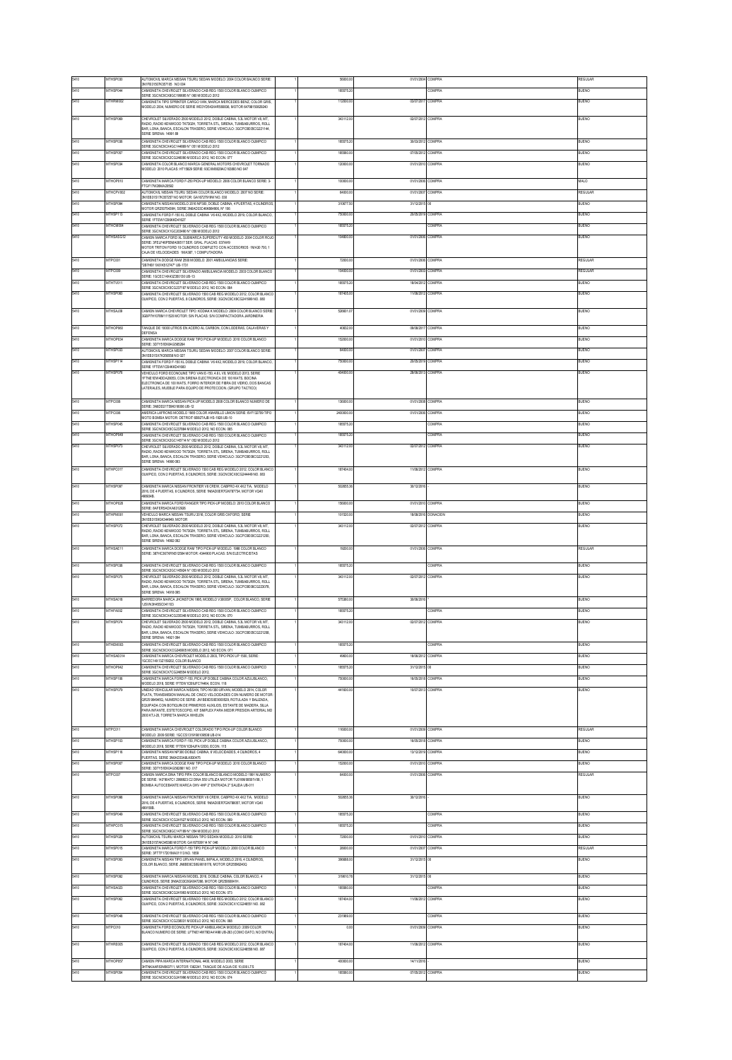| | | | | | | | |
|---|---|---|---|---|---|---|---|
| 5410 | MTHSP000 | AUTOMOVIL MARCA NISSAN TSURU SEDAN MODELO: 2004 COLOR BALNCO SERIE: 3N1EB31S7K357185 NO 004 | 1 | 50000.00 | 01/01/2004 | COMPRA | REGULAR |
| 5410 | MTHSP044 | CAMIONETA CHEVROLET SILVERADO CAB REG 1500 COLOR BLANCO OLIMPICO SERIE 3GCNC9CX8GC166085 N° 060 MODELO 2012 | 1 | 185575.20 | | COMPRA | BUENO |
| 5410 | MTHRM002 | CAMIONETA TIPO SPRINTER CARGO VAN, MARCA MERCEDES BENZ, COLOR GRIS, MODELO 2004, NUMERO DE SERIE WD3YD6434R5588036, MOTOR 64798150826240 | 1 | 112000.00 | 03/07/2017 | COMPRA | BUENO |
| 5410 | MTHSP069 | CHEVROLET SILVERADO 2500 MODELO 2012, DOBLE CABINA, 5.3L MOTOR V8, MT, RADIO, RADIO KENWOOD TK7302H, TORRETA STL, SIRENA, TUMBABURROS, ROLL BAR, LONA, BANCA, ESCALON TRASERO, SERIE VEHICULO: 3GCPC9E05CG221144, SERIE SIRENA: 14961.89 | 1 | 343112.00 | 02/07/2012 | COMPRA | BUENO |
| 5410 | MTHSP006 | CAMIONETA CHEVROLET SILVERADO CAB REG 1500 COLOR BLANCO OLIMPICO SERIE 3GCNC9CX4GC144680 N° 051 MODELO 2012 | 1 | 185575.20 | 30/03/2012 | COMPRA | BUENO |
| 5410 | MTHSP057 | CAMIONETA CHEVROLET SILVERADO CAB REG 1500 COLOR BLANCO OLIMPICO SERIE 3GCNC9CX3CG248090 MODELO 2012, NO ECON. 077 | 1 | 185580.00 | 07/05/2012 | COMPRA | BUENO |
| 5410 | MTHSP034 | CAMIONETA COLOR BLANCO MARCA GENERAL MOTORS CHEVROLET TORNADO MODELO: 2010 PLACAS: HT15829 SERIE: 93CXM8029AC183883 NO 047 | 1 | 120000.00 | 01/01/2010 | COMPRA | BUENO |
| 5410 | MTHOP010 | CAMIONETA MARCA FORD F-250 PICK-UP MODELO: 2000 COLOR BLANCO SERIE: 3-FTGF17W29MA28592 | 1 | 100000.00 | 01/01/2000 | COMPRA | MALO |
| 5410 | MTHCPV002 | AUTOMOVIL NISSAN TSURU SEDAN COLOR BLANCO MODELO: 2007 NO SERIE: 3N1EB31S17K357257 NO MOTOR: GA16737916W NO. 030 | 1 | 84800.00 | 01/01/2007 | COMPRA | REGULAR |
| 5410 | MTHSP084 | CAMIONETA NISSAN MODELO 2016 NP300, DOBLE CABINA, 4 PUERTAS, 4 CILINDROS, MOTOR QR25075439H, SERIE 3N6AD33C4GK884906, N° 106 | 1 | 310877.50 | 31/12/2015 | 08 | BUENO |
| 5410 | MTHSP113 | CAMIONETA FORD F-150 XL DOBLE CABINA V6 4X2, MODELO 2019, COLOR BLANCO, SERIE 1FTEW1C59KKD41627 | 1 | 750000.00 | 20/05/2019 | COMPRA | BUENO |
| 5410 | MTHCM004 | CAMIONETA CHEVROLET SILVERADO CAB REG 1500 COLOR BLANCO OLIMPICO SERIE 3GCNC9CX1GC203480 N° 056 MODELO 2012 | 1 | 185575.20 | | COMPRA | BUENO |
| 5410 | MTHSASG12 | CAMION MARCA FORD XL SUBMARCA SUPERDUTY 450 MODELO: 2006 COLOR ROJO SERIE: 3FELF46P86MA08517 SER. GRAL PLACAS: 6374V9 MOTOR TRITON FORD 10 CILINDROS COMPLETO CON ACCESORIOS 1MA30-700, 1 CAJA DE VELOCIDADES 1MA387, 1 COMPUTADORA | 1 | 104800.00 | 01/01/2006 | COMPRA | BUENO |
| 5410 | MTPC001 | CAMIONETA DODGE RAM 2500 MODELO: 2001 AMBULANCIAS SERIE: 3B7HS13Y51G127477 UB-1721 | 1 | 72800.00 | 01/01/2006 | COMPRA | REGULAR |
| 5410 | MTPC009 | CAMIONETA CHEVROLET SILVERADO AMBULANCIA MODELO: 2003 COLOR BLANCO SERIE: 1GCEC14V43Z283130 UB-13 | 1 | 104800.00 | 01/01/2003 | COMPRA | REGULAR |
| 5410 | MTHTV011 | CAMIONETA CHEVROLET SILVERADO CAB REG 1500 COLOR BLANCO OLIMPICO SERIE 3GCNC9CX5CG237187 MODELO 2012, NO ECON. 064 | 1 | 185575.20 | 16/04/2012 | COMPRA | BUENO |
| 5410 | MTHSP060 | CAMIONETA CHEVROLET SILVERADO 1500 CAB REG MODELO 2012, COLOR BLANCO OLIMPICO, CON 2 PUERTAS, 8 CILINDROS, SERIE: 3GCNC9CX0CG241999 NO. 080 | 1 | 187405.00 | 11/06/2012 | COMPRA | BUENO |
| 5410 | MTHSAJ09 | CAMION MARCA CHEVROLET TIPO: KODIAK K MODELO: 2009 COLOR BLANCO SERIE: 3GBP7H1X79M111520 MOTOR: SIN PLACAS: S/N COMPACTADORA JARDINERIA | 1 | 520601.07 | 01/01/2009 | COMPRA | BUENO |
| 5410 | MTHOP003 | TANQUE DE 10000 LITROS EN ACERO AL CARBON, CON LODERAS, CALAVERAS Y DEFENSA | 1 | 40832.00 | 09/08/2017 | COMPRA | BUENO |
| 5410 | MTHOP034 | CAMIONETA MARCA DODGE RAM TIPO PICK-UP MODELO: 2010 COLOR BLANCO SERIE: 3D7Y51EK0AG585284 | 1 | 152000.00 | 01/01/2010 | COMPRA | BUENO |
| 5410 | MTHSP033 | AUTOMOVIL MARCA NISSAN TSURU SEDAN MODELO: 2007 COLOR BLANCO SERIE: 3N1EB31S7K356058 NO 027 | 1 | 84800.00 | 01/01/2007 | COMPRA | BUENO |
| 5410 | MTHSP114 | CAMIONETA FORD F-150 XL DOBLE CABINA V6 4X2, MODELO 2019, COLOR BLANCO, SERIE 1FTEW1C54KKD41680 | 1 | 750000.00 | 20/05/2019 | COMPRA | BUENO |
| 5410 | MTHSP076 | VEHICULO FORD ECONOLINE TIPO VAN E-150, 4.6L V8, MODELO 2013, SERIE 1FTNE1EW4DDA28053, CON SIRENA ELECTRONICA DE 100 WATS, BOCINA ELECTRONICA DE 100 WATS, FORRO INTERIOR DE FIBRA DE VIDRIO, DOS BANCAS LATERALES, MUEBLE PARA EQUIPO DE PROTECCION. (GRUPO TACTICO) | 1 | 404800.00 | 28/08/2013 | COMPRA | BUENO |
| 5410 | MTPC008 | CAMIONETA MARCA NISSAN PICK-UP MODELO: 2008 COLOR BLANCO NUMERO DE SERIE: 3N6DD21T59K018085 UB-12 | 1 | 136000.00 | 01/01/2008 | COMPRA | BUENO |
| 5410 | MTPC006 | AMERICA LAFRONS MODELO: 1989 COLOR AMARILLO LIMON SERIE: 6VF132759 TIPO MOTO BOMBA MOTOR: DETROIT 6V92TA JB HS-1928 UB-10 | 1 | 2400000.00 | 01/01/2006 | COMPRA | BUENO |
| 5410 | MTHSP045 | CAMIONETA CHEVROLET SILVERADO CAB REG 1500 COLOR BLANCO OLIMPICO SERIE 3GCNC9CX3CG237684 MODELO 2012, NO ECON. 065 | 1 | 185575.20 | | COMPRA | BUENO |
| 5410 | MTHOP049 | CAMIONETA CHEVROLET SILVERADO CAB REG 1500 COLOR BLANCO OLIMPICO SERIE 3GCNC9CX2GC145174 N° 052 MODELO 2012 | 1 | 185575.20 | | COMPRA | BUENO |
| 5410 | MTHSP073 | CHEVROLET SILVERADO 2500 MODELO 2012, DOBLE CABINA, 5.3L MOTOR V8, MT, RADIO, RADIO KENWOOD TK7302H, TORRETA STL, SIRENA, TUMBABURROS, ROLL BAR, LONA, BANCA, ESCALON TRASERO, SERIE VEHICULO: 3GCPC9E08CG221230, SERIE SIRENA: 14960.083 | 1 | 343112.00 | 02/07/2012 | COMPRA | BUENO |
| 5410 | MTHPC017 | CAMIONETA CHEVROLET SILVERADO 1500 CAB REG MODELO 2012, COLOR BLANCO OLIMPICO, CON 2 PUERTAS, 8 CILINDROS, SERIE: 3GCNC9CX9CG244449 NO. 083 | 1 | 187404.00 | 11/06/2012 | COMPRA | BUENO |
| 5410 | MTHSP087 | CAMIONETA MARCA NISSAN FRONTIER V6 CREW, CABPRO 4X 4X2 T/A, MODELO 2016, DE 4 PUERTAS, 6 CILINDROS, SERIE 1N6AD0ER7GN787734, MOTOR VQ40 466634B. | 1 | 502855.36 | 30/12/2016 | - | BUENO |
| 5410 | MTHOP028 | CAMIONETA MARCA FORD RANGER TIPO PICK-UP MODELO: 2010 COLOR BLANCO SERIE: 8AFER5AD6A6312926 | 1 | 156000.00 | 01/01/2010 | COMPRA | BUENO |
| 5410 | MTHPR0001 | VEHICULO MARCA NISSAN TSURU 2016, COLOR GRIS OXFORD, SERIE 3N1EB31S9GK344949, MOTOR | 1 | 101520.00 | 18/08/2016 | DONACION | BUENO |
| 5410 | MTHSP072 | CHEVROLET SILVERADO 2500 MODELO 2012, DOBLE CABINA, 5.3L MOTOR V8, MT, RADIO, RADIO KENWOOD TK7302H, TORRETA STL, SIRENA, TUMBABURROS, ROLL BAR, LONA, BANCA, ESCALON TRASERO, SERIE VEHICULO: 3GCPC9E08CG221230, SERIE SIRENA: 14962.082 | 1 | 343112.00 | 02/07/2012 | COMPRA | BUENO |
| 5410 | MTHSAE11 | CAMIONETA MARCA DODGE RAM TIPO PICK-UP MODELO: 1988 COLOR BLANCO SERIE: 3B7HE36T6RN512584 MOTOR: 4344600 PLACAS: S/N ELECTRICISTAS | 1 | 19200.00 | 01/01/2006 | COMPRA | REGULAR |
| 5410 | MTHSP036 | CAMIONETA CHEVROLET SILVERADO CAB REG 1500 COLOR BLANCO OLIMPICO SERIE 3GCNC9CX2GC145624 N° 063 MODELO 2012 | 1 | 185575.20 | | COMPRA | BUENO |
| 5410 | MTHSP075 | CHEVROLET SILVERADO 2500 MODELO 2012, DOBLE CABINA, 5.3L MOTOR V8, MT, RADIO, RADIO KENWOOD TK7302H, TORRETA STL, SIRENA, TUMBABURROS, ROLL BAR, LONA, BANCA, ESCALON TRASERO, SERIE VEHICULO: 3GCPC9E05CG220978, SERIE SIRENA: 14916.085 | 1 | 343112.00 | 02/07/2012 | COMPRA | BUENO |
| 5410 | MTHSAJ16 | BARREDORA MARCA JHONSTON 1995, MODELO V3000SP, COLOR BLANCO, SERIE 1J9VN3H45SO341163 | 1 | 575380.00 | 30/08/2016 | * | BUENO |
| 5410 | MTHFA002 | CAMIONETA CHEVROLET SILVERADO CAB REG 1500 COLOR BLANCO OLIMPICO SERIE 3GCNC9CX4CG235346 MODELO 2012, NO ECON. 070 | 1 | 185575.20 | | COMPRA | BUENO |
| 5410 | MTHSP074 | CHEVROLET SILVERADO 2500 MODELO 2012, DOBLE CABINA, 5.3L MOTOR V8, MT, RADIO, RADIO KENWOOD TK7302H, TORRETA STL, SIRENA, TUMBABURROS, ROLL BAR, LONA, BANCA, ESCALON TRASERO, SERIE VEHICULO: 3GCPC9E05CG221288, SERIE SIRENA: 14921.084 | 1 | 343112.00 | 02/07/2012 | COMPRA | BUENO |
| 5410 | MTHDM003 | CAMIONETA CHEVROLET SILVERADO CAB REG 1500 COLOR BLANCO OLIMPICO SERIE 3GCNC9CXXCG246605 MODELO 2012, NO ECON. 071 | 1 | 185575.20 | | COMPRA | BUENO |
| 5410 | MTHSAE014 | CAMIONETA MARCA CHEVROLET MODELO 2003, TIPO PICK UP 1500, SERIE: 1GCEC14X13Z150202, COLOR BLANCO | 1 | 49600.00 | 18/08/2012 | COMPRA | BUENO |
| 5410 | MTHOP042 | CAMIONETA CHEVROLET SILVERADO CAB REG 1500 COLOR BLANCO OLIMPICO SERIE 3GCNC9CX7CG246584 MODELO 2012 | 1 | 185575.20 | 31/12/2015 | 08 | BUENO |
| 5410 | MTHSP106 | CAMIONETA MARCA FORD F-150, PICK UP DOBLE CABINA COLOR AZUL/BLANCO, MODELO 2018, SERIE 1FTEW1E89JFC74464, ECON. 116 | 1 | 750000.00 | 16/05/2018 | COMPRA | BUENO |
| 5410 | MTHSP079 | UNIDAD VEHICULAR MARCA NISSAN, TIPO NV350 URVAN, MODELO 2014, COLOR PLATA, TRANSMISION MANUAL DE CINCO VELOCIDADES CON NUMERO DE MOTOR: QR25186496Q, NUMERO DE SERIE: JN1BE6DS5E9000929, ROTULADA Y BALIZADA, EQUIPADA CON BOTIQUIN DE PRIMEROS AUXILIOS, ESTANTE DE MADERA, SILLA PARA INFANTE, ESTETOSCOPIO, KIT SIMPLEX PARA MEDIR PRESION ARTERIAL MD 2000 KTJ-28, TORRETA MARCA WHELEN | 1 | 441600.00 | 18/07/2013 | COMPRA | BUENO |
| 5410 | MTPC011 | CAMIONETA MARCA CHEVROLET COLORADO TIPO PICK-UP COLOR BLANCO MODELO: 2009 SERIE: 1GCCS13199163093B UB-014 | 1 | 116000.00 | 01/01/2009 | COMPRA | REGULAR |
| 5410 | MTHSP103 | CAMIONETA MARCA FORD F-150, PICK UP DOBLE CABINA COLOR AZUL/BLANCO, MODELO 2018, SERIE 1FTEW1E8XJFC12830, ECON. 115 | 1 | 750000.00 | 16/05/2018 | COMPRA | BUENO |
| 5410 | MTHSP118 | CAMIONETA NISSAN NP300 DOBLE CABINA, 6 VELOCIDADES, 4 CILINDROS, 4 PUERTAS, SERIE 3N6AD33A8LK830475 | 1 | 640000.00 | 13/12/2019 | COMPRA | BUENO |
| 5410 | MTHSP087 | CAMIONETA MARCA DODGE RAM TIPO PICK-UP MODELO: 2010 COLOR BLANCO SERIE: 3D7Y51EK0AG82861 NO. 017 | 1 | 152000.00 | 01/01/2010 | COMPRA | BUENO |
| 5410 | MTPC007 | CAMION MARCA DINA TIPO PIPA COLOR BLANCO MARCO MODELO 1991 NUMERO DE SERIE: 1437904TC1 2999823 C2 DINA 530 UTILIZA MOTOR 7L09M86501V.08, 1 BOMBA AUTOCEBANTE MARCA OHV 4HP 2" ENTRADA 2" SALIDA UB-011 | 1 | 64800.00 | 01/01/2006 | COMPRA | REGULAR |
| 5410 | MTHSP086 | CAMIONETA MARCA NISSAN FRONTIER V6 CREW, CABPRO 4X 4X2 T/A, MODELO 2016, DE 4 PUERTAS, 6 CILINDROS, SERIE 1N6AD0ER7GN788007, MOTOR VQ40 466158B. | 1 | 502855.36 | 30/12/2016 | - | BUENO |
| 5410 | MTHSP049 | CAMIONETA CHEVROLET SILVERADO CAB REG 1500 COLOR BLANCO OLIMPICO SERIE 3GCNC9CX1CG241527 MODELO 2012, NO ECON. 069 | 1 | 185575.20 | | COMPRA | BUENO |
| 5410 | MTHPC015 | CAMIONETA CHEVROLET SILVERADO CAB REG 1500 COLOR BLANCO OLIMPICO SERIE 3GCNC9CX8GC147188 N° 054 MODELO 2012 | 1 | 185575.20 | | COMPRA | BUENO |
| 5410 | MTHSP029 | AUTOMOVIL TSURU MARCA NISSAN TIPO SEDAN MODELO: 2010 SERIE: 3N1EB31S7AK345380 MOTOR: GA16750914 N° 046 | 1 | 72800.00 | 01/01/2010 | COMPRA | BUENO |
| 5410 | MTHSP015 | CAMIONETA MARCA FORD F-150 TIPO PICK-UP MODELO: 2000 COLOR BLANCO SERIE: 3FTTF17Z0YMA01113 NO. 1659 | 1 | 28800.00 | 01/01/2007 | COMPRA | REGULAR |
| 5410 | MTHSP083 | CAMIONETA NISSAN TIPO URVAN PANEL IMPALA, MODELO 2016, 4 CILINDROS, COLOR BLANCO, SERIE JN6BE6CS6G9818178, MOTOR QR25596240Q | 1 | 396688.00 | 31/12/2015 | 08 | BUENO |
| 5410 | MTHSP082 | CAMIONETA MARCA NISSAN MODEL 2016, DOBLE CABINA, COLOR BLANCO, 4 CILINDROS, SERIE 3N6AD33C8GK847286, MOTOR QR25068491H. | 1 | 319810.78 | 31/12/2015 | 08 | BUENO |
| 5410 | MTHSA023 | CAMIONETA CHEVROLET SILVERADO CAB REG 1500 COLOR BLANCO OLIMPICO SERIE 3GCNC9CX8CG241993 MODELO 2012, NO ECON. 073 | 1 | 185580.00 | | COMPRA | BUENO |
| 5410 | MTHSP062 | CAMIONETA CHEVROLET SILVERADO 1500 CAB REG MODELO 2012, COLOR BLANCO OLIMPICO, CON 2 PUERTAS, 8 CILINDROS, SERIE: 3GCNC9CX1CG248551 NO. 082 | 1 | 187404.00 | 11/06/2012 | COMPRA | BUENO |
| 5410 | MTHSP048 | CAMIONETA CHEVROLET SILVERADO CAB REG 1500 COLOR BLANCO OLIMPICO SERIE 3GCNC9CX1CG238031 MODELO 2012, NO ECON. 068 | 1 | 231969.00 | | COMPRA | BUENO |
| 5410 | MTPC010 | CAMIONETA FORD ECONOLITE PICK-UP AMBULANCIA MODELO: 2009 COLOR BLANCO NUMERO DE SERIE: 1FTNS14W79DA41466 UB-283 (COMO DATO, NO ENTRA) | 1 | 0.00 | 01/01/2009 | COMPRA | BUENO |
| 5410 | MTHRE005 | CAMIONETA CHEVROLET SILVERADO 1500 CAB REG MODELO 2012, COLOR BLANCO OLIMPICO, CON 2 PUERTAS, 8 CILINDROS, SERIE: 3GCNC9CX0CG248556 NO. 087 | 1 | 187404.00 | 11/06/2012 | COMPRA | BUENO |
| 5410 | MTHOP057 | CAMION PIPA MARCA INTERNATIONAL 4400, MODELO 2003, SERIE 3HTMAAAR53N560711, MOTOR 1382241, TANQUE DE AGUA DE 10,000 LTS | 1 | 400000.00 | 14/11/2016 | - | BUENO |
| 5410 | MTHSP054 | CAMIONETA CHEVROLET SILVERADO CAB REG 1500 COLOR BLANCO OLIMPICO SERIE 3GCNC9CX3CG245886 MODELO 2012, NO ECON. 074 | 1 | 185580.00 | 07/05/2012 | COMPRA | BUENO |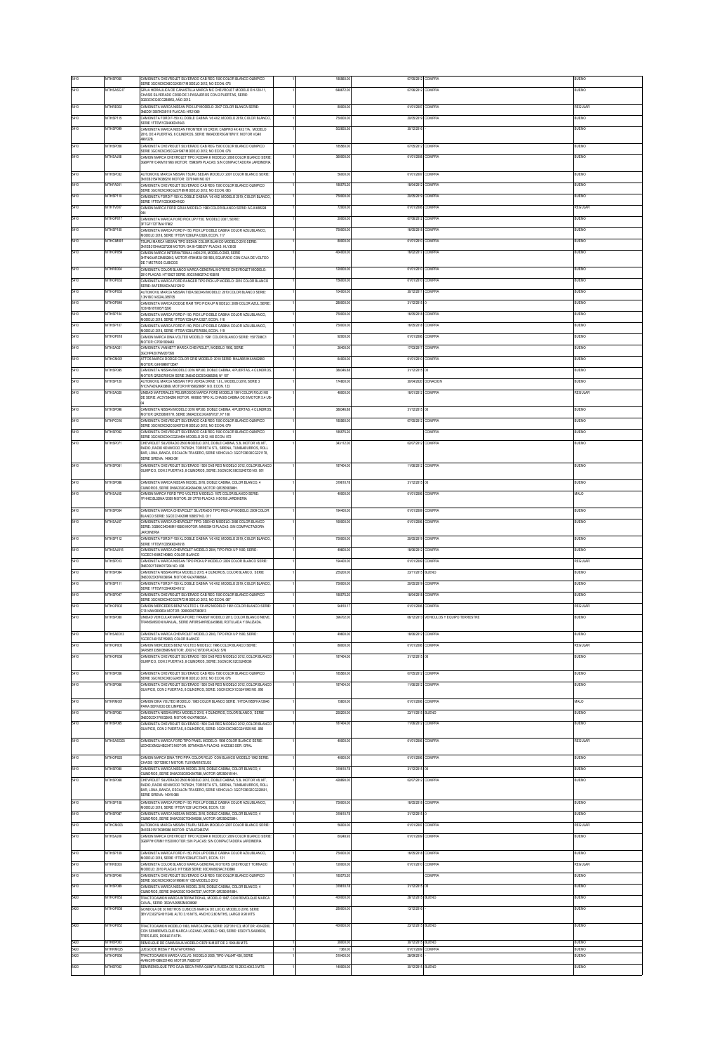| 5410 | MTHSP055 | CAMIONETA CHEVROLET SILVERADO CAB REG 1500 COLOR BLANCO OLIMPICO SERIE 3GCNC9CX8CG240517 MODELO 2012, NO ECON. 075 | 1 | 185580.00 | 07/05/2012 | COMPRA | BUENO |
|---|---|---|---|---|---|---|---|
| 5410 | MTHSASG17 | GRUA HIDRAULICA DE CANASTILLA MARCA MC CHEVROLET MODELO EH-120-11, CHASIS SILVERADO C3500 DE 3 PASAJEROS CON 2 PUERTAS, SERIE 3GB3C5CG6CG208963, AÑO 2012. | 1 | 646872.00 | 07/06/2012 | COMPRA | BUENO |
| 5410 | MTHRS002 | CAMIONETA MARCA NISSAN PICK-UP MODELO: 2007 COLOR BLANCA SERIE: 3N6DD13S57K039118 PLACAS: HR21089 | 1 | 80000.00 | 01/01/2007 | COMPRA | REGULAR |
| 5410 | MTHSP115 | CAMIONETA FORD F-150 XL DOBLE CABINA V6 4X2, MODELO 2019, COLOR BLANCO, SERIE 1FTEW1CB4KKD41643 | 1 | 750000.00 | 28/05/2019 | COMPRA | BUENO |
| 5410 | MTHSP099 | CAMIONETA MARCA NISSAN FRONTIER V6 CREW, CABPRO 4X4 4X2 T/A, MODELO 2016, DE 4 PUERTAS, 6 CILINDROS, SERIE 1N6AD0ER3GN787817, MOTOR VQ40 486122B. | 1 | 560855.36 | 30/12/2016 | - | BUENO |
| 5410 | MTHSP058 | CAMIONETA CHEVROLET SILVERADO CAB REG 1500 COLOR BLANCO OLIMPICO SERIE 3GCNC9CX5CG418987 MODELO 2012, NO ECON. 078 | 1 | 185580.00 | 07/05/2012 | COMPRA | BUENO |
| 5410 | MTHSA208 | CAMION MARCA CHEVROLET TIPO: KODIAK K MODELO: 2008 COLOR BLANCO SERIE: 3GBP7H1C4XM181993 MOTOR: 15983879 PLACAS: S/N COMPACTADORA JARDINERIA | 1 | 380000.00 | 01/01/2008 | COMPRA | BUENO |
| 5410 | MTHSP032 | AUTOMOVIL MARCA NISSAN TSURU SEDAN MODELO: 2007 COLOR BLANCO SERIE: 3N1EB31S47K386216 MOTOR: 72791WR NO 021 | 1 | 56000.00 | 01/01/2007 | COMPRA | BUENO |
| 5410 | MTHFA001 | CAMIONETA CHEVROLET SILVERADO CAB REG 1500 COLOR BLANCO OLIMPICO SERIE 3GCNC9CX9CG237189 MODELO 2012, NO ECON. 063 | 1 | 185575.20 | 18/04/2012 | COMPRA | BUENO |
| 5410 | MTHSP110 | CAMIONETA FORD F-150 XL DOBLE CABINA V6 4X2, MODELO 2019, COLOR BLANCO, SERIE 1FTEW1CB3KKD41620 | 1 | 750000.00 | 28/05/2019 | COMPRA | BUENO |
| 5410 | MTHTV007 | CAMION MARCA FORD GRUA MODELO: 1980 COLOR BLANCO SERIE: AC JFK85234 344 | 1 | 72000.00 | 01/01/2006 | COMPRA | REGULAR |
| 5410 | MTHOP017 | CAMIONETA MARCA FORD PICK UP F150, MODELO 2007, SERIE 3FTGF17277MA17962 | 1 | 20000.00 | 07/06/2012 | COMPRA | BUENO |
| 5410 | MTHSP105 | CAMIONETA MARCA FORD F-150, PICK UP DOBLE CABINA COLOR AZUL/BLANCO, MODELO 2018, SERIE 1FTEW1E85JFA12026, ECON. 117 | 1 | 750000.00 | 18/05/2018 | COMPRA | BUENO |
| 5410 | MTHCM001 | TSURU MARCA NISSAN TIPO SEDAN COLOR BLANCO MODELO 2010 SERIE 3N1EB31S4AK327208 MOTOR: GA16-7280377 PLACAS: HLY3030 | 1 | 80000.00 | 01/01/2010 | COMPRA | BUENO |
| 5410 | MTHOP059 | CAMION MARCA INTERNATIONAL 4400-215, MODELO 2003, SERIE 3HTNKAAR33N592943, MOTOR 470HM2U1351593, EQUIPADO CON CAJA DE VOLTEO DE 7 METROS CUBICOS | 1 | 404000.00 | 18/02/2017 | COMPRA | BUENO |
| 5410 | MTHRS004 | CAMIONETA COLOR BLANCO MARCA GENERAL MOTORS CHEVROLET MODELO: 2010 PLACAS: HT15627 SERIE: 93CXM80274C163818 | 1 | 120000.00 | 01/01/2010 | COMPRA | BUENO |
| 5410 | MTHOP033 | CAMIONETA MARCA FORD RANGER TIPO PICK-UP MODELO: 2010 COLOR BLANCO SERIE: 8AFER5AD4A6312912 | 1 | 156000.00 | 01/01/2010 | COMPRA | BUENO |
| 5410 | MTHOP035 | AUTOMOVIL MARCA NISSAN TIIDA SEDAN MODELO: 2010 COLOR BLANCO SERIE: 3N1BC1AS2AL358708 | 1 | 104000.00 | 30/12/2011 | COMPRA | BUENO |
| 5410 | MTHOP040 | CAMIONETA MARCA DODGE RAM TIPO PICK-UP MODELO: 2009 COLOR AZUL SERIE: 1D3HB18T39S715290 | 1 | 280000.00 | 31/12/2015 | 0 | BUENO |
| 5410 | MTHSP104 | CAMIONETA MARCA FORD F-150, PICK UP DOBLE CABINA COLOR AZUL/BLANCO, MODELO 2018, SERIE 1FTEW1E8XJFA12027, ECON. 116 | 1 | 750000.00 | 18/05/2018 | COMPRA | BUENO |
| 5410 | MTHSP107 | CAMIONETA MARCA FORD F-150, PICK UP DOBLE CABINA COLOR AZUL/BLANCO, MODELO 2018, SERIE 1FTEW1E85JFB70656, ECON. 119 | 1 | 750000.00 | 18/05/2018 | COMPRA | BUENO |
| 5410 | MTHOP018 | CAMION MARCA DINA VOLTEO MODELO: 1981 COLOR BLANCO SERIE: 1507288C1 MOTOR: CP0918094453 | 1 | 52000.00 | 01/01/2006 | COMPRA | BUENO |
| 5410 | MTHSA021 | CAMIONETA VANNETT MARCA CHEVROLET, MODELO 1992, SERIE 3GCHP42K1NM207390 | 1 | 26400.00 | 17/03/2017 | COMPRA | BUENO |
| 5410 | MTHCM001 | ATTOS MARCA DODGE COLOR GRIS MODELO: 2010 SERIE: MALAB51H1AM502850 MOTOR: G4HHAM173547 | 1 | 84000.00 | 01/01/2010 | COMPRA | BUENO |
| 5410 | MTHSP085 | CAMIONETA NISSAN MODELO 2016 NP300, DOBLE CABINA, 4 PUERTAS, 4 CILINDROS MOTOR QR25076912H SERIE 3N6AD33C5GK866208, N° 107 | 1 | 388346.88 | 31/12/2015 | 00 | BUENO |
| 5410 | MTHSP120 | AUTOMOVIL MARCA NISSAN TIPO VERSA DRIVE 1.6 L. MODELO 2018, SERIE 3 N1CN7AD6JK438808, MOTOR HR16802869P, NO. ECON. 123 | 1 | 174800.00 | 30/04/2020 | DONACION | BUENO |
| 5410 | MTHSA020 | UNIDAD MATERIALES PELIGROSOS MARCA FORD MODELO: 1991 COLOR ROJO NO DE SERIE: AC3YSM4296 MOTOR: H65085 TIPO XL CHASIS CABINA DE 8 MOTOR 5.4 UB-3V | 1 | 46800.00 | 18/01/2012 | COMPRA | REGULAR |
| 5410 | MTHSP086 | CAMIONETA NISSAN MODELO 2016 NP300, DOBLE CABINA, 4 PUERTAS, 4 CILINDROS MOTOR QR25080617H, SERIE 3N6AD33CXGK870127, N° 108 | 1 | 388346.88 | 31/12/2015 | 00 | BUENO |
| 5410 | MTHPC016 | CAMIONETA CHEVROLET SILVERADO CAB REG 1500 COLOR BLANCO OLIMPICO SERIE 3GCNC9CX2CG245733 MODELO 2012, NO ECON. 079 | 1 | 185580.00 | 07/05/2012 | COMPRA | BUENO |
| 5410 | MTHSP052 | CAMIONETA CHEVROLET SILVERADO CAB REG 1500 COLOR BLANCO OLIMPICO SERIE 3GCNC9CXXCG234404 MODELO 2012, NO ECON. 072 | 1 | 185575.20 | | COMPRA | BUENO |
| 5410 | MTHSP071 | CHEVROLET SILVERADO 2500 MODELO 2012, DOBLE CABINA, 5.3L MOTOR V8, MT. RADIO, RADIO KENWOOD TK7302H, TORRETA STL, SIRENA, TUMBABURROS, ROLL BAR, LONA, BANCA, ESCALON TRASERO, SERIE VEHICULO: 3GCPC9E08CG221176, SERIE SIRENA: 14903.081 | 1 | 343112.00 | 02/07/2012 | COMPRA | BUENO |
| 5410 | MTHSP081 | CAMIONETA CHEVROLET SILVERADO 1500 CAB REG MODELO 2012, COLOR BLANCO OLIMPICO, CON 2 PUERTAS, 8 CILINDROS, SERIE: 3GCNC9CX8CG245735 NO. 881 | 1 | 187404.00 | 11/06/2012 | COMPRA | BUENO |
| 5410 | MTHSP088 | CAMIONETA MARCA NISSAN MODEL 2016, DOBLE CABINA, COLOR BLANCO, 4 CILINDROS, SERIE 3N6AD33C4GK864098, MOTOR QR25082836H | 1 | 316610.78 | 31/12/2015 | 00 | BUENO |
| 5410 | MTHSA035 | CAMION MARCA FORD TIPO VOLTEO MODELO: 1972 COLOR BLANCO SERIE: 1FHHS35,SDNA 12059 MOTOR: 28137799 PLACAS: HS0188 JARDINERIA | 1 | 40000.00 | 01/01/2006 | COMPRA | MALO |
| 5410 | MTHSP094 | CAMIONETA MARCA CHEVROLET SILVERADO TIPO PICK-UP MODELO: 2008 COLOR BLANCO SERIE: 3GCEC14X29M 106857 NO. 011 | 1 | 164400.00 | 01/01/2009 | COMPRA | BUENO |
| 5410 | MTHSA037 | CAMIONETA MARCA CHEVROLET TIPO: 3500 HD MODELO: 2008 COLOR BLANCO SERIE: 3GBKC34G48M116593 MOTOR: M98038413 PLACAS: S/N COMPACTADORA JARDINERIA | 1 | 180000.00 | 01/01/2008 | COMPRA | BUENO |
| 5410 | MTHSP112 | CAMIONETA FORD F-150 XL DOBLE CABINA V6 4X2, MODELO 2019, COLOR BLANCO, SERIE 1FTEW1CB5KKD41616 | 1 | 750000.00 | 28/05/2019 | COMPRA | BUENO |
| 5410 | MTHSA015 | CAMIONETA MARCA CHEVROLET MODELO 2004, TIPO PICK UP 1500, SERIE: 1GCEC14X84Z140860, COLOR BLANCO | 1 | 49600.00 | 18/06/2012 | COMPRA | BUENO |
| 5410 | MTHSP013 | CAMIONETA MARCA NISSAN TIPO PICK-UP MODELO: 2009 COLOR BLANCO SERIE: 3N6DD21T49K017204 NO. 035 | 1 | 164400.00 | 01/01/2009 | COMPRA | REGULAR |
| 5410 | MTHSP084 | CAMIONETA NISSAN PICA MODELO 2015, 4 CILINDROS, COLOR BLANCO, SERIE 3N6DD23X5FK038094, MOTOR KA24786668A | 1 | 255200.00 | 23/11/2015 | BUENO | BUENO |
| 5410 | MTHSP111 | CAMIONETA FORD F-150 XL DOBLE CABINA V6 4X2, MODELO 2019, COLOR BLANCO, SERIE 1FTEW1CB4KKD41612 | 1 | 750000.00 | 28/05/2019 | COMPRA | BUENO |
| 5410 | MTHSP047 | CAMIONETA CHEVROLET SILVERADO CAB REG 1500 COLOR BLANCO OLIMPICO SERIE 3GCNC9CX4CG237470 MODELO 2012, NO ECON. 067 | 1 | 185575.20 | 18/04/2016 | COMPRA | BUENO |
| 5410 | MTHOP002 | CAMION MERCEDES BENZ VOLTEO L 1314/52 MODELO: 1981 COLOR BLANCO SERIE: C13/14M/8000654 MOTOR: 3569000070806015 | 1 | 94815.17 | 01/01/2006 | COMPRA | REGULAR |
| 5410 | MTHSP080 | UNIDAD VEHICULAR MARCA FORD, TRANSIT MODELO 2013, COLOR BLANCO NIEVE, TRANSMISION MANUAL, SERIE WF0RS4HP8DJA56688, ROTULADA Y BALIZADA. | 1 | 396702.00 | 06/12/2013 | VEHICULOS Y EQUIPO TERRESTRE | BUENO |
| 5410 | MTHSA0013 | CAMIONETA MARCA CHEVROLET MODELO 2003, TIPO PICK UP 1500, SERIE: 1GCEC14X13Z159093, COLOR BLANCO | 1 | 49600.00 | 18/06/2012 | COMPRA | BUENO |
| 5410 | MTHOP005 | CAMION MERCEDES BENZ VOLTEO MODELO: 1986 COLOR BLANCO SERIE: 3AR00513350356B9 MOTOR: J2021-C18730 PLACAS: S/N | 1 | 88000.00 | 01/01/2006 | COMPRA | REGULAR |
| 5410 | MTHOP038 | CAMIONETA CHEVROLET SILVERADO 1500 CAB REG MODELO 2012, COLOR BLANCO OLIMPICO, CON 2 PUERTAS, 8 CILINDROS, SERIE: 3GCNC9CX2CG245036 | 1 | 187404.00 | 31/12/2015 | 00 | BUENO |
| 5410 | MTHSP056 | CAMIONETA CHEVROLET SILVERADO CAB REG 1500 COLOR BLANCO OLIMPICO SERIE 3GCNC9CX8CG240736 MODELO 2012, NO ECON. 076 | 1 | 185580.00 | 07/05/2012 | COMPRA | BUENO |
| 5410 | MTHSP066 | CAMIONETA CHEVROLET SILVERADO 1500 CAB REG MODELO 2012, COLOR BLANCO OLIMPICO, CON 2 PUERTAS, 8 CILINDROS, SERIE: 3GCNC9CX1CG241685 NO. 886 | 1 | 187404.00 | 11/06/2012 | COMPRA | BUENO |
| 5410 | MTHRM001 | CAMION DINA VOLTEO MODELO: 1983 COLOR BLANCO SERIE: 1HTDA1955FHA12646 PARA SERVICIO DE LIMPIEZA | 1 | 15600.00 | 01/01/2006 | COMPRA | MALO |
| 5410 | MTHSP083 | CAMIONETA NISSAN PICA MODELO 2015, 4 CILINDROS, COLOR BLANCO, SERIE 3N6DD23X1FK032643, MOTOR KA24796533A | 1 | 255200.00 | 23/11/2015 | BUENO | BUENO |
| 5410 | MTHSP065 | CAMIONETA CHEVROLET SILVERADO 1500 CAB REG MODELO 2012, COLOR BLANCO OLIMPICO, CON 2 PUERTAS, 8 CILINDROS, SERIE: 3GCNC9CX8CG241525 NO. 885 | 1 | 187404.00 | 11/06/2012 | COMPRA | BUENO |
| 5410 | MTHSASG03 | CAMIONETA MARCA FORD TIPO PANEL MODELO: 1998 COLOR BLANCO SERIE: 1EDHE30N0JHB23473 MOTOR: 8078HS425-A PLACAS: HXZ3383 SERV. GRAL | 1 | 40000.00 | 01/01/2006 | COMPRA | REGULAR |
| 5410 | MTHOP025 | CAMION MARCA DINA TIPO PIPA COLOR ROJO CON BLANCO MODELO 1992 SERIE: CHASIS 1507288C1 MOTOR: TUIXM40187202 | 1 | 40000.00 | 01/01/2006 | COMPRA | BUENO |
| 5410 | MTHSP090 | CAMIONETA MARCA NISSAN MODEL 2016, DOBLE CABINA, COLOR BLANCO, 4 CILINDROS, SERIE 3N6AD33C5GK847588, MOTOR QR25091914H | 1 | 316610.78 | 31/12/2015 | 00 | BUENO |
| 5410 | MTHSP068 | CHEVROLET SILVERADO 2500 MODELO 2012, DOBLE CABINA, 5.3L MOTOR V8, MT. RADIO, RADIO KENWOOD TK7302H, TORRETA STL, SIRENA, TUMBABURROS, ROLL BAR, LONA, BANCA, ESCALON TRASERO, SERIE VEHICULO: 3GCPC9E02CG228681, SERIE SIRENA: 14919.088 | 1 | 420890.00 | 02/07/2012 | COMPRA | BUENO |
| 5410 | MTHSP108 | CAMIONETA MARCA FORD F-150, PICK UP DOBLE CABINA COLOR AZUL/BLANCO, MODELO 2018, SERIE 1FTEW1E81JKC75408, ECON. 120 | 1 | 750000.00 | 18/05/2018 | COMPRA | BUENO |
| 5410 | MTHSP087 | CAMIONETA MARCA NISSAN MODEL 2016, DOBLE CABINA, COLOR BLANCO, 4 CILINDROS, SERIE 3N6AD33C7GK866298, MOTOR QR25082338H | 1 | 316610.78 | 31/12/2015 | 0 | BUENO |
| 5410 | MTHCM003 | AUTOMOVIL MARCA NISSAN TSURU SEDAN MODELO: 2007 COLOR BLANCO SERIE: 3N1EB31S17K385086 MOTOR: GTAL6724637W | 1 | 56000.00 | 01/01/2007 | COMPRA | REGULAR |
| 5410 | MTHSA209 | CAMION MARCA CHEVROLET TIPO: KODIAK K MODELO: 2009 COLOR BLANCO SERIE: 3GBP7H1C79M111528 MOTOR: S/N PLACAS: S/N COMPACTADORA JARDINERIA | 1 | 80249.63 | 01/01/2009 | COMPRA | BUENO |
| 5410 | MTHSP109 | CAMIONETA MARCA FORD F-150, PICK UP DOBLE CABINA COLOR AZUL/BLANCO, MODELO 2018, SERIE 1FTEW1E89JFC79471, ECON. 121 | 1 | 750000.00 | 18/05/2018 | COMPRA | BUENO |
| 5410 | MTHRS003 | CAMIONETA COLOR BLANCO MARCA GENERAL MOTORS CHEVROLET TORNADO MODELO: 2010 PLACAS: HT15628 SERIE: 93CXM80294C163880 | 1 | 120000.00 | 01/01/2010 | COMPRA | REGULAR |
| 5410 | MTHSP040 | CAMIONETA CHEVROLET SILVERADO CAB REG 1500 COLOR BLANCO OLIMPICO SERIE: 3GCNC9CX8CG199680 N° 085 MODELO 2012 | 1 | 185575.20 | | COMPRA | BUENO |
| 5410 | MTHSP089 | CAMIONETA MARCA NISSAN MODEL 2016, DOBLE CABINA, COLOR BLANCO, 4 CILINDROS, SERIE 3N6AD33C1GK847237, MOTOR QR25091888H | 1 | 316610.78 | 31/12/2015 | 00 | BUENO |
| 5420 | MTHOP053 | TRACTOCAMION MARCA INTERNATIONAL, MODELO 1987, CON REMOLQUE MARCA CAVAL, SERIE: 2SWVA095BZM008061 | 1 | 400000.00 | 28/12/2015 | BUENO | BUENO |
| 5420 | MTHOP058 | GONDOLA DE 30 METROS CUBICOS MARCA DE LUCIO, MODELO 2016, SERIE 3BYVC3827GH811248, ALTO 3.10 MTS, ANCHO 2.60 MTHS, LARGO 9.50 MTS | 1 | 280000.00 | 13/12/2016 | - | BUENO |
| 5420 | MTHOP052 | TRACTOCAMION MODELO 1983, MARCA DINA, SERIE: 23273101C3, MOTOR: 43143280, CON SEMIREMOLQUE MARCA LOZANO, MODELO 1983, SERIE: 933CVTLSA006003, TRES EJES, DOBLE PATIN. | 1 | 400000.00 | 23/12/2015 | BUENO | BUENO |
| 5420 | MTHTP003 | REMOLQUE DE CAMA BAJA MODELO CB7818-MJBT DE 2.10X4.88 MTS | 1 | 28800.00 | 30/12/2015 | BUENO | BUENO |
| 5420 | MTHRM025 | JUEGO DE MESA Y PLATAFORMAS | 1 | 7360.00 | 01/01/2009 | COMPRA | BUENO |
| 5420 | MTHOP056 | TRACTOCAMION MARCA VOLVO, MODELO 2008, TIPO VNL64T-430, SERIE 4V4NC9TH08N251460, MOTOR 79280157 | 1 | 510400.00 | 28/08/2016 | - | BUENO |
| 5420 | MTHOP062 | SEMIREMOLQUE TIPO CAJA SECA PARA QUINTA RUEDA DE 16.20X2.40X2.3 MTS | 1 | 140000.00 | 30/12/2015 | BUENO | BUENO |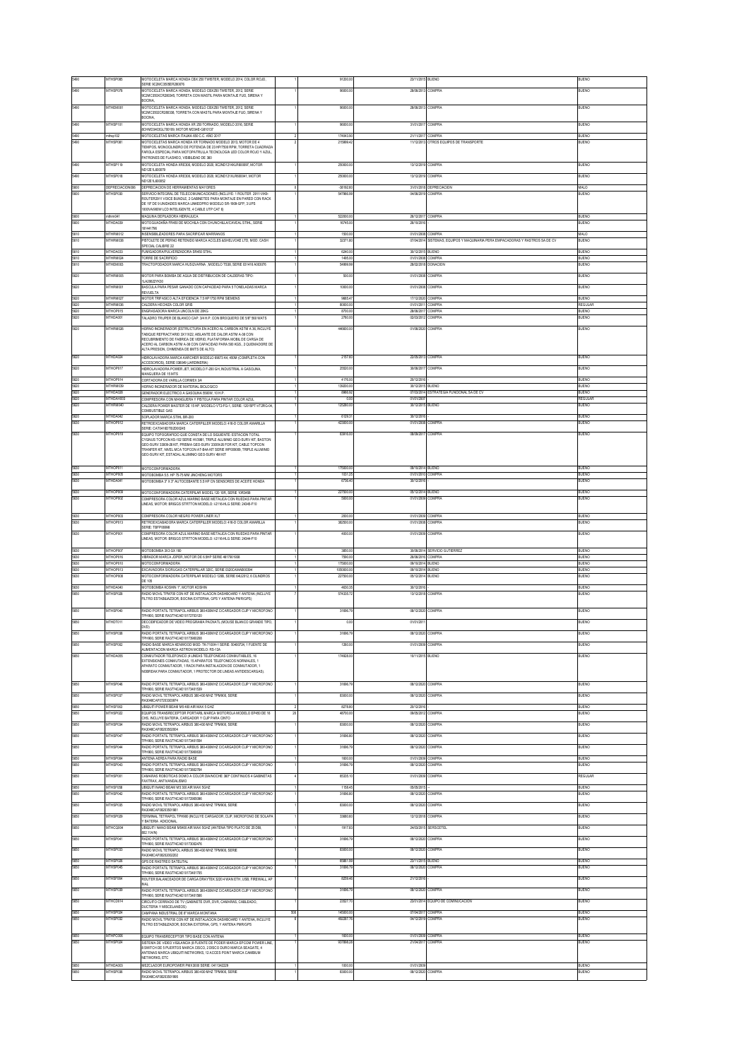| | | | | | | | |
|---|---|---|---|---|---|---|---|
| 5480 | MTHSP085 | MOTOCICLETA MARCA HONDA CBX 250 TWISTER, MODELO 2014, COLOR ROJO., SERIE 9C2MC3505ER260876 | 1 | 91200.00 | 23/11/2015 | BUENO | BUENO |
| 5480 | MTHSP078 | MOTOCICLETA MARCA HONDA, MODELO CBX250 TWISTER, 2012, SERIE 9C2MC3505CR260345, TORRETA CON MASTIL PARA MONTAJE FIJO, SIRENA Y BOCINA. | 1 | 96800.00 | 28/06/2013 | COMPRA | BUENO |
| 5480 | MTHSM001 | MOTOCICLETA MARCA HONDA, MODELO CBX250 TWISTER, 2012, SERIE 9C2MC3503CR260338, TORRETA CON MASTIL PARA MONTAJE FIJO, SIRENA Y BOCINA. | 1 | 96800.00 | 28/06/2013 | COMPRA | BUENO |
| 5480 | MTHSP101 | MOTOCICLETA MARCA HONDA XR 250 TORNADO, MODELO 2016, SERIE 8CHMD3403GL700180; MOTOR MD34E-G810137 | 1 | 96800.00 | 31/10/2017 | COMPRA | BUENO |
| 5480 | mthsp102 | MOTOCICLETAS MARCA ITALIKA 650 C.C. AÑO 2017 | 2 | 174843.50 | 21/11/2017 | COMPRA | BUENO |
| 5480 | MTHSP081 | MOTOCICLETAS MARCA HONDA XR TORNADO MODELO 2013, MOTOR DE 4 TIEMPOS, MONOCILINDRO DE POTENCIA DE 23 HP/7500 RPM, TORRETA CUADRADA PAROLA ESPECIAL PARA MOTOPATRULLA TECNOLOGIA LED COLOR ROJO Y AZUL, PATRONES DE FLASHEO, VISIBILIDAD DE 360 | 2 | 215989.42 | 11/12/2013 | OTROS EQUIPOS DE TRANSPORTE | BUENO |
| 5480 | MTHSP119 | MOTOCICLETA HONDA XRE300, MODELO 2020, 9C2ND1214LR600097, MOTOR ND12E 5.800879 | 1 | 250000.00 | 13/12/2019 | COMPRA | BUENO |
| 5480 | MTHSP118 | MOTOCICLETA HONDA XRE300, MODELO 2020, 9C2ND1215LR600041, MOTOR ND12E 5.800852 | 1 | 250000.00 | 13/12/2019 | COMPRA | BUENO |
| 5600 | DEPRECIACION066 | DEPRECIACION DE HERRAMIENTAS MAYORES | 8 | -36182.83 | 31/01/2018 | DEPRECIACION | MALO |
| 5600 | MTHSP030 | SERVICIO INTEGRAL DE TELECOMUNICACIONES (INCLUYE: 1 ROUTER 2911-VK9-ROUTER2911 VOICE BUNDLE, 2 GABINETES PARA MONTAJE EN PARED CON RACK DE 19" DE 9 UNIDADES MARCA LINKEDPRO MODELO SR-1909-GFP, 3 UPS 1500VA/900W LCD INTELIGENTE, 4 CABLE UTP CAT 6) | 1 | 547966.50 | 04/06/2019 | COMPRA | BUENO |
| 5600 | mthrm041 | MAQUINA DEPILADORA HIDRAULICA | 1 | 522000.00 | 28/12/2017 | COMPRA | BUENO |
| 5600 | MTHDA039 | MOTOGUADAÑA FR450 DE MOCHILA CON CHUNCHILLA/CAVEAL STIHL, SERIE 181441766 | 1 | 16745.00 | 28/10/2016 | | BUENO |
| 5610 | MTHRM012 | INSENSIBILIZADORES PARA SACRIFICAR MARRANOS | 1 | 1500.00 | 01/01/2008 | COMPRA | MALO |
| 5610 | MTHRM038 | PISTOLETE DE PERNO RETENIDO MARCA ACCLES &SHELVOKE LTD, MOD. CASH SPECIAL CALIBRE 22 | 1 | 32371.83 | 07/04/2014 | SISTEMAS, EQUIPOS Y MAQUINARIA PARA EMPACADORAS Y RASTROS SA DE CV | BUENO |
| 5610 | MTHDA033 | FUMIGADORA/PULVERIZADORA SR450 STIHL | 1 | 6240.00 | 30/12/2015 | BUENO | BUENO |
| 5610 | MTHRM024 | TORRE DE SACRIFICIO | 1 | 1495.00 | 01/01/2008 | COMPRA | BUENO |
| 5610 | MTHDM003 | TRACTOPODADOR MARCA HUSQVARNA , MODELO TS38, SERIE 031416 A003076 | 1 | 54999.00 | 29/02/2016 | DONACION | BUENO |
| 5620 | MTHRM005 | MOTOR PARA BOMBA DE AGUA DE DISTRIBUCION DE CALDERAS TIPO: 7LA3082274G0 | 1 | 500.00 | 01/01/2008 | COMPRA | BUENO |
| 5620 | MTHRM001 | BASCULA PARA PESAR GANADO CON CAPACIDAD PARA 5 TONELADAS MARCA REVUELTA | 1 | 10000.00 | 01/01/2008 | COMPRA | BUENO |
| 5620 | MTHRM027 | MOTOR TRIFASICO ALTA EFICENCIA 7.5 HP 1750 RPM SIEMENS | 1 | 9865.47 | 17/12/2020 | COMPRA | BUENO |
| 5620 | MTHRM036 | CALDERA HECHIZA COLOR GRIS | 1 | 60000.00 | 01/01/2011 | COMPRA | REGULAR |
| 5620 | MTHOP015 | ENGRASADORA MARCA LINCOLN DE 20KG | 1 | 8700.00 | 28/06/2017 | COMPRA | BUENO |
| 5620 | MTHDA001 | TALADRO TRUPER DE BLANCO CAP. 3/4 H.P. CON BROQUERO DE 5/8" 560 WATS | 1 | 2760.00 | 02/03/2012 | COMPRA | BUENO |
| 5620 | MTHRM026 | HORNO INCINERADOR (ESTRUCTURA EN ACERO AL CARBON ASTM A 36, INCLUYE TABIQUE REFRACTARIO 3X11X22, AISLANTE DE CALOR ASTM A-36 CON RECUBRIMIENTO DE FABRICA DE VIDRIO, PLATAFORMA MOBIL DE CARGA DE ACERO AL CARBON ASTM A-36 CON CAPACIDAD PARA 500 KGS., 2 QUEMADORE DE ALTA PRESION, CHIMENEA DE 8MTS DE ALTO) | 1 | 446600.00 | 01/06/2020 | COMPRA | BUENO |
| 5620 | MTHDA024 | HIDROLAVADORA MARCA KARCHER MODELO K5675 K4. 450M (COMPLETA CON ACCESORIOS), SERIE 038049 (JARDINERIA) | 1 | 2157.60 | 22/05/2013 | COMPRA | BUENO |
| 5620 | MTHOP017 | HIDROLAVADORA POWER JET, MODELO F-260 GH, INDUSTRIAL A GASOLINA, MANGUERA DE 15 MTS | 1 | 20520.00 | 30/06/2017 | COMPRA | BUENO |
| 5620 | MTHOP014 | CORTADORA DE VARILLA CORMEX 3/4 | 1 | 4176.00 | 29/12/2016 | | BUENO |
| 5620 | MTHRM039 | HORNO INCINERADOR DE MATERIAL BIOLOGICO | 1 | 139200.00 | 30/12/2015 | BUENO | BUENO |
| 5620 | MTHDA028 | GENERADOR ELECTRICO A GASOLINA 5500W, 10 H.P. | 1 | 6960.02 | 07/03/2014 | ESTRATEGIA FUNCIONAL SA DE CV | BUENO |
| 5620 | MTHRA003 | COMPRESORA CON MANGUERA Y PISTOLA PARA PINTAR COLOR AZUL | 1 | 0.00 | 01/01/2007 | | REGULAR |
| 5620 | MTHRM040 | CALDERA POWER MASTER DE 15 HP, MODELO VT3-FG-1, SERIE: 12019PT-VT2RG-04, COMBUSTIBLE GAS | 1 | 125280.00 | 30/12/2015 | BUENO | BUENO |
| 5620 | MTHDA042 | SOPLADOR MARCA STIHL BR-200 | 1 | 6129.31 | 30/12/2016 | | BUENO |
| 5630 | MTHOP012 | RETROEXCAVADORA MARCA CATERPILLER MODELO 416-D COLOR AMARILLA SERIE: CAT0416DTBZD00245 | 1 | 423000.00 | 01/01/2009 | COMPRA | BUENO |
| 5630 | MTHOP019 | EQUIPO TOPOGRAFICO QUE CONSTA DE LO SIGUIENTE: ESTACION TOTAL CYGNUS TOPCON KS-102 SERIE WJ3681, TRIPLE ALUMINIO GEO-SURV KIT, BASTON GEO-SURV 33009-28 KIT, PRISMA GEO-SURV 33009-26 FOR KIT, CABLE TOPCON TRANFER KIT, NIVEL MCA TOPCON AT-B4A KIT SERIE WP000089, TRIPIE ALUMINIO GEO-SURV KIT, ESTADAL ALUMINIO GEO-SURV 4M KIT | 1 | 83916.00 | 08/09/2017 | COMPRA | BUENO |
| 5630 | MTHOP011 | MOTOCONFORMADORA | 1 | 175000.00 | 09/10/2014 | BUENO | BUENO |
| 5630 | MTHOP005 | MOTOBOMBA 5.5. HP 75-75 MM JINCHENG MOTORS | 1 | 1937.25 | 01/01/2010 | COMPRA | BUENO |
| 5630 | MTHDA041 | MOTOBOMBA 3" X 3" AUTOCEBANTE 5.5 HP CN SENSORES DE ACEITE HONDA | 1 | 6730.40 | 30/12/2016 | | BUENO |
| 5630 | MTHOP009 | MOTOCONFORMADORA CATERPILAR MODEL 120 10R, SERIE 10R3458 | 1 | 227500.00 | 05/12/2014 | BUENO | BUENO |
| 5630 | MTHOP002 | COMPRESORA COLOR AZUL MARINO BASE METALICA CON RUEDAS PARA PINTAR LINEAS, MOTOR: BRIGGS STRTTON MODELO: 121164-LG SERIE: 24345-F10 | 1 | 5000.00 | 01/01/2009 | COMPRA | BUENO |
| 5630 | MTHOP003 | COMPRESORA COLOR NEGRO POWER LINER XLT | 1 | 2000.00 | 01/01/2009 | COMPRA | BUENO |
| 5630 | MTHOP013 | RETROEXCAVADORA MARCA CATERPILLER MODELO 416-D COLOR AMARILLA SERIE: TBFP00898 | 1 | 382500.00 | 01/01/2009 | COMPRA | BUENO |
| 5630 | MTHOP001 | COMPRESORA COLOR AZUL MARINO BASE METALICA CON RUEDAS PARA PINTAR LINEAS, MOTOR: BRIGGS STRTTON MODELO: 121164-LG SERIE: 24344-F10 | 1 | 4000.00 | 01/01/2009 | COMPRA | BUENO |
| 5630 | MTHOP007 | MOTOBOMBA 3X3 SX 180 | 1 | 3850.00 | 30/06/2014 | SERVICIO GUTIERREZ | BUENO |
| 5630 | MTHOP016 | VIBRADOR MARCA JOPER, MOTOR DE 6.5HP SERIE 4617561658 | 1 | 7590.00 | 29/08/2016 | COMPRA | BUENO |
| 5630 | MTHOP010 | MOTOCONFORMADORA | 1 | 175000.00 | 09/10/2014 | BUENO | BUENO |
| 5630 | MTHOP013 | EXCAVADORA S/ORUGAS CATERPILLAR 320C, SERIE 0320CAMAB00394 | 1 | 1050000.00 | 09/10/2014 | BUENO | BUENO |
| 5630 | MTHOP008 | MOTOCONFORMADORA CATERPILAR MODELO 120B, SERIE 64U2012, 6 CILINDROS DE 105 | 1 | 227500.00 | 05/12/2014 | BUENO | BUENO |
| 5630 | MTHDA040 | MOTOBOMBA KOSHIN 1", MOTOR KOSHIN | 1 | 4830.35 | 30/12/2016 | | BUENO |
| 5650 | MTHSP026 | RADIO MOVIL TPM700 CON KIT DE INSTALACION DASHBOARD Y ANTENA (INCLUYE FILTRO ESTABILIZADOR, BOCINA EXTERNA, GPS Y ANTENA PM/GPS) | 7 | 574335.72 | 13/12/2019 | COMPRA | BUENO |
| 5650 | MTHSP040 | RADIO PORTATIL TETRAPOL AIRBUS 380-430MHZ C/CARGADOR CLIP Y MICROFONO TPH900, SERIE RA37740A010172703120 | 1 | 31696.79 | 08/12/2020 | COMPRA | BUENO |
| 5650 | MTHOT011 | DECODIFICADOR DE VIDEO PROGRAMA PAZNATL (MOUSE BLANCO GRANDE TIPO, DVD) | 1 | 0.00 | 01/01/2011 | | BUENO |
| 5650 | MTHSP038 | RADIO PORTATIL TETRAPOL AIRBUS 380-430MHZ C/CARGADOR CLIP Y MICROFONO TPH900, SERIE RA37740A010173960268 | 1 | 31696.79 | 08/12/2020 | COMPRA | BUENO |
| 5650 | MTHSP062 | RADIO BASE MARCA KENWOOD MOD: TK-7100H-1 SERIE: 50400726, 1 FUENTE DE ALIMENTACION MARCA ASTRON MODELO: RS-12A | 1 | 1260.00 | 01/01/2009 | COMPRA | BUENO |
| 5650 | MTHDA055 | CONMUTADOR TELEFONICO (4 LINEAS TELEFONICAS CONMUTABLES, 16 EXTENSIONES CONMUTADAS, 15 APARATOS TELEFONICOS NORMALES, 1 APARATO CONMUTADOR, 1 RACK PARA INSTALACION DE CONMUTADOR, 1 NOBREAK PARA CONMUTADOR, 1 PROTECTOR DE LINEAS ANTIDESCARGAS) | 1 | 174428.00 | 18/11/2015 | BUENO | BUENO |
| 5650 | MTHSP046 | RADIO PORTATIL TETRAPOL AIRBUS 380-430MHZ C/CARGADOR CLIP Y MICROFONO TPH900, SERIE RA37740A010173401539 | 1 | 31696.79 | 08/12/2020 | COMPRA | BUENO |
| 5650 | MTHSP037 | RADIO MOVIL TETRAPOL AIRBUS 380-430 MHZ TPM900, SERIE RA3048CAF0D3D3D3874 | 1 | 83000.00 | 08/12/2020 | COMPRA | BUENO |
| 5650 | MTHSP063 | UBIQUIT POWER BEAM M5 400 AIR MAX 5 GHZ | 2 | 6278.80 | 23/12/2016 | | BUENO |
| 5650 | MTHSP022 | EQUIPOS TRANSRECEPTOR PORTATIL MARCA MOTOROLA MODELO EP450 DE 16 CHS, INCLUYE BATERIA, CARGADOR Y CLIP PARA CINTO | 26 | 46700.00 | 08/08/2012 | COMPRA | BUENO |
| 5650 | MTHSP034 | RADIO MOVIL TETRAPOL AIRBUS 380-430 MHZ TPM900, SERIE RA3048CAF0D2D3502604 | 1 | 83000.00 | 08/12/2020 | COMPRA | BUENO |
| 5650 | MTHSP047 | RADIO PORTATIL TETRAPOL AIRBUS 380-430MHZ C/CARGADOR CLIP Y MICROFONO TPH900, SERIE RA37740A010173401584 | 1 | 31696.80 | 08/12/2020 | COMPRA | BUENO |
| 5650 | MTHSP044 | RADIO PORTATIL TETRAPOL AIRBUS 380-430MHZ C/CARGADOR CLIP Y MICROFONO TPH900, SERIE RA37740A010173960029 | 1 | 31696.79 | 08/12/2020 | COMPRA | BUENO |
| 5650 | MTHSP064 | ANTENA AEREA PARA RADIO BASE | 1 | 1800.00 | 01/01/2009 | COMPRA | BUENO |
| 5650 | MTHSP043 | RADIO PORTATIL TETRAPOL AIRBUS 380-430MHZ C/CARGADOR CLIP Y MICROFONO TPH900, SERIE RA37740A010173952764 | 1 | 31696.79 | 08/12/2020 | COMPRA | BUENO |
| 5650 | MTHSP001 | CAMARAS ROBOTICAS DOMO A COLOR DIA/NOCHE 360° CONTINUOS 4 GABINETAS FAX/TRAX, ANTIVANDALISMO | 4 | 65335.10 | 01/01/2009 | COMPRA | REGULAR |
| 5650 | MTHSP058 | UBIQUIT NANO BEAM M5 300 AIR MAX 5GHZ | 1 | 1159.45 | 05/05/2015 | - | BUENO |
| 5650 | MTHSP042 | RADIO PORTATIL TETRAPOL AIRBUS 380-430MHZ C/CARGADOR CLIP Y MICROFONO TPH900, SERIE RA37740A010173965096 | 1 | 31696.80 | 08/12/2020 | COMPRA | BUENO |
| 5650 | MTHSP035 | RADIO MOVIL TETRAPOL AIRBUS 380-430 MHZ TPM900, SERIE RA3048CAF0D2D3501861 | 1 | 83000.00 | 08/12/2020 | COMPRA | BUENO |
| 5650 | MTHSP029 | TERMINAL TETRAPOL TPH900 (INCLUYE CARGADOR, CLIP, MICROFONO DE SOLAPA Y BATERIA ADICIONAL | 1 | 33680.60 | 12/12/2019 | COMPRA | BUENO |
| 5650 | MTHCO004 | UBIQUITI NANO BEAM M5400 AIR MAX 5GHZ (ANTENA TIPO PLATO DE 25 DBI, 802.11A/N) | 1 | 1917.83 | 24/03/2015 | SERSCETEL | BUENO |
| 5650 | MTHSP041 | RADIO PORTATIL TETRAPOL AIRBUS 380-430MHZ C/CARGADOR CLIP Y MICROFONO TPH900, SERIE RA37740A010173924476 | 1 | 31696.79 | 08/12/2020 | COMPRA | BUENO |
| 5650 | MTHSP033 | RADIO MOVIL TETRAPOL AIRBUS 380-430 MHZ TPM900, SERIE RA3048CAF0D2D3502602 | 1 | 83000.00 | 08/12/2020 | COMPRA | BUENO |
| 5650 | MTHSP026 | GPS DE RASTREO SATELITAL | 1 | 65861.99 | 23/11/2015 | BUENO | BUENO |
| 5650 | MTHSP045 | RADIO PORTATIL TETRAPOL AIRBUS 380-430MHZ C/CARGADOR CLIP Y MICROFONO TPH900, SERIE RA37740A010173401765 | 1 | 31696.79 | 08/12/2020 | COMPRA | BUENO |
| 5650 | MTHSP064 | ROUTER BALANCEADOR DE CARGA DRAYTEK 3200 4 WAN ETH, USB, FIREWALL AP INAL | 1 | 8259.46 | 21/12/2016 | | BUENO |
| 5650 | MTHSP039 | RADIO PORTATIL TETRAPOL AIRBUS 380-430MHZ C/CARGADOR CLIP Y MICROFONO TPH900, SERIE RA37740A010173401566 | 1 | 31696.79 | 08/12/2020 | COMPRA | BUENO |
| 5650 | MTHCO014 | CIRCUITO CERRADO DE TV (GABINETE DVR, DVR, CAMARAS, CABLEADO, DUCTERIA Y MISCELANEOS) | 1 | 20827.70 | 23/01/2014 | EQUIPO DE COMUNICACION | BUENO |
| 5650 | MTHSP024 | CAMPANA INDUSTRIAL DE 8" MARCA MONTANA | 500 | 145800.00 | 07/04/2017 | COMPRA | BUENO |
| 5650 | MTHSP032 | RADIO MOVIL TPM700 CON KIT DE INSTALACION DASHBOARD Y ANTENA, INCLUYE FILTRO ESTABILIZADOR, BOCINA EXTERNA, GPS, Y ANTENA PM/GPS | 8 | 492287.76 | 04/12/2019 | COMPRA | BUENO |
| 5650 | MTHPC006 | EQUIPO TRANSRECEPTOR TIPO BASE CON ANTENA | 1 | 1800.00 | 01/01/2009 | COMPRA | BUENO |
| 5650 | MTHSP024 | SISTEMA DE VIDEO VIGILANCIA (8 FUENTE DE PODER MARCA EPCOM POWER LINE, 8 SWITCH DE 5 PUERTOS MARCA CISCO, 2 DISCO DURO MARCA SEAGATE, 4 ANTENAS MARCA UBIQUITI NETWORKS, 12 ACCES POINT MARCA CAMBIUM NETWORKS, ETC. | 1 | 607868.28 | 21/04/2017 | COMPRA | BUENO |
| 5650 | MTHDA003 | MEZCLADOR EUROPOWER PMX2000 SERIE: 0411342228 | 1 | 1800.00 | 01/01/2009 | | BUENO |
| 5650 | MTHSP036 | RADIO MOVIL TETRAPOL AIRBUS 380-430 MHZ TPM900, SERIE RA3048CAF0D2D3501865 | 1 | 83000.00 | 08/12/2020 | COMPRA | BUENO |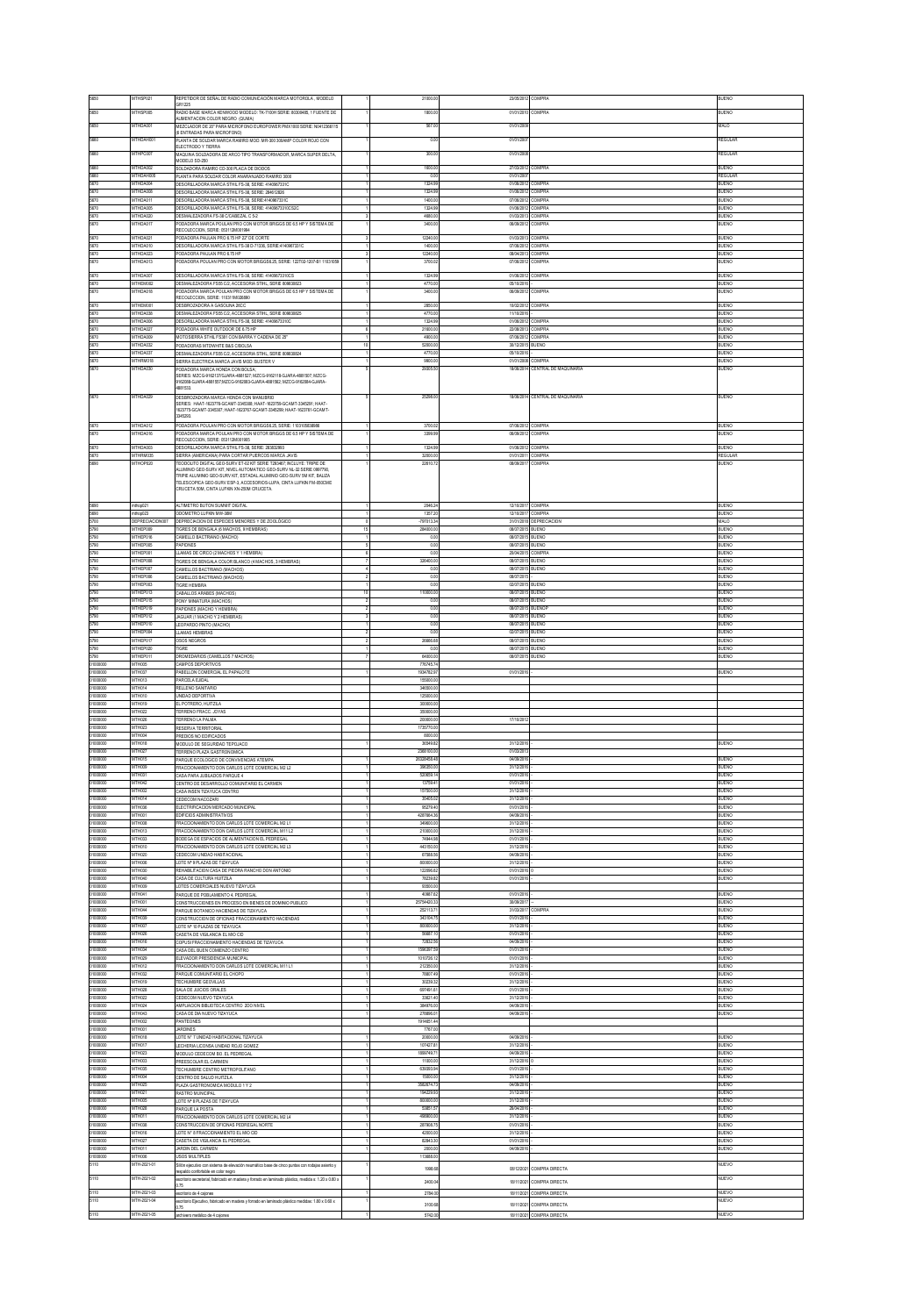| | | | | | | | |
|---|---|---|---|---|---|---|---|
| 5650 | MTHSP021 | REPETIDOR DE SEÑAL DE RADIO COMUNICACIÓN MARCA MOTOROLA , MODELO GR1225 | 1 | 21000.00 | 23/05/2012 | COMPRA | BUENO |
| 5650 | MTHSP065 | RADIO BASE MARCA KENWOOD MODELO: TK-7100H SERIE: 80308485, 1 FUENTE DE ALIMENTACION COLOR NEGRO (GUMA) | 1 | 1800.00 | 01/01/2010 | COMPRA | BUENO |
| 5650 | MTHDAH001 | MEZCLADOR DE 22" PARA MICROFONO EUROPOWER PMX1600 SERIE: N0412308115 (6 ENTRADAS PARA MICROFONO) | 1 | 567.00 | 01/01/2009 | | MALO |
| 5660 | MTHDAH001 | PLANTA DE SOLDAR MARCA RAMIRO MOD. MR-300 30AMP COLOR ROJO CON ELECTRODO Y TIERRA | 1 | 0.00 | 01/01/2007 | | REGULAR |
| 5660 | MTHPC007 | MAQUINA SOLDADORA DE ARCO TIPO TRANSFORMADOR, MARCA SUPER DELTA, MODELO SD-250 | 1 | 300.00 | 01/01/2008 | | REGULAR |
| 5660 | MTHDAH002 | SOLDADORA RAMIRO CD-300 PLACA DE DIODOS | 1 | 1800.00 | 27/03/2012 | COMPRA | BUENO |
| 5660 | MTHDAH005 | PLANTA PARA SOLDAR COLOR ANARANJADO RAMIRO 3000 | 1 | 0.00 | 01/01/2007 | | REGULAR |
| 5670 | MTHDAH004 | DESORILLADORA MARCA STHIL FS-38, SERIE: 4140967331C | 1 | 1324.99 | 01/06/2012 | COMPRA | BUENO |
| 5670 | MTHDAH005 | DESORILLADORA MARCA STHIL FS-38, SERIE: 284613825 | 1 | 1324.99 | 01/06/2012 | COMPRA | BUENO |
| 5670 | MTHDAH011 | DESORILLADORA MARCA STHIL FS-38, SERIE:4140967331C | 1 | 1400.00 | 07/06/2012 | COMPRA | BUENO |
| 5670 | MTHDAH005 | DESORILLADORA MARCA STHIL FS-38, SERIE: 4140967331CO3C | 1 | 1324.99 | 01/06/2012 | COMPRA | BUENO |
| 5670 | MTHDAH020 | DESMALEZADORA FS-38/CABEZAL C 5-2 | 3 | 4883.00 | 01/03/2013 | COMPRA | BUENO |
| 5670 | MTHDAH017 | PODADORA MARCA POULAN PRO CON MOTOR BRIGGS DE 6.5 HP Y SISTEMA DE RECOLECCION, SERIE: 053112M001984 | 1 | 3400.00 | 08/08/2012 | COMPRA | BUENO |
| 5670 | MTHDAH021 | PODADORA PAULAN PRO 6.75 HP 22" DE CORTE | 3 | 12240.00 | 01/03/2013 | COMPRA | BUENO |
| 5670 | MTHDAH010 | DESORILLADORA MARCA STHIL FS-38 D-71336, SERIE 4140967331C | 1 | 1400.00 | 07/06/2012 | COMPRA | BUENO |
| 5670 | MTHDAH023 | PODADORA PAULAN PRO 6.75 HP | 3 | 12240.00 | 08/04/2013 | COMPRA | BUENO |
| 5670 | MTHDAH013 | PODADORA POULAN PRO CON MOTOR BRIGGS 6.25, SERIE: 122T02-1207-B1 1103 1059 | 1 | 3700.02 | 07/06/2012 | COMPRA | BUENO |
| 5670 | MTHDAH007 | DESORILLADORA MARCA STHIL FS-38, SERIE: 4140967331CCS | 1 | 1324.99 | 01/06/2012 | COMPRA | BUENO |
| 5670 | MTHEM0082 | DESMALEZADORA FS55 C/2, ACCESORIA STIHL, SERIE 808836823 | 1 | 4770.00 | 05/10/2016 | | BUENO |
| 5670 | MTHDAH016 | PODADORA MARCA POULAN PRO CON MOTOR BRIGGS DE 6.5 HP Y SISTEMA DE RECOLECCION, SERIE: 110319026080 | 1 | 3400.00 | 08/08/2012 | COMPRA | BUENO |
| 5670 | MTHEM0081 | DESBROZADORA A GASOLINA 26CC | 1 | 2850.00 | 18/02/2012 | COMPRA | BUENO |
| 5670 | MTHDAH036 | DESMALEZADORA FS55 C/2, ACCESORIA STIHL, SERIE 808836825 | 1 | 4770.00 | 11/10/2016 | | BUENO |
| 5670 | MTHDAH006 | DESORILLADORA MARCA STHIL FS-38, SERIE: 4140967331IC | 1 | 1324.99 | 01/06/2012 | COMPRA | BUENO |
| 5670 | MTHDAH027 | PODADORA WHITE OUTDOOR DE 6.75 HP | 6 | 21600.00 | 22/08/2013 | COMPRA | BUENO |
| 5670 | MTHDAH009 | MOTOSIERRA STHIL FS381 CON BARRA Y CADENA DE 25" | 1 | 4800.00 | 07/06/2012 | COMPRA | BUENO |
| 5670 | MTHDAH032 | PODADORAS MTDWHITE B&S C/BOLSA | 10 | 52800.00 | 30/12/2015 | BUENO | BUENO |
| 5670 | MTHDAH037 | DESMALEZADORA FS55 C/2, ACCESORIA STIHL, SERIE 808836824 | 1 | 4770.00 | 05/10/2016 | | BUENO |
| 5670 | MTHRM018 | SIERRA ELECTRICA MARCA JAVIS MOD: BUSTER V | 1 | 9800.00 | 01/01/2008 | COMPRA | BUENO |
| 5670 | MTHDAH030 | PODADORA MARCA HONDA CON BOLSA; SERIES: MZCG-9162137GJARA-4681527; MZCG-9162119-GJARA-4681507; MZCG-9162058-GJARA-4681557;MZCG-9162083-GJARA-4681582; MZCG-9162084-GJARA-4681553. | 5 | 20835.50 | 18/08/2014 | CENTRAL DE MAQUINARIA | BUENO |
| 5670 | MTHDAH029 | DESBROZADORA MARCA HONDA CON MANUBRIO SERIES: HAAT-1623776-GCAMT-3345388; HAAT- 1623159-GCAMT-3345291; HAAT-1623775-GCAMT-3345387; HAAT-1623767-GCAMT-3345289; HAAT-1623781-GCAMT-3345293. | 5 | 25258.00 | 18/08/2014 | CENTRAL DE MAQUINARIA | BUENO |
| 5670 | MTHDAH012 | PODADORA POULAN PRO CON MOTOR BRIGGS 6.25, SERIE: 110310038698 | 1 | 3700.02 | 07/06/2012 | COMPRA | BUENO |
| 5670 | MTHDAH016 | PODADORA MARCA POULAN PRO CON MOTOR BRIGGS DE 6.5 HP Y SISTEMA DE RECOLECCION, SERIE: 053112M001985 | 1 | 3399.99 | 08/08/2012 | COMPRA | BUENO |
| 5670 | MTHDAH003 | DESORILLADORA MARCA STHIL FS-38, SERIE: 283823993 | 1 | 1324.99 | 01/06/2012 | COMPRA | BUENO |
| 5670 | MTHRM035 | SIERRA (AMERICANA) PARA CORTAR PUERCOS MARCA JAVIS | 1 | 32800.00 | 01/01/2011 | COMPRA | REGULAR |
| 5690 | MTHOPE020 | TEODOLITO DIGITAL GEO-SURV ET-02 KIT SERIE 7393467; INCLUYE: TRIPIE DE ALUMINIO GEO-SURV KIT, NIVEL AUTOMATICO GEO-SURV NL-32 SERIE 0807790, TRIPIE ALUMINIO GEO-SURV KIT, ESTADAL ALUMINIO GEO-SURV 5M KIT, BALIZA TELESCOPICA GEO-SURV ESP-3, ACCESORIOS-LUPA, CINTA LUFKIN FM-65KCMX CRUCETA 50M, CINTA LUFKIN XN-250M CRUCETA. | 1 | 22810.72 | 08/08/2017 | COMPRA | BUENO |
| 5690 | mthop021 | ALTIMETRO BUTON SUMMIT DIGITAL | 1 | 2840.24 | 12/10/2017 | COMPRA | BUENO |
| 5690 | mthop023 | ODOMETRO LUFKIN MW-38M | 1 | 1357.20 | 12/10/2017 | COMPRA | BUENO |
| 5700 | DEPRECIACION007 | DEPRECIACION DE ESPECIES MENORES Y DE ZOOLÓGICO | 5 | -79713.34 | 31/01/2018 | DEPRECIACION | MALO |
| 5790 | MTHESP089 | TIGRES DE BENGALA (6 MACHOS, 9 HEMBRAS) | 15 | 284000.00 | 08/07/2015 | BUENO | BUENO |
| 5790 | MTHESP016 | CAMELLO BACTRIANO (MACHO) | 1 | 0.00 | 08/07/2015 | BUENO | BUENO |
| 5790 | MTHESP085 | PAPIONES | 5 | 0.00 | 08/07/2015 | BUENO | BUENO |
| 5790 | MTHESP001 | LLAMAS DE CIRCO (2 MACHOS Y 1 HEMBRA) | 6 | 0.00 | 29/04/2015 | COMPRA | BUENO |
| 5790 | MTHESP088 | TIGRES DE BENGALA COLOR BLANCO (4 MACHOS, 3 HEMBRAS) | 7 | 336400.00 | 08/07/2015 | BUENO | BUENO |
| 5790 | MTHESP087 | CAMELLOS BACTRIANO (MACHOS) | 4 | 0.00 | 08/07/2015 | BUENO | BUENO |
| 5790 | MTHESP086 | CAMELLOS BACTRIANO (MACHOS) | 2 | 0.00 | 08/07/2015 | | BUENO |
| 5790 | MTHESP083 | TIGRE HEMBRA | 1 | 0.00 | 02/07/2015 | BUENO | BUENO |
| 5790 | MTHESP013 | CABALLOS ARABES (MACHOS) | 10 | 110000.00 | 08/07/2015 | BUENO | BUENO |
| 5790 | MTHESP015 | PONY MINIATURA (MACHOS) | 2 | 0.00 | 08/07/2015 | BUENO | BUENO |
| 5790 | MTHESP019 | PAPIONES (MACHO Y HEMBRA) | 2 | 0.00 | 08/07/2015 | BUENOP | BUENO |
| 5790 | MTHESP012 | JAGUAR (1 MACHO Y 2 HEMBRAS) | 3 | 0.00 | 08/07/2015 | BUENO | BUENO |
| 5790 | MTHESP010 | LEOPARDO PINTO (MACHO) | 1 | 0.00 | 08/07/2015 | BUENO | BUENO |
| 5790 | MTHESP084 | LLAMAS HEMBRAS | 2 | 0.00 | 02/07/2015 | BUENO | BUENO |
| 5790 | MTHESP017 | OSOS NEGROS | 2 | 26666.66 | 08/07/2015 | BUENO | BUENO |
| 5790 | MTHESP020 | TIGRE | 1 | 0.00 | 08/07/2015 | BUENO | BUENO |
| 5790 | MTHESP011 | DROMEDARIOS (CAMELLOS 7 MACHOS) | 7 | 84000.00 | 08/07/2015 | BUENO | BUENO |
| 51000000 | MTHI005 | CAMPOS DEPORTIVOS | | 776745.74 | | | |
| 51000000 | MTHI037 | PABELLON COMERCIAL EL PAPALOTE | 1 | 1934762.97 | 01/01/2016 | | BUENO |
| 51000000 | MTHI013 | PARCELA EJIDAL | | 155000.00 | | | |
| 51000000 | MTHI014 | RELLENO SANITARIO | | 346000.00 | | | |
| 51000000 | MTHI010 | UNIDAD DEPORTIVA | | 125000.00 | | | |
| 51000000 | MTHI019 | EL POTRERO, HUITZILA | | 300000.00 | | | |
| 51000000 | MTHI022 | TERRENO FRACC. JOYAS | | 350000.00 | | | |
| 51000000 | MTHI026 | TERRENO LA PALMA | | 200000.00 | 17/10/2012 | | |
| 51000000 | MTHI023 | RESERVA TERRITORIAL | | 1735770.00 | | | |
| 51000000 | MTHI004 | PREDIOS NO EDIFICADOS | | 6000.00 | | | |
| 51000000 | MTHI018 | MODULO DE SEGURIDAD TEPOJACO | 1 | 36549.62 | 31/12/2016 | | BUENO |
| 51000000 | MTHI027 | TERRENO PLAZA GASTRONOMICA | | 2569100.00 | 01/03/2013 | | |
| 51000000 | MTHI015 | PARQUE ECOLOGICO DE CONVIVENCIAS ATEMPA | 1 | 20320456.49 | 04/08/2016 | | BUENO |
| 51000000 | MTHI009 | FRACCIONAMIENTO DON CARLOS LOTE COMERCIAL M2 L2 | 1 | 396350.00 | 31/12/2016 | | BUENO |
| 51000000 | MTHI031 | CASA PARA JUBILADOS PARQUE 4 | 1 | 526859.14 | 01/01/2016 | - | BUENO |
| 51000000 | MTHI042 | CENTRO DE DESARROLLO COMUNITARIO EL CARMEN | 1 | 13759.41 | 01/01/2016 | - | BUENO |
| 51000000 | MTHI032 | CASA INSEN TIZAYUCA CENTRO | 1 | 157800.00 | 31/12/2016 | - | BUENO |
| 51000000 | MTHI014 | CEDECOM NACOZARI | 1 | 30405.02 | 31/12/2016 | - | BUENO |
| 51000000 | MTHI036 | ELECTRIFICACION MERCADO MUNICIPAL | 1 | 95279.40 | 01/01/2016 | - | BUENO |
| 51000000 | MTHI001 | EDIFICIOS ADMINISTRATIVOS | 1 | 4281984.36 | 04/08/2016 | - | BUENO |
| 51000000 | MTHI008 | FRACCIONAMIENTO DON CARLOS LOTE COMERCIAL M2 L1 | 1 | 349800.00 | 31/12/2016 | | BUENO |
| 51000000 | MTHI013 | FRACCIONAMIENTO DON CARLOS LOTE COMERCIAL M11 L2 | 1 | 210600.00 | 31/12/2016 | | BUENO |
| 51000000 | MTHI033 | BODEGA DE ESPACIOS DE ALIMENTACION EL PEDREGAL | 1 | 74444.66 | 01/01/2016 | - | BUENO |
| 51000000 | MTHI010 | FRACCIONAMIENTO DON CARLOS LOTE COMERCIAL M2 L3 | 1 | 443150.00 | 31/12/2016 | | BUENO |
| 51000000 | MTHI020 | CEDECOM UNIDAD HABITACIONAL | 1 | 67588.56 | 04/08/2016 | - | BUENO |
| 51000000 | MTHI006 | LOTE Nº 8 PLAZAS DE TIZAYUCA | 1 | 800000.00 | 31/12/2016 | | BUENO |
| 51000000 | MTHI030 | REHABILITACION CASA DE PIEDRA RANCHO DON ANTONIO | 1 | 122886.62 | 01/01/2016 | 0 | BUENO |
| 51000000 | MTHI040 | CASA DE CULTURA HUITZILA | 1 | 78239.62 | 01/01/2016 | | BUENO |
| 51000000 | MTHI000 | LOTES COMERCIALES NUEVO TIZAYUCA | | 50000.00 | | | |
| 51000000 | MTHI041 | PARQUE DE POBLAMIENTO 4, PEDREGAL | 1 | 40887.62 | 01/01/2016 | | BUENO |
| 51000000 | MTHI001 | CONSTRUCCIONES EN PROCESO EN BIENES DE DOMINIO PUBLICO | 1 | 25754420.33 | 30/08/2017 | - | BUENO |
| 51000000 | MTHI044 | PARQUE BOTANICO HACIENDAS DE TIZAYUCA | 1 | 252113.71 | 31/03/2017 | COMPRA | BUENO |
| 51000000 | MTHI039 | CONSTRUCCION DE OFICINAS FRACCIONAMIENTO HACIENDAS | 1 | 343104.75 | 01/01/2016 | | BUENO |
| 51000000 | MTHI007 | LOTE Nº 10 PLAZAS DE TIZAYUCA | 1 | 800000.00 | 31/12/2016 | | BUENO |
| 51000000 | MTHI030 | CASETA DE VIGILANCIA EL MIO CID | 1 | 50887.10 | 01/01/2016 | - | BUENO |
| 51000000 | MTHI016 | COPUSI FRACCIONAMIENTO HACIENDAS DE TIZAYUCA | 1 | 72852.55 | 04/08/2016 | - | BUENO |
| 51000000 | MTHI034 | CASA DEL BUEN COMIENZO CENTRO | 1 | 1586397.59 | 01/01/2016 | - | BUENO |
| 51000000 | MTHI029 | ELEVADOR PRESIDENCIA MUNICIPAL | 1 | 1016720.12 | 01/01/2016 | - | BUENO |
| 51000000 | MTHI012 | FRACCIONAMIENTO DON CARLOS LOTE COMERCIAL M11 L1 | 1 | 212350.00 | 31/12/2016 | | BUENO |
| 51000000 | MTHI032 | PARQUE COMUNITARIO EL CHOPO | 1 | 78807.49 | 01/01/2016 | - | BUENO |
| 51000000 | MTHI018 | TECHUMBRE GEOVILLAS | 1 | 30230.32 | 31/12/2016 | - | BUENO |
| 51000000 | MTHI028 | SALA DE JUICIOS ORALES | 1 | 697491.61 | 01/01/2016 | - | BUENO |
| 51000000 | MTHI022 | CEDECOM NUEVO TIZAYUCA | 1 | 33621.40 | 31/12/2016 | - | BUENO |
| 51000000 | MTHI024 | AMPLIACION BIBLIOTECA CENTRO 2DO NIVEL | 1 | 384876.00 | 04/08/2016 | - | BUENO |
| 51000000 | MTHI043 | CASA DE DIA NUEVO TIZAYUCA | 1 | 278896.01 | 04/08/2016 | | BUENO |
| 51000000 | MTHI002 | PANTEONES | | 1914651.44 | | | |
| 51000000 | MTHI001 | JARDINES | | 7767.00 | | | |
| 51000000 | MTHI018 | LOTE Nº 7 UNIDAD HABITACIONAL TIZAYUCA | 1 | 20000.00 | 04/08/2016 | | BUENO |
| 51000000 | MTHI017 | LECHERIA LICONSA UNIDAD ROJO GOMEZ | 1 | 157437.61 | 31/12/2016 | - | BUENO |
| 51000000 | MTHI023 | MODULO CEDECOM BD. EL PEDREGAL | 1 | 1899749.71 | 04/08/2016 | - | BUENO |
| 51000000 | MTHI033 | PREESCOLAR EL CARMEN | 1 | 11850.00 | 31/12/2016 | 0 | BUENO |
| 51000000 | MTHI035 | TECHUMBRE CENTRO METROPOLITANO | 1 | 639089.94 | 01/01/2016 | - | BUENO |
| 51000000 | MTHI034 | CENTRO DE SALUD HUITZILA | 1 | 15800.00 | 31/12/2016 | - | BUENO |
| 51000000 | MTHI025 | PLAZA GASTRONOMICA MODULO 1 Y 2 | 1 | 3582874.73 | 04/08/2016 | - | BUENO |
| 51000000 | MTHI021 | RASTRO MUNICIPAL | 1 | 164229.55 | 31/12/2016 | - | BUENO |
| 51000000 | MTHI005 | LOTE Nº 9 PLAZAS DE TIZAYUCA | 1 | 800000.00 | 31/12/2016 | | BUENO |
| 51000000 | MTHI026 | PARQUE LA POSTA | 1 | 53851.57 | 26/04/2016 | - | BUENO |
| 51000000 | MTHI011 | FRACCIONAMIENTO DON CARLOS LOTE COMERCIAL M2 L4 | 1 | 466800.00 | 31/12/2016 | | BUENO |
| 51000000 | MTHI038 | CONSTRUCCION DE OFICINAS PEDREGAL NORTE | 1 | 287908.75 | 01/01/2016 | | BUENO |
| 51000000 | MTHI016 | LOTE Nº 8 FRACCIONAMIENTO EL MIO CID | 1 | 42900.00 | 31/12/2016 | | BUENO |
| 51000000 | MTHI027 | CASETA DE VIGILANCIA EL PEDREGAL | 1 | 82843.30 | 01/01/2016 | - | BUENO |
| 51000000 | MTHI011 | JARDIN DEL CARMEN | 1 | 2000.00 | 04/08/2016 | | BUENO |
| 51000000 | MTHI006 | USOS MULTIPLES | | 113888.00 | | | |
| 5110 | MTH-2021-01 | Sillón ejecutivo con sistema de elevación neumático base de cinco puntas con rodajas asiento y respaldo confortable en color negro | 1 | 1986.68 | 09/12/2021 | COMPRA DIRECTA | NUEVO |
| 5110 | MTH-2021-02 | escritorio secretarial, fabricado en madera y forrado en laminado plástico, medidas x: 1.20 x 0.60 x 0.75 | 1 | 2400.04 | 10/11/2021 | COMPRA DIRECTA | NUEVO |
| 5110 | MTH-2021-03 | escritorio de 4 cajones | 1 | 2784.00 | 10/11/2021 | COMPRA DIRECTA | NUEVO |
| 5110 | MTH-2021-04 | escritorio Ejecutivo, fabricado en madera y forrado en laminado plástico medidas: 1.50 x 0.60 x 0.75 | 1 | 3105.68 | 10/11/2021 | COMPRA DIRECTA | NUEVO |
| 5110 | MTH-2021-05 | archivero metálico de 4 cajones | 1 | 5740.00 | 10/11/2021 | COMPRA DIRECTA | NUEVO |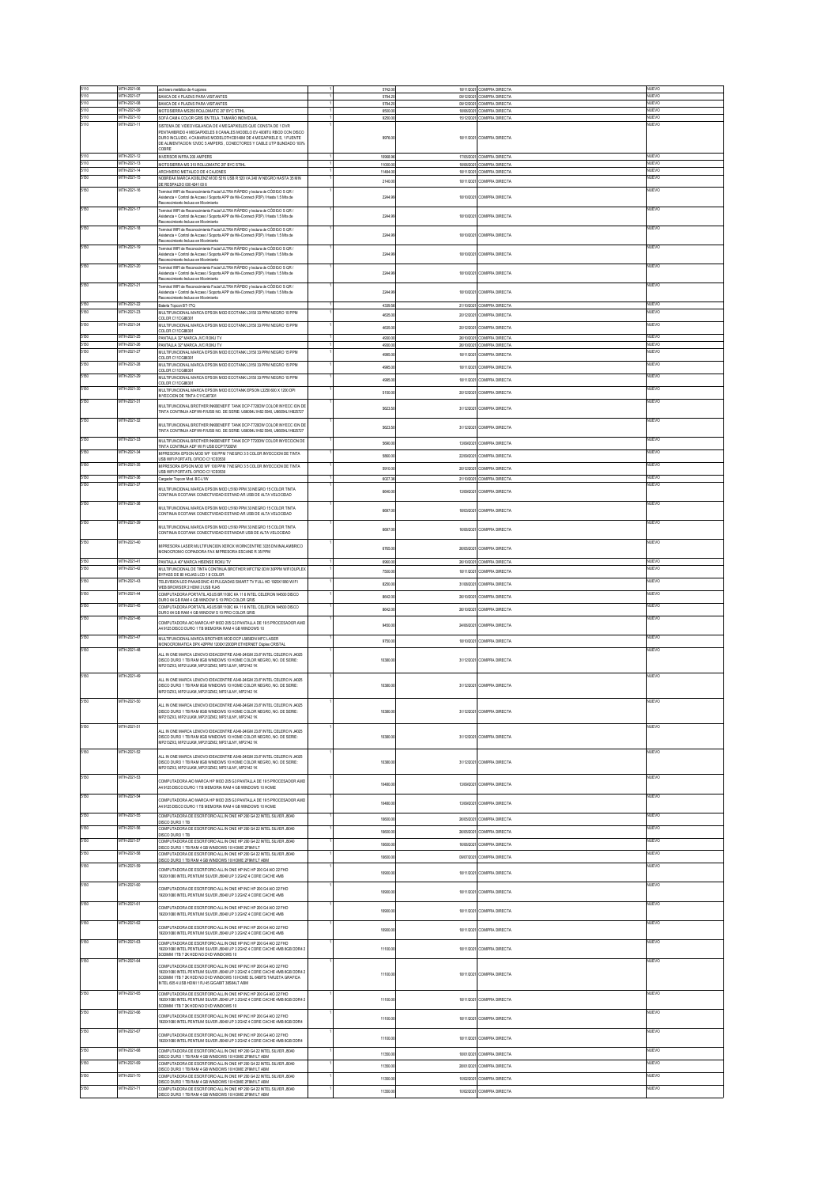| | | | | | | | |
|---|---|---|---|---|---|---|---|
| 5110 | MTH-2021-06 | archivero metálico de 4 cajones | 1 | 5742.00 | 18/11/2021 | COMPRA DIRECTA | NUEVO |
| 5110 | MTH-2021-07 | BANCA DE 4 PLAZAS PARA VISITANTES | 1 | 5794.20 | 09/12/2021 | COMPRA DIRECTA | NUEVO |
| 5110 | MTH-2021-08 | BANCA DE 4 PLAZAS PARA VISITANTES | 1 | 5794.20 | 09/12/2021 | COMPRA DIRECTA | NUEVO |
| 5110 | MTH-2021-09 | MOTOSIERRA MS250 ROLLOMATIC 20" BYC STIHL | 1 | 8500.00 | 18/06/2021 | COMPRA DIRECTA | NUEVO |
| 5110 | MTH-2021-10 | SOFÁ CAMA COLOR GRIS EN TELA, TAMAÑO INDIVIDUAL | 1 | 9250.00 | 15/12/2021 | COMPRA DIRECTA | NUEVO |
| 5110 | MTH-2021-11 | SISTEMA DE VIDEOVIGILANCIA DE 4 MEGAPIXELES QUE CONSTA DE 1 DVR PENTAHIBRIDO 4 MEGAPIXELES 8 CANALES MODELO EV-4008TU REDD CON DISCO DURO INCLUIDO, 4 CAMARAS MODELOTHCB148M DE 4 MEGAPIXELES, 1 FUENTE DE ALIMENTACION 12VDC 5 AMPERS , CONECTORES Y CABLE UTP BLINDADO 100% COBRE | 1 | 9978.00 | 18/11/2021 | COMPRA DIRECTA | NUEVO |
| 5110 | MTH-2021-12 | INVERSOR INFRA 200 AMPERS | 1 | 10968.96 | 17/05/2021 | COMPRA DIRECTA | NUEVO |
| 5110 | MTH-2021-13 | MOTOSIERRA MS 310 ROLLOMATIC 20" BYC STIHL | 1 | 11000.00 | 18/05/2021 | COMPRA DIRECTA | NUEVO |
| 5110 | MTH-2021-14 | ARCHIVERO METALICO DE 4 CAJONES | 1 | 11484.00 | 18/11/2021 | COMPRA DIRECTA | NUEVO |
| 5150 | MTH-2021-15 | NOBREAK MARCA KOBLENZ MOD 5216 USB R 520 VA 240 W NEGRO HASTA 35 MIN DE RESPALDO 00-4241 00 6 | 1 | 2140.00 | 18/11/2021 | COMPRA DIRECTA | NUEVO |
| 5150 | MTH-2021-16 | Terminal WIFI de Reconocimiento Facial ULTRA RÁPIDO y lectura de CÓDIGO S QR / Asistencia + Control de Acceso / Soporta APP de Hik-Connect (P2P) / Hasta 1.5 Mts de Reconocimiento Incluso en Movimiento | 1 | 2244.99 | 18/10/2021 | COMPRA DIRECTA | NUEVO |
| 5150 | MTH-2021-17 | Terminal WIFI de Reconocimiento Facial ULTRA RÁPIDO y lectura de CÓDIGO S QR / Asistencia + Control de Acceso / Soporta APP de Hik-Connect (P2P) / Hasta 1.5 Mts de Reconocimiento Incluso en Movimiento | 1 | 2244.99 | 18/10/2021 | COMPRA DIRECTA | NUEVO |
| 5150 | MTH-2021-18 | Terminal WIFI de Reconocimiento Facial ULTRA RÁPIDO y lectura de CÓDIGO S QR / Asistencia + Control de Acceso / Soporta APP de Hik-Connect (P2P) / Hasta 1.5 Mts de Reconocimiento Incluso en Movimiento | 1 | 2244.99 | 18/10/2021 | COMPRA DIRECTA | NUEVO |
| 5150 | MTH-2021-19 | Terminal WIFI de Reconocimiento Facial ULTRA RÁPIDO y lectura de CÓDIGO S QR / Asistencia + Control de Acceso / Soporta APP de Hik-Connect (P2P) / Hasta 1.5 Mts de Reconocimiento Incluso en Movimiento | 1 | 2244.99 | 18/10/2021 | COMPRA DIRECTA | NUEVO |
| 5150 | MTH-2021-20 | Terminal WIFI de Reconocimiento Facial ULTRA RÁPIDO y lectura de CÓDIGO S QR / Asistencia + Control de Acceso / Soporta APP de Hik-Connect (P2P) / Hasta 1.5 Mts de Reconocimiento Incluso en Movimiento | 1 | 2244.99 | 18/10/2021 | COMPRA DIRECTA | NUEVO |
| 5150 | MTH-2021-21 | Terminal WIFI de Reconocimiento Facial ULTRA RÁPIDO y lectura de CÓDIGO S QR / Asistencia + Control de Acceso / Soporta APP de Hik-Connect (P2P) / Hasta 1.5 Mts de Reconocimiento Incluso en Movimiento | 1 | 2244.99 | 18/10/2021 | COMPRA DIRECTA | NUEVO |
| 5150 | MTH-2021-22 | Batería Topcon BT-77Q | 1 | 4328.58 | 21/10/2021 | COMPRA DIRECTA | NUEVO |
| 5150 | MTH-2021-23 | MULTIFUNCIONAL MARCA EPSON MOD ECOTANK L3150 33 PPM NEGRO 15 PPM COLOR C11CG86301 | 1 | 4635.00 | 20/12/2021 | COMPRA DIRECTA | NUEVO |
| 5150 | MTH-2021-24 | MULTIFUNCIONAL MARCA EPSON MOD ECOTANK L3150 33 PPM NEGRO 15 PPM COLOR C11CG86301 | 1 | 4635.00 | 20/12/2021 | COMPRA DIRECTA | NUEVO |
| 5150 | MTH-2021-25 | PANTALLA 32" MARCA JVC ROKU TV | 1 | 4900.00 | 26/10/2021 | COMPRA DIRECTA | NUEVO |
| 5150 | MTH-2021-26 | PANTALLA 32" MARCA JVC ROKU TV | 1 | 4900.00 | 26/10/2021 | COMPRA DIRECTA | NUEVO |
| 5150 | MTH-2021-27 | MULTIFUNCIONAL MARCA EPSON MOD ECOTANK L3150 33 PPM NEGRO 15 PPM COLOR C11CG86301 | 1 | 4985.00 | 18/11/2021 | COMPRA DIRECTA | NUEVO |
| 5150 | MTH-2021-28 | MULTIFUNCIONAL MARCA EPSON MOD ECOTANK L3150 33 PPM NEGRO 15 PPM COLOR C11CG86301 | 1 | 4985.00 | 18/11/2021 | COMPRA DIRECTA | NUEVO |
| 5150 | MTH-2021-29 | MULTIFUNCIONAL MARCA EPSON MOD ECOTANK L3150 33 PPM NEGRO 15 PPM COLOR C11CG86301 | 1 | 4985.00 | 18/11/2021 | COMPRA DIRECTA | NUEVO |
| 5150 | MTH-2021-30 | MULTIFUNCIONAL MARCA EPSON MOD ECOTANK EPSON L6250 600 X 1200 DPI INYECCION DE TINTA C11CJ67301 | 1 | 5150.00 | 20/12/2021 | COMPRA DIRECTA | NUEVO |
| 5150 | MTH-2021-31 | MULTIFUNCIONAL BROTHER INKBENEFIT TANK DCP-T720DW COLOR INYECC ION DE TINTA CONTINUA ADF WI-FI/USB NO. DE SERIE: U66084J1H825840, U66084J1H825727 | 1 | 5623.50 | 31/12/2021 | COMPRA DIRECTA | NUEVO |
| 5150 | MTH-2021-32 | MULTIFUNCIONAL BROTHER INKBENEFIT TANK DCP-T720DW COLOR INYECC ION DE TINTA CONTINUA ADF WI-FI/USB NO. DE SERIE: U66084J1H825840, U66084J1H825727 | 1 | 5623.50 | 31/12/2021 | COMPRA DIRECTA | NUEVO |
| 5150 | MTH-2021-33 | MULTIFUNCIONAL BROTHER INKBENEFIT TANK DCP T720DW COLOR INYECCION DE TINTA CONTINUA ADF WI FI USB DCPT720DW | 1 | 5690.00 | 13/09/2021 | COMPRA DIRECTA | NUEVO |
| 5150 | MTH-2021-34 | IMPRESORA EPSON MOD WF 100 PPM 7 NEGRO 3 5 COLOR INYECCION DE TINTA USB WIFI PORTATIL OFICIO C11CE05030 | 1 | 5860.00 | 22/09/2021 | COMPRA DIRECTA | NUEVO |
| 5150 | MTH-2021-35 | IMPRESORA EPSON MOD WF 100 PPM 7 NEGRO 3 5 COLOR INYECCION DE TINTA USB WIFI PORTATIL OFICIO C11CE05030 | 1 | 5910.00 | 20/12/2021 | COMPRA DIRECTA | NUEVO |
| 5150 | MTH-2021-36 | Cargador Topcon Mod. BC-L1W | 1 | 6027.38 | 21/10/2021 | COMPRA DIRECTA | NUEVO |
| 5150 | MTH-2021-37 | MULTIFUNCIONAL MARCA EPSON MOD L5190 PPM 33 NEGRO 15 COLOR TINTA CONTINUA ECOTANK CONECTIVIDAD ESTAND AR USB DE ALTA VELOCIDAD | 1 | 6640.00 | 13/09/2021 | COMPRA DIRECTA | NUEVO |
| 5150 | MTH-2021-38 | MULTIFUNCIONAL MARCA EPSON MOD L5190 PPM 33 NEGRO 15 COLOR TINTA CONTINUA ECOTANK CONECTIVIDAD ESTAND AR USB DE ALTA VELOCIDAD | 1 | 6697.00 | 18/03/2021 | COMPRA DIRECTA | NUEVO |
| 5150 | MTH-2021-39 | MULTIFUNCIONAL MARCA EPSON MOD L5190 PPM 33 NEGRO 15 COLOR TINTA CONTINUA ECOTANK CONECTIVIDAD ESTANDAR USB DE ALTA VELOCIDAD | 1 | 6697.00 | 16/06/2021 | COMPRA DIRECTA | NUEVO |
| 5150 | MTH-2021-40 | IMPRESORA LASER MULTIFUNCION XEROX WORKCENTRE 3335 DNI INALAMBRICO MONOCROMO COPIADORA FAX IMPRESORA ESCANE R 35 PPM | 1 | 8765.00 | 26/05/2021 | COMPRA DIRECTA | NUEVO |
| 5150 | MTH-2021-41 | PANTALLA 40" MARCA HISENSE ROKU TV | 1 | 6900.00 | 26/10/2021 | COMPRA DIRECTA | NUEVO |
| 5150 | MTH-2021-42 | MULTIFUNCIONAL DE TINTA CONTINUA BROTHER MFCT92 0DW 30PPM WIFI DUPLEX BYPASS DE 80 HOJAS LCD 1 8 COLOR | 1 | 7500.00 | 18/11/2021 | COMPRA DIRECTA | NUEVO |
| 5150 | MTH-2021-43 | TELEVISION LED PANASONIC 43 PULGADAS SMART TV FULL HD 1920X1080 WIFI WEB BROWSER 2 HDMI 2 USB RJ45 | 1 | 8250.00 | 31/08/2021 | COMPRA DIRECTA | NUEVO |
| 5150 | MTH-2021-44 | COMPUTADORA PORTATIL ASUS BR1100C KA 11 6 INTEL CELERON N4500 DISCO DURO 64 GB RAM 4 GB WINDOW S 10 PRO COLOR GRIS | 1 | 8642.00 | 26/10/2021 | COMPRA DIRECTA | NUEVO |
| 5150 | MTH-2021-45 | COMPUTADORA PORTATIL ASUS BR1100C KA 11 6 INTEL CELERON N4500 DISCO DURO 64 GB RAM 4 GB WINDOW S 10 PRO COLOR GRIS | 1 | 8642.00 | 26/10/2021 | COMPRA DIRECTA | NUEVO |
| 5150 | MTH-2021-46 | COMPUTADORA AIO MARCA HP MOD 205 G3 PANTALLA DE 19 5 PROCESADOR AMD A4 9125 DISCO DURO 1 TB MEMORIA RAM 4 GB WINDOWS 10 | 1 | 9450.00 | 24/06/2021 | COMPRA DIRECTA | NUEVO |
| 5150 | MTH-2021-47 | MULTIFUNCIONAL MARCA BROTHER MOD DCP L5650DN MFC LASER MONOCROMATICA DPX 42PPM 1200X1200DPI ETHERNET Duplex CRISTAL | 1 | 9750.00 | 18/10/2021 | COMPRA DIRECTA | NUEVO |
| 5150 | MTH-2021-48 | ALL IN ONE MARCA LENOVO IDEACENTRE A340-24IGM 23.8" INTEL CELERON J4025 DISCO DURO 1 TB RAM 8GB WINDOWS 10 HOME COLOR NEGRO, NO. DE SERIE: MP213ZX3, MP21JJKM, MP213ZM2, MP21JLMY, MP2142 1K | 1 | 10380.00 | 31/12/2021 | COMPRA DIRECTA | NUEVO |
| 5150 | MTH-2021-49 | ALL IN ONE MARCA LENOVO IDEACENTRE A340-24IGM 23.8" INTEL CELERON J4025 DISCO DURO 1 TB RAM 8GB WINDOWS 10 HOME COLOR NEGRO, NO. DE SERIE: MP213ZX3, MP21JJKM, MP213ZM2, MP21JLMY, MP2142 1K | 1 | 10380.00 | 31/12/2021 | COMPRA DIRECTA | NUEVO |
| 5150 | MTH-2021-50 | ALL IN ONE MARCA LENOVO IDEACENTRE A340-24IGM 23.8" INTEL CELERON J4025 DISCO DURO 1 TB RAM 8GB WINDOWS 10 HOME COLOR NEGRO, NO. DE SERIE: MP213ZX3, MP21JJKM, MP213ZM2, MP21JLMY, MP2142 1K | 1 | 10380.00 | 31/12/2021 | COMPRA DIRECTA | NUEVO |
| 5150 | MTH-2021-51 | ALL IN ONE MARCA LENOVO IDEACENTRE A340-24IGM 23.8" INTEL CELERON J4025 DISCO DURO 1 TB RAM 8GB WINDOWS 10 HOME COLOR NEGRO, NO. DE SERIE: MP213ZX3, MP21JJKM, MP213ZM2, MP21JLMY, MP2142 1K | 1 | 10380.00 | 31/12/2021 | COMPRA DIRECTA | NUEVO |
| 5150 | MTH-2021-52 | ALL IN ONE MARCA LENOVO IDEACENTRE A340-24IGM 23.8" INTEL CELERON J4025 DISCO DURO 1 TB RAM 8GB WINDOWS 10 HOME COLOR NEGRO, NO. DE SERIE: MP213ZX3, MP21JJKM, MP213ZM2, MP21JLMY, MP2142 1K | 1 | 10380.00 | 31/12/2021 | COMPRA DIRECTA | NUEVO |
| 5150 | MTH-2021-53 | COMPUTADORA AIO MARCA HP MOD 205 G3 PANTALLA DE 19 5 PROCESADOR AMD A4 9125 DISCO DURO 1 TB MEMORIA RAM 4 GB WINDOWS 10 HOME | 1 | 10460.00 | 13/09/2021 | COMPRA DIRECTA | NUEVO |
| 5150 | MTH-2021-54 | COMPUTADORA AIO MARCA HP MOD 205 G3 PANTALLA DE 19 5 PROCESADOR AMD A4 9125 DISCO DURO 1 TB MEMORIA RAM 4 GB WINDOWS 10 HOME | 1 | 10460.00 | 13/09/2021 | COMPRA DIRECTA | NUEVO |
| 5150 | MTH-2021-55 | COMPUTADORA DE ESCRITORIO ALL IN ONE HP 200 G4 22 INTEL SILVER J5040 DISCO DURO 1 TB | 1 | 10600.00 | 26/05/2021 | COMPRA DIRECTA | NUEVO |
| 5150 | MTH-2021-56 | COMPUTADORA DE ESCRITORIO ALL IN ONE HP 200 G4 22 INTEL SILVER J5040 DISCO DURO 1 TB | 1 | 10600.00 | 26/05/2021 | COMPRA DIRECTA | NUEVO |
| 5150 | MTH-2021-57 | COMPUTADORA DE ESCRITORIO ALL IN ONE HP 200 G4 22 INTEL SILVER J5040 DISCO DURO 1 TB RAM 4 GB WINDOWS 10 HOME 2F9M1LT | 1 | 10600.00 | 16/06/2021 | COMPRA DIRECTA | NUEVO |
| 5150 | MTH-2021-58 | COMPUTADORA DE ESCRITORIO ALL IN ONE HP 200 G4 22 INTEL SILVER J5040 DISCO DURO 1 TB RAM 4 GB WINDOWS 10 HOME 2F9M1LT ABM | 1 | 10600.00 | 09/07/2021 | COMPRA DIRECTA | NUEVO |
| 5150 | MTH-2021-59 | COMPUTADORA DE ESCRITORIO ALL IN ONE HP INC HP 200 G4 AIO 22 FHD 1920X1080 INTEL PENTIUM SILVER J5040 UP 3 2GHZ 4 CORE CACHE 4MB | 1 | 10900.00 | 18/11/2021 | COMPRA DIRECTA | NUEVO |
| 5150 | MTH-2021-60 | COMPUTADORA DE ESCRITORIO ALL IN ONE HP INC HP 200 G4 AIO 22 FHD 1920X1080 INTEL PENTIUM SILVER J5040 UP 3 2GHZ 4 CORE CACHE 4MB | 1 | 10900.00 | 18/11/2021 | COMPRA DIRECTA | NUEVO |
| 5150 | MTH-2021-61 | COMPUTADORA DE ESCRITORIO ALL IN ONE HP INC HP 200 G4 AIO 22 FHD 1920X1080 INTEL PENTIUM SILVER J5040 UP 3 2GHZ 4 CORE CACHE 4MB | 1 | 10900.00 | 18/11/2021 | COMPRA DIRECTA | NUEVO |
| 5150 | MTH-2021-62 | COMPUTADORA DE ESCRITORIO ALL IN ONE HP INC HP 200 G4 AIO 22 FHD 1920X1080 INTEL PENTIUM SILVER J5040 UP 3 2GHZ 4 CORE CACHE 4MB | 1 | 10900.00 | 18/11/2021 | COMPRA DIRECTA | NUEVO |
| 5150 | MTH-2021-63 | COMPUTADORA DE ESCRITORIO ALL IN ONE HP INC HP 200 G4 AIO 22 FHD 1920X1080 INTEL PENTIUM SILVER J5040 UP 3 2GHZ 4 CORE CACHE 4MB 8GB DDR4 2 SODIMM 1TB 7 2K HDD NO DVD WINDOWS 10 | 1 | 11100.00 | 18/11/2021 | COMPRA DIRECTA | NUEVO |
| 5150 | MTH-2021-64 | COMPUTADORA DE ESCRITORIO ALL IN ONE HP INC HP 200 G4 AIO 22 FHD 1920X1080 INTEL PENTIUM SILVER J5040 UP 3 2GHZ 4 CORE CACHE 4MB 8GB DDR4 2 SODIMM 1TB 7 2K HDD NO DVD WINDOWS 10 HOME SL 64BITS TARJETA GRAFICA INTEL 605 4 USB HDMI 1 RJ 45 GIGABIT 3858ALT ABM | 1 | 11100.00 | 18/11/2021 | COMPRA DIRECTA | NUEVO |
| 5150 | MTH-2021-65 | COMPUTADORA DE ESCRITORIO ALL IN ONE HP INC HP 200 G4 AIO 22 FHD 1920X1080 INTEL PENTIUM SILVER J5040 UP 3 2GHZ 4 CORE CACHE 4MB 8GB DDR4 2 SODIMM 1TB 7 2K HDD NO DVD WINDOWS 10 | 1 | 11100.00 | 18/11/2021 | COMPRA DIRECTA | NUEVO |
| 5150 | MTH-2021-66 | COMPUTADORA DE ESCRITORIO ALL IN ONE HP INC HP 200 G4 AIO 22 FHD 1920X1080 INTEL PENTIUM SILVER J5040 UP 3 2GHZ 4 CORE CACHE 4MB 8GB DDR4 | 1 | 11100.00 | 18/11/2021 | COMPRA DIRECTA | NUEVO |
| 5150 | MTH-2021-67 | COMPUTADORA DE ESCRITORIO ALL IN ONE HP INC HP 200 G4 AIO 22 FHD 1920X1080 INTEL PENTIUM SILVER J5040 UP 3 2GHZ 4 CORE CACHE 4MB 8GB DDR4 | 1 | 11100.00 | 18/11/2021 | COMPRA DIRECTA | NUEVO |
| 5150 | MTH-2021-68 | COMPUTADORA DE ESCRITORIO ALL IN ONE HP 200 G4 22 INTEL SILVER J5040 DISCO DURO 1 TB RAM 4 GB WINDOWS 10 HOME 2F9M1LT ABM | 1 | 11350.00 | 18/01/2021 | COMPRA DIRECTA | NUEVO |
| 5150 | MTH-2021-69 | COMPUTADORA DE ESCRITORIO ALL IN ONE HP 200 G4 22 INTEL SILVER J5040 DISCO DURO 1 TB RAM 4 GB WINDOWS 10 HOME 2F9M1LT ABM | 1 | 11350.00 | 28/01/2021 | COMPRA DIRECTA | NUEVO |
| 5150 | MTH-2021-70 | COMPUTADORA DE ESCRITORIO ALL IN ONE HP 200 G4 22 INTEL SILVER J5040 DISCO DURO 1 TB RAM 4 GB WINDOWS 10 HOME 2F9M1LT ABM | 1 | 11350.00 | 10/02/2021 | COMPRA DIRECTA | NUEVO |
| 5150 | MTH-2021-71 | COMPUTADORA DE ESCRITORIO ALL IN ONE HP 200 G4 22 INTEL SILVER J5040 DISCO DURO 1 TB RAM 4 GB WINDOWS 10 HOME 2F9M1LT ABM | 1 | 11350.00 | 10/02/2021 | COMPRA DIRECTA | NUEVO |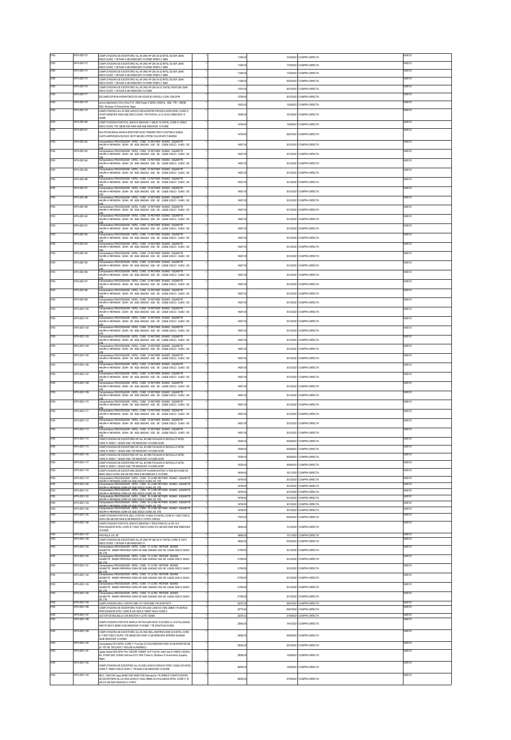| 5150 | MTH-2021-72 | COMPUTADORA DE ESCRITORIO ALL IN ONE HP 200 G4 22 INTEL SILVER J5040 DISCO DURO 1 TB RAM 4 GB WINDOWS 10 HOME 2F8M1LT ABM | 1 | 11350.00 | 10/02/2021 | COMPRA DIRECTA | NUEVO |
|---|---|---|---|---|---|---|---|
| 5150 | MTH-2021-73 | COMPUTADORA DE ESCRITORIO ALL IN ONE HP 200 G4 22 INTEL SILVER J5040 DISCO DURO 1 TB RAM 4 GB WINDOWS 10 HOME 2F8M1LT ABM | 1 | 11350.00 | 17/02/2021 | COMPRA DIRECTA | NUEVO |
| 5150 | MTH-2021-74 | COMPUTADORA DE ESCRITORIO ALL IN ONE HP 200 G4 22 INTEL SILVER J5040 DISCO DURO 1 TB RAM 4 GB WINDOWS 10 HOME 2F8M1LT ABM | 1 | 11350.00 | 17/02/2021 | COMPRA DIRECTA | NUEVO |
| 5150 | MTH-2021-75 | COMPUTADORA DE ESCRITORIO ALL IN ONE HP 200 G4 22 INTEL SILVER J5040 DISCO DURO 1 TB RAM 4 GB WINDOWS 10 HOME 2F8M1LT ABM | 1 | 11350.00 | 05/03/2021 | COMPRA DIRECTA | NUEVO |
| 5150 | MTH-2021-76 | COMPUTADORA DE ESCRITORIO ALL IN ONE HP 200 G4 21 5 INTEL PENTIUM J5040 DISCO DURO 1 TB RAM 8 GB WINDOWS 10 HOME | 1 | 11615.00 | 26/10/2021 | COMPRA DIRECTA | NUEVO |
| 5150 | MTH-2021-77 | ESCANER EPSON WORKFORCE ES 400 (DUPLEX RESOL) / CIDN 1200 DPIN) | 1 | 12759.00 | 20/12/2021 | COMPRA DIRECTA | NUEVO |
| 5150 | MTH-2021-78 | Lenovo IdeaCentre 3 All-in-One 21.5", AMD Ryzen 3 3250U 2.60GHz , 4GB , 1TB + 256GB SSD, Windows 10 Home 64-bit, Negro | 1 | 13433.00 | 13/09/2021 | COMPRA DIRECTA | NUEVO |
| 5150 | MTH-2021-79 | COMPUTADORA ALL IN ONE LENOVO IDEACENTRE PROCES ADOR INTEL CORE I3 10110T MEMORIA RAM 4GB DISCO DURO 1TB PANTALLA 21 50 SO WINDOWS 10 HOME | 1 | 14285.00 | 18/10/2021 | COMPRA DIRECTA | NUEVO |
| 5150 | MTH-2021-80 | COMPUTADORA PORTATIL LENOVO IDEAPAD 3 15IIL05 15 6 INTEL CORE I3 1005G1 DISCO DURO 1TB 128GB SSD RAM 4GB 4GB WINDOWS 10 HOME | 1 | 14700.00 | 13/08/2021 | COMPRA DIRECTA | NUEVO |
| 5150 | MTH-2021-81 | MULTIFUNCIONAL MARCA BROTHER MOD T4500DW TINTA CONTINUA DOBLE CARTA IMPRESION DUPLEX 35PP NEGRO 27PPM COLOR MFCT4500DW | 1 | 14720.00 | 09/07/2021 | COMPRA DIRECTA | NUEVO |
| 5150 | MTH-2021-82 | Computadora PROCESADOR INTEL CORE I3 MOTHER BOARD GIGABYTE H410M-H MEMORIA DDR4 DE 8GB UNIDAD SSD DE 120GB DISCO DURO DE 1TB | 1 | 14927.00 | 30/12/2021 | COMPRA DIRECTA | NUEVO |
| 5150 | MTH-2021-83 | Computadora PROCESADOR INTEL CORE I3 MOTHER BOARD GIGABYTE H410M-H MEMORIA DDR4 DE 8GB UNIDAD SSD DE 120GB DISCO DURO DE 1TB | 1 | 14927.00 | 30/12/2021 | COMPRA DIRECTA | NUEVO |
| 5150 | MTH-2021-84 | Computadora PROCESADOR INTEL CORE I3 MOTHER BOARD GIGABYTE H410M-H MEMORIA DDR4 DE 8GB UNIDAD SSD DE 120GB DISCO DURO DE 1TB | 1 | 14927.00 | 30/12/2021 | COMPRA DIRECTA | NUEVO |
| 5150 | MTH-2021-85 | Computadora PROCESADOR INTEL CORE I3 MOTHER BOARD GIGABYTE H410M-H MEMORIA DDR4 DE 8GB UNIDAD SSD DE 120GB DISCO DURO DE 1TB | 1 | 14927.00 | 30/12/2021 | COMPRA DIRECTA | NUEVO |
| 5150 | MTH-2021-86 | Computadora PROCESADOR INTEL CORE I3 MOTHER BOARD GIGABYTE H410M-H MEMORIA DDR4 DE 8GB UNIDAD SSD DE 120GB DISCO DURO DE 1TB | 1 | 14927.00 | 30/12/2021 | COMPRA DIRECTA | NUEVO |
| 5150 | MTH-2021-87 | Computadora PROCESADOR INTEL CORE I3 MOTHER BOARD GIGABYTE H410M-H MEMORIA DDR4 DE 8GB UNIDAD SSD DE 120GB DISCO DURO DE 1TB | 1 | 14927.00 | 30/12/2021 | COMPRA DIRECTA | NUEVO |
| 5150 | MTH-2021-88 | Computadora PROCESADOR INTEL CORE I3 MOTHER BOARD GIGABYTE H410M-H MEMORIA DDR4 DE 8GB UNIDAD SSD DE 120GB DISCO DURO DE 1TB | 1 | 14927.00 | 30/12/2021 | COMPRA DIRECTA | NUEVO |
| 5150 | MTH-2021-89 | Computadora PROCESADOR INTEL CORE I3 MOTHER BOARD GIGABYTE H410M-H MEMORIA DDR4 DE 8GB UNIDAD SSD DE 120GB DISCO DURO DE 1TB | 1 | 14927.00 | 30/12/2021 | COMPRA DIRECTA | NUEVO |
| 5150 | MTH-2021-90 | Computadora PROCESADOR INTEL CORE I3 MOTHER BOARD GIGABYTE H410M-H MEMORIA DDR4 DE 8GB UNIDAD SSD DE 120GB DISCO DURO DE 1TB | 1 | 14927.00 | 30/12/2021 | COMPRA DIRECTA | NUEVO |
| 5150 | MTH-2021-91 | Computadora PROCESADOR INTEL CORE I3 MOTHER BOARD GIGABYTE H410M-H MEMORIA DDR4 DE 8GB UNIDAD SSD DE 120GB DISCO DURO DE 1TB | 1 | 14927.00 | 30/12/2021 | COMPRA DIRECTA | NUEVO |
| 5150 | MTH-2021-92 | Computadora PROCESADOR INTEL CORE I3 MOTHER BOARD GIGABYTE H410M-H MEMORIA DDR4 DE 8GB UNIDAD SSD DE 120GB DISCO DURO DE 1TB | 1 | 14927.00 | 30/12/2021 | COMPRA DIRECTA | NUEVO |
| 5150 | MTH-2021-93 | Computadora PROCESADOR INTEL CORE I3 MOTHER BOARD GIGABYTE H410M-H MEMORIA DDR4 DE 8GB UNIDAD SSD DE 120GB DISCO DURO DE 1TB | 1 | 14927.00 | 30/12/2021 | COMPRA DIRECTA | NUEVO |
| 5150 | MTH-2021-94 | Computadora PROCESADOR INTEL CORE I3 MOTHER BOARD GIGABYTE H410M-H MEMORIA DDR4 DE 8GB UNIDAD SSD DE 120GB DISCO DURO DE 1TB | 1 | 14927.00 | 30/12/2021 | COMPRA DIRECTA | NUEVO |
| 5150 | MTH-2021-95 | Computadora PROCESADOR INTEL CORE I3 MOTHER BOARD GIGABYTE H410M-H MEMORIA DDR4 DE 8GB UNIDAD SSD DE 120GB DISCO DURO DE 1TB | 1 | 14927.00 | 30/12/2021 | COMPRA DIRECTA | NUEVO |
| 5150 | MTH-2021-96 | Computadora PROCESADOR INTEL CORE I3 MOTHER BOARD GIGABYTE H410M-H MEMORIA DDR4 DE 8GB UNIDAD SSD DE 120GB DISCO DURO DE 1TB | 1 | 14927.00 | 30/12/2021 | COMPRA DIRECTA | NUEVO |
| 5150 | MTH-2021-97 | Computadora PROCESADOR INTEL CORE I3 MOTHER BOARD GIGABYTE H410M-H MEMORIA DDR4 DE 8GB UNIDAD SSD DE 120GB DISCO DURO DE 1TB | 1 | 14927.00 | 30/12/2021 | COMPRA DIRECTA | NUEVO |
| 5150 | MTH-2021-98 | Computadora PROCESADOR INTEL CORE I3 MOTHER BOARD GIGABYTE H410M-H MEMORIA DDR4 DE 8GB UNIDAD SSD DE 120GB DISCO DURO DE 1TB | 1 | 14927.00 | 30/12/2021 | COMPRA DIRECTA | NUEVO |
| 5150 | MTH-2021-99 | Computadora PROCESADOR INTEL CORE I3 MOTHER BOARD GIGABYTE H410M-H MEMORIA DDR4 DE 8GB UNIDAD SSD DE 120GB DISCO DURO DE 1TB | 1 | 14927.00 | 30/12/2021 | COMPRA DIRECTA | NUEVO |
| 5150 | MTH-2021-100 | Computadora PROCESADOR INTEL CORE I3 MOTHER BOARD GIGABYTE H410M-H MEMORIA DDR4 DE 8GB UNIDAD SSD DE 120GB DISCO DURO DE 1TB | 1 | 14927.00 | 30/12/2021 | COMPRA DIRECTA | NUEVO |
| 5150 | MTH-2021-101 | Computadora PROCESADOR INTEL CORE I3 MOTHER BOARD GIGABYTE H410M-H MEMORIA DDR4 DE 8GB UNIDAD SSD DE 120GB DISCO DURO DE 1TB | 1 | 14927.00 | 30/12/2021 | COMPRA DIRECTA | NUEVO |
| 5150 | MTH-2021-102 | Computadora PROCESADOR INTEL CORE I3 MOTHER BOARD GIGABYTE H410M-H MEMORIA DDR4 DE 8GB UNIDAD SSD DE 120GB DISCO DURO DE 1TB | 1 | 14927.00 | 30/12/2021 | COMPRA DIRECTA | NUEVO |
| 5150 | MTH-2021-103 | Computadora PROCESADOR INTEL CORE I3 MOTHER BOARD GIGABYTE H410M-H MEMORIA DDR4 DE 8GB UNIDAD SSD DE 120GB DISCO DURO DE 1TB | 1 | 14927.00 | 30/12/2021 | COMPRA DIRECTA | NUEVO |
| 5150 | MTH-2021-104 | Computadora PROCESADOR INTEL CORE I3 MOTHER BOARD GIGABYTE H410M-H MEMORIA DDR4 DE 8GB UNIDAD SSD DE 120GB DISCO DURO DE 1TB | 1 | 14927.00 | 30/12/2021 | COMPRA DIRECTA | NUEVO |
| 5150 | MTH-2021-105 | Computadora PROCESADOR INTEL CORE I3 MOTHER BOARD GIGABYTE H410M-H MEMORIA DDR4 DE 8GB UNIDAD SSD DE 120GB DISCO DURO DE 1TB | 1 | 14927.00 | 30/12/2021 | COMPRA DIRECTA | NUEVO |
| 5150 | MTH-2021-106 | Computadora PROCESADOR INTEL CORE I3 MOTHER BOARD GIGABYTE H410M-H MEMORIA DDR4 DE 8GB UNIDAD SSD DE 120GB DISCO DURO DE 1TB | 1 | 14927.00 | 30/12/2021 | COMPRA DIRECTA | NUEVO |
| 5150 | MTH-2021-107 | Computadora PROCESADOR INTEL CORE I3 MOTHER BOARD GIGABYTE H410M-H MEMORIA DDR4 DE 8GB UNIDAD SSD DE 120GB DISCO DURO DE 1TB | 1 | 14927.00 | 30/12/2021 | COMPRA DIRECTA | NUEVO |
| 5150 | MTH-2021-108 | Computadora PROCESADOR INTEL CORE I3 MOTHER BOARD GIGABYTE H410M-H MEMORIA DDR4 DE 8GB UNIDAD SSD DE 120GB DISCO DURO DE 1TB | 1 | 14927.00 | 30/12/2021 | COMPRA DIRECTA | NUEVO |
| 5150 | MTH-2021-109 | Computadora PROCESADOR INTEL CORE I3 MOTHER BOARD GIGABYTE H410M-H MEMORIA DDR4 DE 8GB UNIDAD SSD DE 120GB DISCO DURO DE 1TB | 1 | 14927.00 | 30/12/2021 | COMPRA DIRECTA | NUEVO |
| 5150 | MTH-2021-110 | Computadora PROCESADOR INTEL CORE I3 MOTHER BOARD GIGABYTE H410M-H MEMORIA DDR4 DE 8GB UNIDAD SSD DE 120GB DISCO DURO DE 1TB | 1 | 14927.00 | 30/12/2021 | COMPRA DIRECTA | NUEVO |
| 5150 | MTH-2021-111 | Computadora PROCESADOR INTEL CORE I3 MOTHER BOARD GIGABYTE H410M-H MEMORIA DDR4 DE 8GB UNIDAD SSD DE 120GB DISCO DURO DE 1TB | 1 | 14927.00 | 30/12/2021 | COMPRA DIRECTA | NUEVO |
| 5150 | MTH-2021-112 | Computadora PROCESADOR INTEL CORE I3 MOTHER BOARD GIGABYTE H410M-H MEMORIA DDR4 DE 8GB UNIDAD SSD DE 120GB DISCO DURO DE 1TB | 1 | 14927.00 | 30/12/2021 | COMPRA DIRECTA | NUEVO |
| 5150 | MTH-2021-113 | Computadora PROCESADOR INTEL CORE I3 MOTHER BOARD GIGABYTE H410M-H MEMORIA DDR4 DE 8GB UNIDAD SSD DE 120GB DISCO DURO DE 1TB | 1 | 14927.00 | 30/12/2021 | COMPRA DIRECTA | NUEVO |
| 5150 | MTH-2021-114 | COMPUTADORA DE ESCRITORIO HP ALL IN ONE PAVILION 21 B0015LA 21 INTEL CORE I3 1005G1 1.20GHZ 4GB 1TB WINDOWS 10 HOME 64BIT | 1 | 15350.00 | 06/08/2021 | COMPRA DIRECTA | NUEVO |
| 5150 | MTH-2021-115 | COMPUTADORA DE ESCRITORIO HP ALL IN ONE PAVILION 21 B0015LA 21 INTEL CORE I3 1005G1 1.20GHZ 4GB 1TB WINDOWS 10 HOME 64BIT | 1 | 15350.00 | 06/08/2021 | COMPRA DIRECTA | NUEVO |
| 5150 | MTH-2021-116 | COMPUTADORA DE ESCRITORIO HP ALL IN ONE PAVILION 21 B0015LA 21 INTEL CORE I3 1005G1 1.20GHZ 4GB 1TB WINDOWS 10 HOME 64BIT | 1 | 15350.00 | 06/08/2021 | COMPRA DIRECTA | NUEVO |
| 5150 | MTH-2021-117 | COMPUTADORA DE ESCRITORIO HP ALL IN ONE PAVILION 21 B0015LA 21 INTEL CORE I3 1005G1 1.20GHZ 4GB 1TB WINDOWS 10 HOME 64BIT | 1 | 15350.00 | 06/08/2021 | COMPRA DIRECTA | NUEVO |
| 5150 | MTH-2021-118 | COMPUTADORA DE ESCRITORIO DESKTOP HUAWEI MATEST ATION B515 AMD R5 4600G DISCO DURO 256 GB SSD RAM 8 GB WINDOW S 10 HOME | 1 | 16049.00 | 18/11/2021 | COMPRA DIRECTA | NUEVO |
| 5150 | MTH-2021-119 | Computadora PROCESADOR INTEL CORE I5-10400 MOTHER BOARD GIGABYTE H510M-H MEMORIA DDR4 DE 8GB DISCO DURO DE 1TB | 1 | 16709.50 | 30/12/2021 | COMPRA DIRECTA | NUEVO |
| 5150 | MTH-2021-120 | Computadora PROCESADOR INTEL CORE I5-10400 MOTHER BOARD GIGABYTE H510M-H MEMORIA DDR4 DE 8GB DISCO DURO DE 1TB | 1 | 16709.50 | 30/12/2021 | COMPRA DIRECTA | NUEVO |
| 5150 | MTH-2021-121 | Computadora PROCESADOR INTEL CORE I5-10400 MOTHER BOARD GIGABYTE H510M-H MEMORIA DDR4 DE 8GB DISCO DURO DE 1TB | 1 | 16709.50 | 30/12/2021 | COMPRA DIRECTA | NUEVO |
| 5150 | MTH-2021-122 | Computadora PROCESADOR INTEL CORE I5-10400 MOTHER BOARD GIGABYTE H510M-H MEMORIA DDR4 DE 8GB DISCO DURO DE 1TB | 1 | 16709.50 | 30/12/2021 | COMPRA DIRECTA | NUEVO |
| 5150 | MTH-2021-123 | Computadora PROCESADOR INTEL CORE I5-10400 MOTHER BOARD GIGABYTE H510M-H MEMORIA DDR4 DE 8GB DISCO DURO DE 1TB | 1 | 16709.50 | 30/12/2021 | COMPRA DIRECTA | NUEVO |
| 5150 | MTH-2021-124 | Computadora PROCESADOR INTEL CORE I5-10400 MOTHER BOARD GIGABYTE H510M-H MEMORIA DDR4 DE 8GB DISCO DURO DE 1TB | 1 | 16709.50 | 30/12/2021 | COMPRA DIRECTA | NUEVO |
| 5150 | MTH-2021-125 | COMPUTADORA PORTATIL DELL VOSTRO 15 3500 15 6 INTEL CORE I5 1135G7 DISCO DURO 256 GB SSD RAM 8 GB WINDOW S 10 PRO C4KOG | 1 | 17675.00 | 06/04/2021 | COMPRA DIRECTA | NUEVO |
| 5150 | MTH-2021-126 | COMPUTADORA PORTATIL LENOVO IDEAPAD 3 15ITL6 PANTALLA DE 15 6 PROCESADOR INTEL CORE I5 1135G7 DISCO DURO 512 GB SSD RAM 8GB WINDOWS 10 HOME | 1 | 18450.00 | 10/12/2021 | COMPRA DIRECTA | NUEVO |
| 5150 | MTH-2021-127 | PANTALLA JVC 50" | 1 | 18500.00 | 12/11/2021 | COMPRA DIRECTA | NUEVO |
| 5150 | MTH-2021-128 | COMPUTADORA DE ESCRITORIO ALL IN ONE HP 200 G4 21 5 INTEL CORE I5 10210 DISCO DURO 1 TB RAM 4 GB WINDOWS 10 | 1 | 18530.00 | 05/03/2021 | COMPRA DIRECTA | NUEVO |
| 5150 | MTH-2021-129 | Computadora PROCESADOR INTEL CORE I7-11700 MOTHER BOARD GIGABYTE B460M MEMORIA DDR4 DE 8GB UNIDAD SSD DE 120GB DISCO DURO DE 1TB | 1 | 21709.50 | 30/12/2021 | COMPRA DIRECTA | NUEVO |
| 5150 | MTH-2021-130 | Computadora PROCESADOR INTEL CORE I7-11700 MOTHER BOARD GIGABYTE B460M MEMORIA DDR4 DE 8GB UNIDAD SSD DE 120GB DISCO DURO DE 1TB | 1 | 21709.50 | 30/12/2021 | COMPRA DIRECTA | NUEVO |
| 5150 | MTH-2021-131 | Computadora PROCESADOR INTEL CORE I7-11700 MOTHER BOARD GIGABYTE B460M MEMORIA DDR4 DE 8GB UNIDAD SSD DE 120GB DISCO DURO DE 1TB | 1 | 21709.50 | 30/12/2021 | COMPRA DIRECTA | NUEVO |
| 5150 | MTH-2021-132 | Computadora PROCESADOR INTEL CORE I7-11700 MOTHER BOARD GIGABYTE B460M MEMORIA DDR4 DE 8GB UNIDAD SSD DE 120GB DISCO DURO DE 1TB | 1 | 21709.50 | 30/12/2021 | COMPRA DIRECTA | NUEVO |
| 5150 | MTH-2021-133 | Computadora PROCESADOR INTEL CORE I7-11700 MOTHER BOARD GIGABYTE B460M MEMORIA DDR4 DE 8GB UNIDAD SSD DE 120GB DISCO DURO DE 1TB | 1 | 21709.50 | 30/12/2021 | COMPRA DIRECTA | NUEVO |
| 5150 | MTH-2021-134 | Computadora PROCESADOR INTEL CORE I7-11700 MOTHER BOARD GIGABYTE B460M MEMORIA DDR4 DE 8GB UNIDAD SSD DE 120GB DISCO DURO DE 1TB | 1 | 21709.50 | 30/12/2021 | COMPRA DIRECTA | NUEVO |
| 5150 | MTH-2021-135 | COMPUTADORA DELL VOSTRO 3681 COT-10700 8GB 1TB W10PTWTY | 1 | 22273.00 | 29/01/2021 | COMPRA DIRECTA | NUEVO |
| 5150 | MTH-2021-136 | COMPUTADORA DE ESCRITORIO TODO EN UNO LENOVO V50A 24IMB 11FJ007KLS PROCESADOR INTEL CORE I5 10A GEN I5 10400T HEXA CORE I5 | 1 | 22775.00 | 09/07/2021 | COMPRA DIRECTA | NUEVO |
| 5150 | MTH-2021-137 | LECTOR DE BOLSILLO CON BASTON Y LOTE 102586 | 1 | 23278.33 | 21/05/2021 | COMPRA DIRECTA | NUEVO |
| 5150 | MTH-2021-138 | COMPUTADORA PORTATIL MARCA HP PAVILION MOD 15 EC0002 LA 15 6 PULGADAS AMD RYZEN 5 3550H 8 GB WINDOWS 10 HOME 1 TB GRAFICAS NVIDIA | 1 | 23900.00 | 14/07/2021 | COMPRA DIRECTA | NUEVO |
| 5150 | MTH-2021-139 | COMPUTADORA DE ESCRITORIO ALL IN ONE DELL INSPIRON 5400 23.8 INTEL CORE I5 1135G7 DISCO DURO 1TB 256GB SSD RAM 12 GB MEMORIA INTERNA MAXIMA 32GB WINDOWS 10 HOME | 1 | 24950.00 | 09/04/2021 | COMPRA DIRECTA | NUEVO |
| 5150 | MTH-2021-140 | Computadora CPU INTEL CORE I7 11va Gen 2.5 GHz MEMORIA RAM 16 GB MONITOR DE 23 " KIT DE TECLADO Y MOUSE ALAMBRICO | 1 | 25000.00 | 26/10/2021 | COMPRA DIRECTA | NUEVO |
| 5150 | MTH-2021-141 | Laptop Gamer MSI GF63 Thin 10SCSR-1436MX 15.6" Full HD, Intel Core i5-10300H 2.50GHz, 8G, 512GB SSD, NVIDIA GeForce GTX 1650 Ti Max-Q, Windows 10 Home 64-bit, Español, Negro | 1 | 29058.00 | 13/09/2021 | COMPRA DIRECTA | NUEVO |
| 5150 | MTH-2021-142 | COMPUTADORA DE ESCRITORIO ALL IN ONE LENOVO IDEACE NTRE 3 24ILB 23 8 INTEL CORE I7 1065G7 DISCO DURO 1 TB RAM 8 GB WINDOWS 10 HOME | 1 | 29450.00 | 13/09/2021 | COMPRA DIRECTA | NUEVO |
| 5150 | MTH-2021-143 | 95LS 1.0000 H87 pieza 24426.7200 24426.7200 Descripción 1 IF.0095LS COMPUTADORA DE ESCRITORIO ALL IN ONE LENOVO V50A 24IMB 23.8 PULGADAS INTEL CORE I7 16 GB 512 GB SSD WINDOW S 10 PRO | 1 | 28335.00 | 07/05/2021 | COMPRA DIRECTA | NUEVO |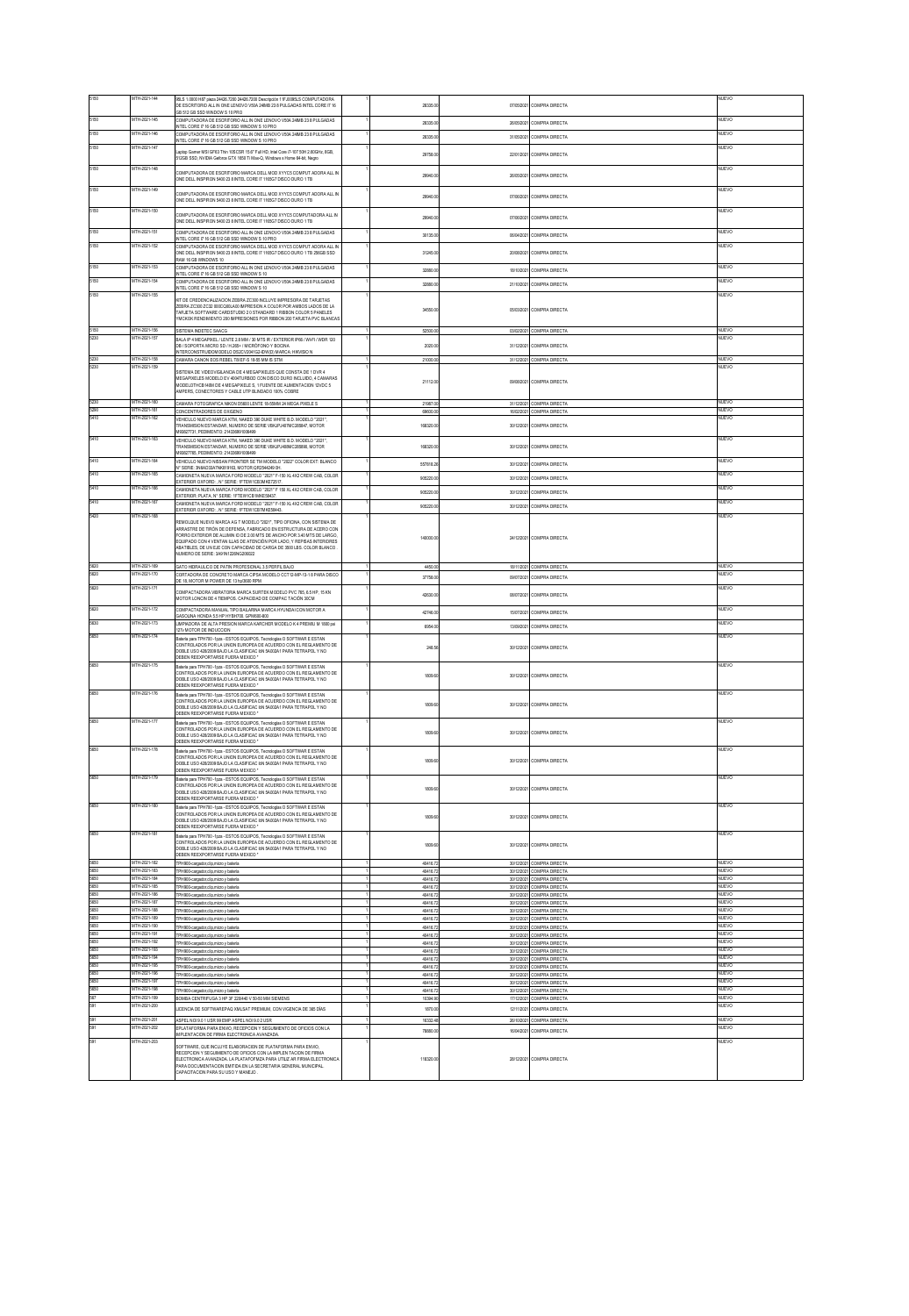| | | | | | | | |
|---|---|---|---|---|---|---|---|
| 5150 | MTH-2021-144 | 89LS 1.0000 H87 piezo 24426.7200 24426.7200 Descripción 1 IF2095LS COMPUTADORA DE ESCRITORIO ALL IN ONE LENOVO V50A 24IMB 23.8 PULGADAS INTEL CORE I7 16 GB 512 GB SSD WINDOW S 10 PRO | 1 | 28335.00 | 07/05/2021 | COMPRA DIRECTA | NUEVO |
| 5150 | MTH-2021-145 | COMPUTADORA DE ESCRITORIO ALL IN ONE LENOVO V50A 24IMB 23.8 PULGADAS INTEL CORE I7 16 GB 512 GB SSD WINDOW S 10 PRO | 1 | 28335.00 | 26/05/2021 | COMPRA DIRECTA | NUEVO |
| 5150 | MTH-2021-146 | COMPUTADORA DE ESCRITORIO ALL IN ONE LENOVO V50A 24IMB 23.8 PULGADAS INTEL CORE I7 16 GB 512 GB SSD WINDOW S 10 PRO | 1 | 28335.00 | 31/05/2021 | COMPRA DIRECTA | NUEVO |
| 5150 | MTH-2021-147 | Laptop Gamer MSI GF63 Thin 10SCSR 15.6" Full HD, Intel Core i7-10750H 2.60GHz, 8GB, 512GB SSD, NVIDIA Geforce GTX 1650 Ti Max-Q, Windows 10 Home 64-bit, Negro | 1 | 29750.00 | 22/01/2021 | COMPRA DIRECTA | NUEVO |
| 5150 | MTH-2021-148 | COMPUTADORA DE ESCRITORIO MARCA DELL MOD XYYCS COMPUTADORA ALL IN ONE DELL INSPIRON 5400 23.8 INTEL CORE I7 1165G7 DISCO DURO 1 TB | 1 | 28940.00 | 26/05/2021 | COMPRA DIRECTA | NUEVO |
| 5150 | MTH-2021-149 | COMPUTADORA DE ESCRITORIO MARCA DELL MOD XYYCS COMPUTADORA ALL IN ONE DELL INSPIRON 5400 23.8 INTEL CORE I7 1165G7 DISCO DURO 1 TB | 1 | 28940.00 | 07/06/2021 | COMPRA DIRECTA | NUEVO |
| 5150 | MTH-2021-150 | COMPUTADORA DE ESCRITORIO MARCA DELL MOD XYYCS COMPUTADORA ALL IN ONE DELL INSPIRON 5400 23.8 INTEL CORE I7 1165G7 DISCO DURO 1 TB | 1 | 28940.00 | 07/06/2021 | COMPRA DIRECTA | NUEVO |
| 5150 | MTH-2021-151 | COMPUTADORA DE ESCRITORIO ALL IN ONE LENOVO V50A 24IMB 23.8 PULGADAS INTEL CORE I7 16 GB 512 GB SSD WINDOW S 10 PRO | 1 | 38135.00 | 06/04/2021 | COMPRA DIRECTA | NUEVO |
| 5150 | MTH-2021-152 | COMPUTADORA DE ESCRITORIO MARCA DELL MOD XYYCS COMPUTADORA ALL IN ONE DELL INSPIRON 5400 23.8 INTEL CORE I7 1165G7 DISCO DURO 1 TB 256GB SSD RAM 16 GB WINDOWS 10 | 1 | 31245.00 | 20/08/2021 | COMPRA DIRECTA | NUEVO |
| 5150 | MTH-2021-153 | COMPUTADORA DE ESCRITORIO ALL IN ONE LENOVO V50A 24IMB 23.8 PULGADAS INTEL CORE I7 16 GB 512 GB SSD WINDOW S 10 | 1 | 32880.00 | 18/10/2021 | COMPRA DIRECTA | NUEVO |
| 5150 | MTH-2021-154 | COMPUTADORA DE ESCRITORIO ALL IN ONE LENOVO V50A 24IMB 23.8 PULGADAS INTEL CORE I7 16 GB 512 GB SSD WINDOW S 10 | 1 | 32880.00 | 21/10/2021 | COMPRA DIRECTA | NUEVO |
| 5150 | MTH-2021-155 | KIT DE CREDENCIALIZACION ZEBRA ZC300 INCLUYE IMPRESORA DE TARJETAS ZEBRA ZC300 ZC32 000C0000LA00 IMPRESION A COLOR POR AMBOS LADOS DE LA TARJETA SOFTWARE CARDSTUDIO 2.0 STANDARD 1 RIBBON COLOR 5 PANELES YMCKOK RENDIMIENTO 200 IMPRESIONES POR RIBBON 200 TARJETA PVC BLANCAS | 1 | 34550.00 | 05/03/2021 | COMPRA DIRECTA | NUEVO |
| 5150 | MTH-2021-156 | SISTEMA INDETEC SAACG | 1 | 52500.00 | 03/02/2021 | COMPRA DIRECTA | NUEVO |
| 5230 | MTH-2021-157 | BALA IP 4 MEGAPIXEL / LENTE 2.8 MM / 30 MTS IR / EXTERIOR IP66 / WIFI / WDR 120 DB / SOPORTA MICRO SD / H.265+ / MICROFONO Y BOCINA INTERCONSTRUIDOMODELO DS2CV2041G2-IDW(D) MARCA: HIKVISION | 1 | 2020.00 | 31/12/2021 | COMPRA DIRECTA | NUEVO |
| 5230 | MTH-2021-158 | CAMARA CANON EOS REBEL T8I EF-S 18-55 MM IS STM | 1 | 21000.00 | 31/12/2021 | COMPRA DIRECTA | NUEVO |
| 5230 | MTH-2021-159 | SISTEMA DE VIDEOVIGILANCIA DE 4 MEGAPIXELES QUE CONSTA DE 1 DVR 4 MEGAPIXELES MODELO EV 4004TURBOD CON DISCO DURO INCLUIDO, 4 CAMARAS MODELO THCB140M DE 4 MEGAPIXELE S, 1 FUENTE DE ALIMENTACION 12VDC 5 AMPERS, CONECTORES Y CABLE UTP BLINDADO 100% COBRE | 1 | 21112.00 | 09/08/2021 | COMPRA DIRECTA | NUEVO |
| 5230 | MTH-2021-160 | CAMARA FOTOGRAFICA NIKON D5600 LENTE 18-55MM 24 MEGA PIXELE S | 1 | 21987.00 | 31/12/2021 | COMPRA DIRECTA | NUEVO |
| 5290 | MTH-2021-161 | CONCENTRADORES DE OXIGENO | 1 | 69600.00 | 16/02/2021 | COMPRA DIRECTA | NUEVO |
| 5410 | MTH-2021-162 | VEHICULO NUEVO MARCA KTM, NAKED 390 DUKE WHITE B.D. MODELO "2021", TRANSMISION ESTANDAR, NUMERO DE SERIE VBKJPJ407MC285847, MOTOR M9082731, PEDIMENTO: 21433689 1008490 | 1 | 168320.00 | 30/12/2021 | COMPRA DIRECTA | NUEVO |
| 5410 | MTH-2021-163 | VEHICULO NUEVO MARCA KTM, NAKED 390 DUKE WHITE B.D. MODELO "2021", TRANSMISION ESTANDAR, NUMERO DE SERIE VBKJPJ408MC285898, MOTOR M9082785, PEDIMENTO: 21433689 1008490 | 1 | 168320.00 | 30/12/2021 | COMPRA DIRECTA | NUEVO |
| 5410 | MTH-2021-164 | VEHICULO NUEVO NISSAN FRONTIER SE TM MODELO "2022" COLOR EXT: BLANCO N° SERIE: 3N6AD33A7NK819163, MOTOR QR25442491H. | 1 | 557818.28 | 30/12/2021 | COMPRA DIRECTA | NUEVO |
| 5410 | MTH-2021-165 | CAMIONETA NUEVA MARCA FORD MODELO "2021" F-150 XL 4X2 CREW CAB, COLOR EXTERIOR OXFORD , N° SERIE: 1FTEW1CB3MKE72517 | 1 | 905220.00 | 30/12/2021 | COMPRA DIRECTA | NUEVO |
| 5410 | MTH-2021-166 | CAMIONETA NUEVA MARCA FORD MODELO "2021" F-150 XL 4X2 CREW CAB, COLOR EXTERIOR, PLATA, N° SERIE: 1FTEW1CB1MKE58437. | 1 | 905220.00 | 30/12/2021 | COMPRA DIRECTA | NUEVO |
| 5410 | MTH-2021-167 | CAMIONETA NUEVA MARCA FORD MODELO "2021" F-150 XL 4X2 CREW CAB, COLOR EXTERIOR OXFORD , N° SERIE: 1FTEW1CB7MKE58443. | 1 | 905220.00 | 30/12/2021 | COMPRA DIRECTA | NUEVO |
| 5420 | MTH-2021-168 | REMOLQUE NUEVO MARCA AG T MODELO "2021", TIPO OFICINA, CON SISTEMA DE ARRASTRE DE TIRÓN DE DEFENSA, FABRICADO EN ESTRUCTURA DE ACERO CON FORRO EXTERIOR DE ALUMINIO DE 2.00 MTS DE ANCHO POR 3.40 MTS DE LARGO, EQUIPADO CON 4 VENTAN ILLAS DE ATENCIÓN POR LADO, Y REPISAS INTERIORES ABATIBLES, DE UN EJE CON CAPACIDAD DE CARGA DE 3500 LBS. COLOR BLANCO NUMERO DE SERIE: 3A91N1226NG20682/2 | 1 | 148000.00 | 24/12/2021 | COMPRA DIRECTA | NUEVO |
| 5620 | MTH-2021-169 | GATO HIDRAULICO DE PATIN PROFESIONAL 3.5 PERFIL BAJO | 1 | 4450.00 | 18/11/2021 | COMPRA DIRECTA | NUEVO |
| 5620 | MTH-2021-170 | CORTADORA DE CONCRETO MARCA CIPSA MODELO CCT13-MP-13-18 PARA DISCO DE 18, MOTOR M POWER DE 13 hp3600 RPM | 1 | 37758.00 | 09/07/2021 | COMPRA DIRECTA | NUEVO |
| 5620 | MTH-2021-171 | COMPACTADORA VIBRATORIA MARCA SURTEK MODELO PVC 785, 6.5 HP, 15 KN MOTOR LONCIN DE 4 TIEMPOS, CAPACIDAD DE COMPAC TACIÓN 30CM | 1 | 42630.00 | 08/07/2021 | COMPRA DIRECTA | NUEVO |
| 5620 | MTH-2021-172 | COMPACTADORA MANUAL TIPO BAILARINA MARCA HYUNDAI CON MOTOR A GASOLINA HONDA 5.5 HP HYBH70B, GPM600-803 | 1 | 42746.00 | 15/07/2021 | COMPRA DIRECTA | NUEVO |
| 5630 | MTH-2021-173 | LIMPIADORA DE ALTA PRESION MARCA KARCHER MODELO K 4 PREMIU M 1800 psi 127v MOTOR DE INDUCCIÓN | 1 | 8954.00 | 13/09/2021 | COMPRA DIRECTA | NUEVO |
| 5650 | MTH-2021-174 | Batería para TPH700 -1pza - ESTOS EQUIPOS, Tecnologías O SOFTWAR E ESTAN CONTROLADOS POR LA UNION EUROPEA DE ACUERDO CON EL REGLAMENTO DE DOBLE USO 428/2009 BAJO LA CLASIFICAC IÓN 5A002A1 PARA TETRAPOL Y NO DEBEN REEXPORTARSE FUERA MEXICO " | 1 | 248.56 | 30/12/2021 | COMPRA DIRECTA | NUEVO |
| 5650 | MTH-2021-175 | Batería para TPH700 -1pza - ESTOS EQUIPOS, Tecnologías O SOFTWAR E ESTAN CONTROLADOS POR LA UNION EUROPEA DE ACUERDO CON EL REGLAMENTO DE DOBLE USO 428/2009 BAJO LA CLASIFICAC IÓN 5A002A1 PARA TETRAPOL Y NO DEBEN REEXPORTARSE FUERA MEXICO " | 1 | 1809.60 | 30/12/2021 | COMPRA DIRECTA | NUEVO |
| 5650 | MTH-2021-176 | Batería para TPH700 -1pza - ESTOS EQUIPOS, Tecnologías O SOFTWAR E ESTAN CONTROLADOS POR LA UNION EUROPEA DE ACUERDO CON EL REGLAMENTO DE DOBLE USO 428/2009 BAJO LA CLASIFICAC IÓN 5A002A1 PARA TETRAPOL Y NO DEBEN REEXPORTARSE FUERA MEXICO " | 1 | 1809.60 | 30/12/2021 | COMPRA DIRECTA | NUEVO |
| 5650 | MTH-2021-177 | Batería para TPH700 -1pza - ESTOS EQUIPOS, Tecnologías O SOFTWAR E ESTAN CONTROLADOS POR LA UNION EUROPEA DE ACUERDO CON EL REGLAMENTO DE DOBLE USO 428/2009 BAJO LA CLASIFICAC IÓN 5A002A1 PARA TETRAPOL Y NO DEBEN REEXPORTARSE FUERA MEXICO " | 1 | 1809.60 | 30/12/2021 | COMPRA DIRECTA | NUEVO |
| 5650 | MTH-2021-178 | Batería para TPH700 -1pza - ESTOS EQUIPOS, Tecnologías O SOFTWAR E ESTAN CONTROLADOS POR LA UNION EUROPEA DE ACUERDO CON EL REGLAMENTO DE DOBLE USO 428/2009 BAJO LA CLASIFICAC IÓN 5A002A1 PARA TETRAPOL Y NO DEBEN REEXPORTARSE FUERA MEXICO " | 1 | 1809.60 | 30/12/2021 | COMPRA DIRECTA | NUEVO |
| 5650 | MTH-2021-179 | Batería para TPH700 -1pza - ESTOS EQUIPOS, Tecnologías O SOFTWAR E ESTAN CONTROLADOS POR LA UNION EUROPEA DE ACUERDO CON EL REGLAMENTO DE DOBLE USO 428/2009 BAJO LA CLASIFICAC IÓN 5A002A1 PARA TETRAPOL Y NO DEBEN REEXPORTARSE FUERA MEXICO " | 1 | 1809.60 | 30/12/2021 | COMPRA DIRECTA | NUEVO |
| 5650 | MTH-2021-180 | Batería para TPH700 -1pza - ESTOS EQUIPOS, Tecnologías O SOFTWAR E ESTAN CONTROLADOS POR LA UNION EUROPEA DE ACUERDO CON EL REGLAMENTO DE DOBLE USO 428/2009 BAJO LA CLASIFICAC IÓN 5A002A1 PARA TETRAPOL Y NO DEBEN REEXPORTARSE FUERA MEXICO " | 1 | 1809.60 | 30/12/2021 | COMPRA DIRECTA | NUEVO |
| 5650 | MTH-2021-181 | Batería para TPH700 -1pza - ESTOS EQUIPOS, Tecnologías O SOFTWAR E ESTAN CONTROLADOS POR LA UNION EUROPEA DE ACUERDO CON EL REGLAMENTO DE DOBLE USO 428/2009 BAJO LA CLASIFICAC IÓN 5A002A1 PARA TETRAPOL Y NO DEBEN REEXPORTARSE FUERA MEXICO " | 1 | 1809.60 | 30/12/2021 | COMPRA DIRECTA | NUEVO |
| 5650 | MTH-2021-182 | TPH900-cargador,clip,micro y bateria | 1 | 48416.72 | 30/12/2021 | COMPRA DIRECTA | NUEVO |
| 5650 | MTH-2021-183 | TPH900-cargador,clip,micro y bateria | 1 | 48416.72 | 30/12/2021 | COMPRA DIRECTA | NUEVO |
| 5650 | MTH-2021-184 | TPH900-cargador,clip,micro y bateria | 1 | 48416.72 | 30/12/2021 | COMPRA DIRECTA | NUEVO |
| 5650 | MTH-2021-185 | TPH900-cargador,clip,micro y bateria | 1 | 48416.72 | 30/12/2021 | COMPRA DIRECTA | NUEVO |
| 5650 | MTH-2021-186 | TPH900-cargador,clip,micro y bateria | 1 | 48416.72 | 30/12/2021 | COMPRA DIRECTA | NUEVO |
| 5650 | MTH-2021-187 | TPH900-cargador,clip,micro y bateria | 1 | 48416.72 | 30/12/2021 | COMPRA DIRECTA | NUEVO |
| 5650 | MTH-2021-188 | TPH900-cargador,clip,micro y bateria | 1 | 48416.72 | 30/12/2021 | COMPRA DIRECTA | NUEVO |
| 5650 | MTH-2021-189 | TPH900-cargador,clip,micro y bateria | 1 | 48416.72 | 30/12/2021 | COMPRA DIRECTA | NUEVO |
| 5650 | MTH-2021-190 | TPH900-cargador,clip,micro y bateria | 1 | 48416.72 | 30/12/2021 | COMPRA DIRECTA | NUEVO |
| 5650 | MTH-2021-191 | TPH900-cargador,clip,micro y bateria | 1 | 48416.72 | 30/12/2021 | COMPRA DIRECTA | NUEVO |
| 5650 | MTH-2021-192 | TPH900-cargador,clip,micro y bateria | 1 | 48416.72 | 30/12/2021 | COMPRA DIRECTA | NUEVO |
| 5650 | MTH-2021-193 | TPH900-cargador,clip,micro y bateria | 1 | 48416.72 | 30/12/2021 | COMPRA DIRECTA | NUEVO |
| 5650 | MTH-2021-194 | TPH900-cargador,clip,micro y bateria | 1 | 48416.72 | 30/12/2021 | COMPRA DIRECTA | NUEVO |
| 5650 | MTH-2021-195 | TPH900-cargador,clip,micro y bateria | 1 | 48416.72 | 30/12/2021 | COMPRA DIRECTA | NUEVO |
| 5650 | MTH-2021-196 | TPH900-cargador,clip,micro y bateria | 1 | 48416.72 | 30/12/2021 | COMPRA DIRECTA | NUEVO |
| 5650 | MTH-2021-197 | TPH900-cargador,clip,micro y bateria | 1 | 48416.72 | 30/12/2021 | COMPRA DIRECTA | NUEVO |
| 5650 | MTH-2021-198 | TPH900-cargador,clip,micro y bateria | 1 | 48416.72 | 30/12/2021 | COMPRA DIRECTA | NUEVO |
| 567 | MTH-2021-199 | BOMBA CENTRIFUGA 3 HP 3F 220/440 V 50-60 MH SIEMENS | 1 | 16394.56 | 17/12/2021 | COMPRA DIRECTA | NUEVO |
| 591 | MTH-2021-200 | LICENCIA DE SOFTWAREPAQ XMLSAT PREMIUM. CON VIGENCIA DE 365 DÍAS | 1 | 1870.00 | 12/11/2021 | COMPRA DIRECTA | NUEVO |
| 591 | MTH-2021-201 | ASPEL NOI 9.0 1 USR 99 EMP ASPEL NOI 9.0 2 USR | 1 | 18332.48 | 26/10/2021 | COMPRA DIRECTA | NUEVO |
| 591 | MTH-2021-202 | EPLATAFORMA PARA ENVIO, RECEPCION Y SEGUIMIENTO DE OFICIOS CON LA IMPLENTACION DE FIRMA ELECTRONICA AVANZADA. | 1 | 78880.00 | 16/04/2021 | COMPRA DIRECTA | NUEVO |
| 591 | MTH-2021-203 | SOFTWARE, QUE INCLUYE ELABORACION DE PLATAFORMA PARA ENVIO, RECEPCION Y SEGUIMIENTO DE OFICIOS CON LA IMPLEN TACION DE FIRMA ELECTRONICA AVANZADA. LA PLATAFORMA PARA UTILIZ AR FIRMA ELECTRONICA PARA DOCUMENTACION EMITIDA EN LA SECRETARIA GENERAL MUNICIPAL. CAPACITACION PARA SU USO Y MANEJO. | 1 | 118320.00 | 28/12/2021 | COMPRA DIRECTA | NUEVO |